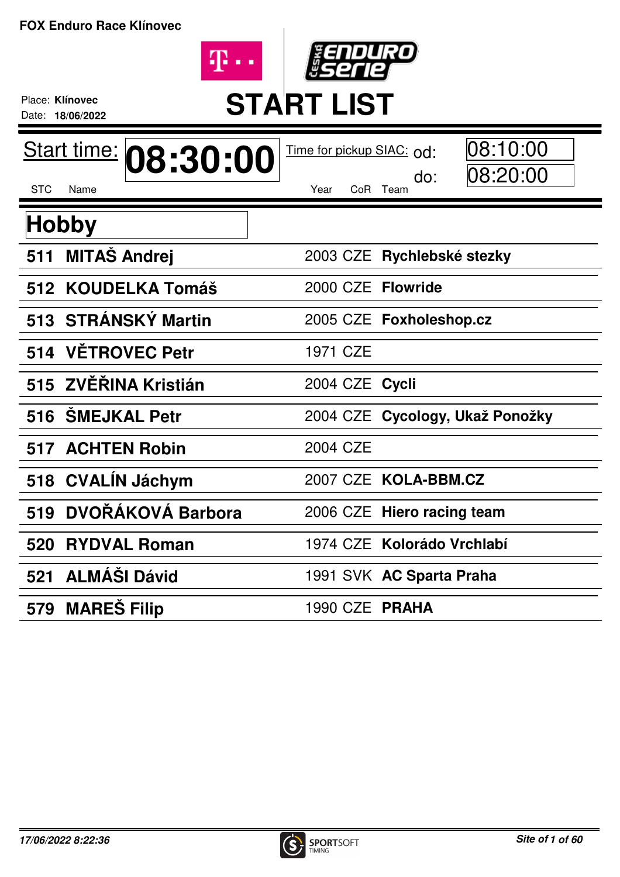**FOX Enduro Race Klínovec**

Place: **Klínovec**
Date: **18/06/2022**

# START LIST

Start time: **08:30:00**

Time for pickup SIAC: od: 08:10:00 do: 08:20:00

## Hobby

| STC | Name | Year | CoR | Team |
|---|---|---|---|---|
| 511 | **MITAŠ Andrej** | 2003 | CZE | **Rychlebské stezky** |
| 512 | **KOUDELKA Tomáš** | 2000 | CZE | **Flowride** |
| 513 | **STRÁNSKÝ Martin** | 2005 | CZE | **Foxholeshop.cz** |
| 514 | **VĚTROVEC Petr** | 1971 | CZE | |
| 515 | **ZVĚŘINA Kristián** | 2004 | CZE | **Cycli** |
| 516 | **ŠMEJKAL Petr** | 2004 | CZE | **Cycology, Ukaž Ponožky** |
| 517 | **ACHTEN Robin** | 2004 | CZE | |
| 518 | **CVALÍN Jáchym** | 2007 | CZE | **KOLA-BBM.CZ** |
| 519 | **DVOŘÁKOVÁ Barbora** | 2006 | CZE | **Hiero racing team** |
| 520 | **RYDVAL Roman** | 1974 | CZE | **Kolorádo Vrchlabí** |
| 521 | **ALMÁŠI Dávid** | 1991 | SVK | **AC Sparta Praha** |
| 579 | **MAREŠ Filip** | 1990 | CZE | **PRAHA** |

*17/06/2022 8:22:36*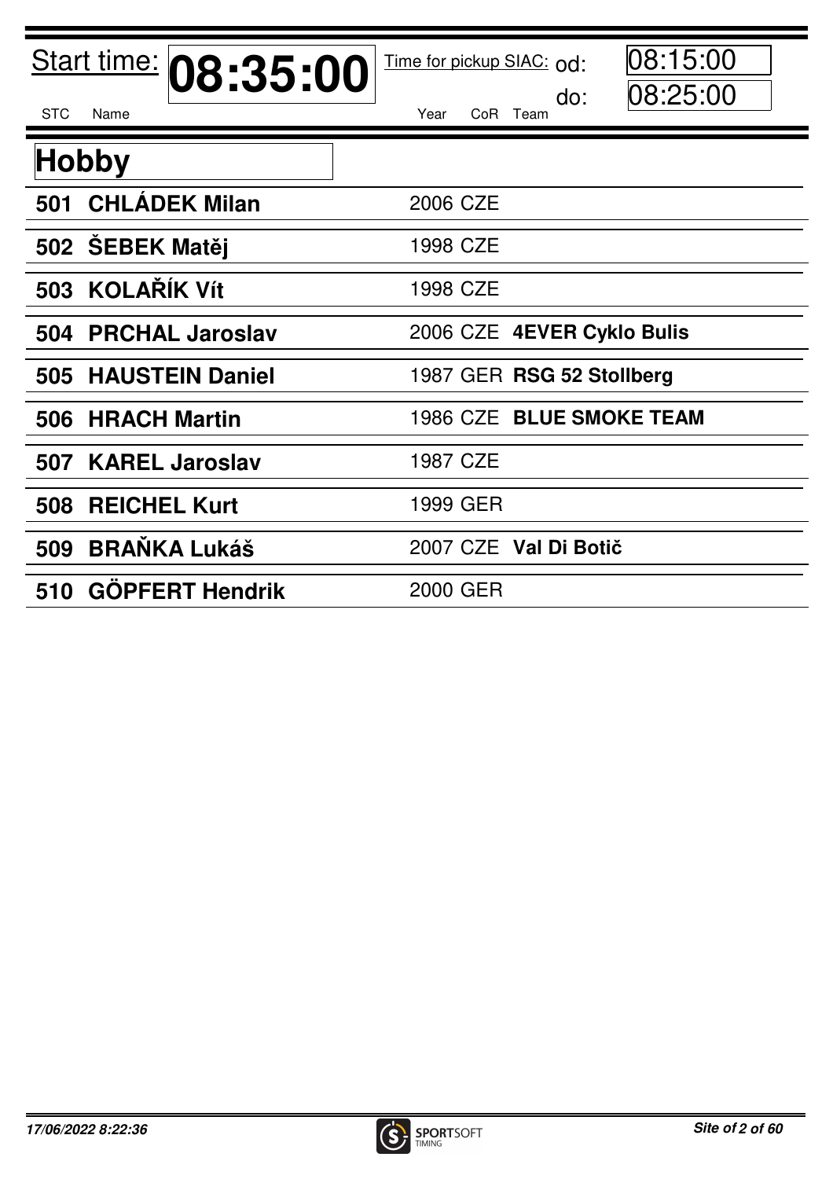Start time: **08:35:00** Time for pickup SIAC: od: 08:15:00 do: 08:25:00

## Hobby

| STC | Name | Year | CoR | Team |
|---|---|---|---|---|
| 501 | **CHLÁDEK Milan** | 2006 | CZE | |
| 502 | **ŠEBEK Matěj** | 1998 | CZE | |
| 503 | **KOLAŘÍK Vít** | 1998 | CZE | |
| 504 | **PRCHAL Jaroslav** | 2006 | CZE | **4EVER Cyklo Bulis** |
| 505 | **HAUSTEIN Daniel** | 1987 | GER | **RSG 52 Stollberg** |
| 506 | **HRACH Martin** | 1986 | CZE | **BLUE SMOKE TEAM** |
| 507 | **KAREL Jaroslav** | 1987 | CZE | |
| 508 | **REICHEL Kurt** | 1999 | GER | |
| 509 | **BRAŇKA Lukáš** | 2007 | CZE | **Val Di Botič** |
| 510 | **GÖPFERT Hendrik** | 2000 | GER | |

*17/06/2022 8:22:36*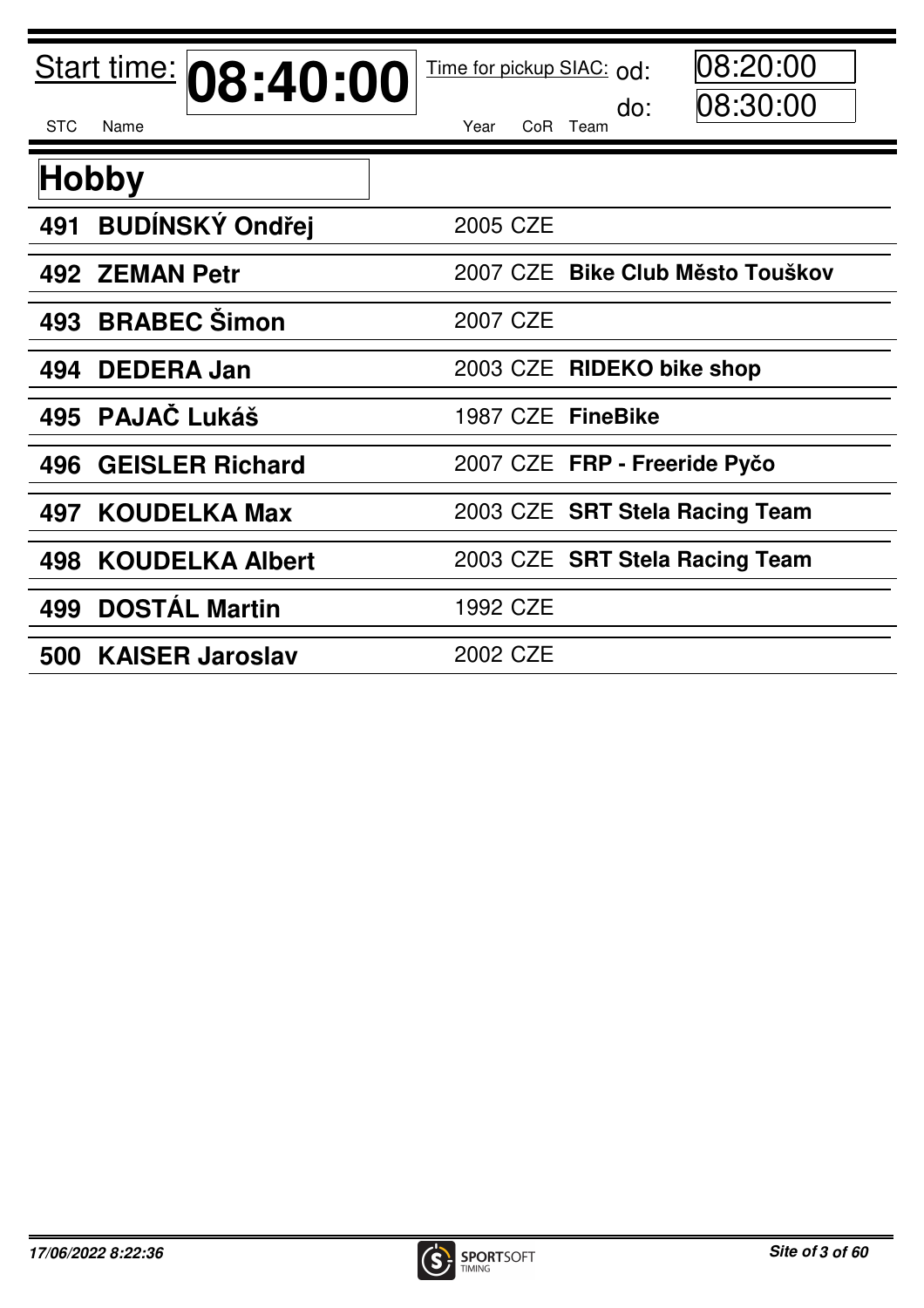Start time: **08:40:00**

Time for pickup SIAC: od: 08:20:00 do: 08:30:00

## Hobby

| STC | Name | Year | CoR | Team |
|---|---|---|---|---|
| 491 | **BUDÍNSKÝ Ondřej** | 2005 | CZE | |
| 492 | **ZEMAN Petr** | 2007 | CZE | **Bike Club Město Touškov** |
| 493 | **BRABEC Šimon** | 2007 | CZE | |
| 494 | **DEDERA Jan** | 2003 | CZE | **RIDEKO bike shop** |
| 495 | **PAJAČ Lukáš** | 1987 | CZE | **FineBike** |
| 496 | **GEISLER Richard** | 2007 | CZE | **FRP - Freeride Pyčo** |
| 497 | **KOUDELKA Max** | 2003 | CZE | **SRT Stela Racing Team** |
| 498 | **KOUDELKA Albert** | 2003 | CZE | **SRT Stela Racing Team** |
| 499 | **DOSTÁL Martin** | 1992 | CZE | |
| 500 | **KAISER Jaroslav** | 2002 | CZE | |

*17/06/2022 8:22:36*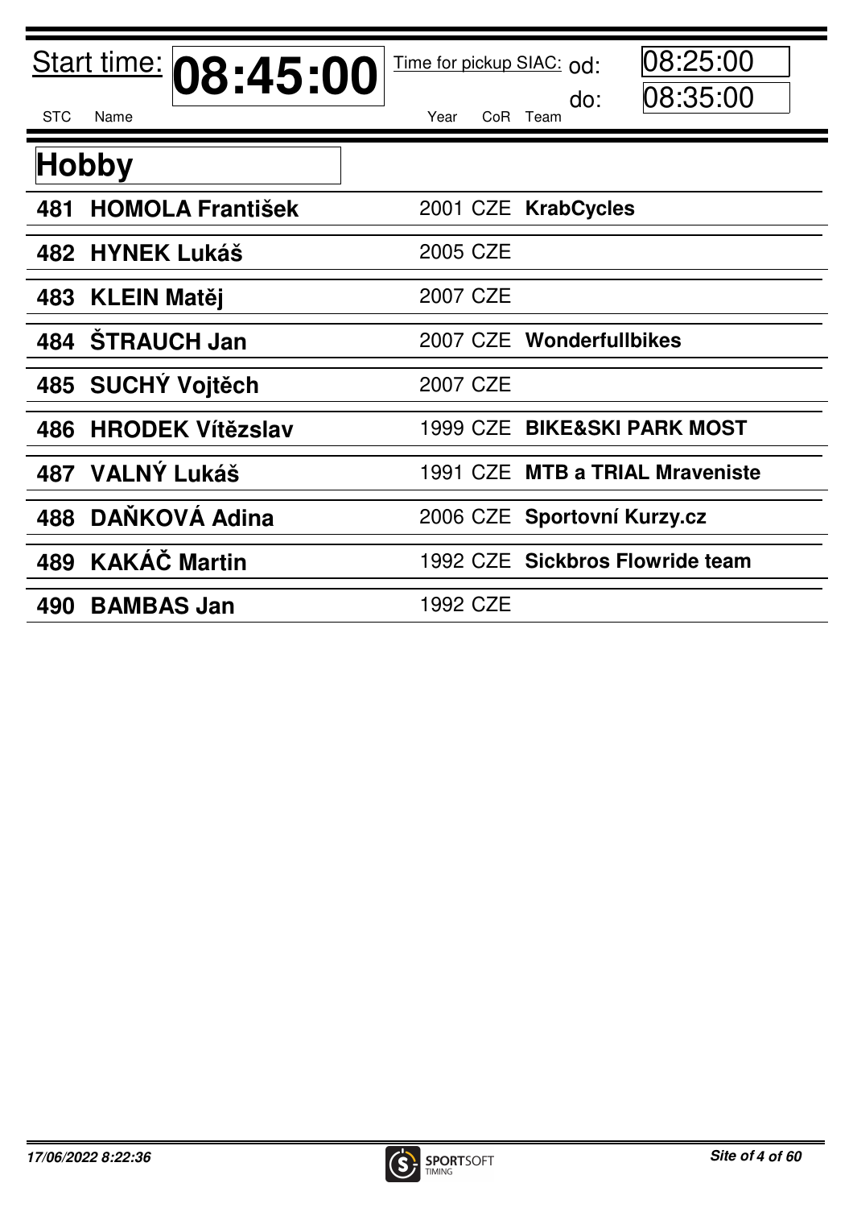Start time: **08:45:00** Time for pickup SIAC: od: 08:25:00 do: 08:35:00

## Hobby

| STC | Name | Year | CoR | Team |
|---|---|---|---|---|
| 481 | **HOMOLA František** | 2001 | CZE | **KrabCycles** |
| 482 | **HYNEK Lukáš** | 2005 | CZE | |
| 483 | **KLEIN Matěj** | 2007 | CZE | |
| 484 | **ŠTRAUCH Jan** | 2007 | CZE | **Wonderfullbikes** |
| 485 | **SUCHÝ Vojtěch** | 2007 | CZE | |
| 486 | **HRODEK Vítězslav** | 1999 | CZE | **BIKE&SKI PARK MOST** |
| 487 | **VALNÝ Lukáš** | 1991 | CZE | **MTB a TRIAL Mraveniste** |
| 488 | **DAŇKOVÁ Adina** | 2006 | CZE | **Sportovní Kurzy.cz** |
| 489 | **KAKÁČ Martin** | 1992 | CZE | **Sickbros Flowride team** |
| 490 | **BAMBAS Jan** | 1992 | CZE | |

*17/06/2022 8:22:36*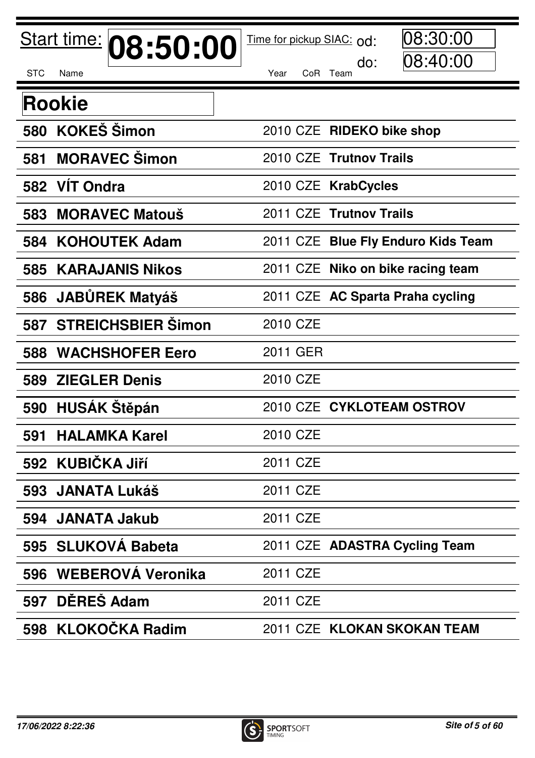Start time: **08:50:00** Time for pickup SIAC: od: 08:30:00 do: 08:40:00

## Rookie

| STC | Name | Year | CoR | Team |
|---|---|---|---|---|
| 580 | **KOKEŠ Šimon** | 2010 | CZE | **RIDEKO bike shop** |
| 581 | **MORAVEC Šimon** | 2010 | CZE | **Trutnov Trails** |
| 582 | **VÍT Ondra** | 2010 | CZE | **KrabCycles** |
| 583 | **MORAVEC Matouš** | 2011 | CZE | **Trutnov Trails** |
| 584 | **KOHOUTEK Adam** | 2011 | CZE | **Blue Fly Enduro Kids Team** |
| 585 | **KARAJANIS Nikos** | 2011 | CZE | **Niko on bike racing team** |
| 586 | **JABŮREK Matyáš** | 2011 | CZE | **AC Sparta Praha cycling** |
| 587 | **STREICHSBIER Šimon** | 2010 | CZE | |
| 588 | **WACHSHOFER Eero** | 2011 | GER | |
| 589 | **ZIEGLER Denis** | 2010 | CZE | |
| 590 | **HUSÁK Štěpán** | 2010 | CZE | **CYKLOTEAM OSTROV** |
| 591 | **HALAMKA Karel** | 2010 | CZE | |
| 592 | **KUBIČKA Jiří** | 2011 | CZE | |
| 593 | **JANATA Lukáš** | 2011 | CZE | |
| 594 | **JANATA Jakub** | 2011 | CZE | |
| 595 | **SLUKOVÁ Babeta** | 2011 | CZE | **ADASTRA Cycling Team** |
| 596 | **WEBEROVÁ Veronika** | 2011 | CZE | |
| 597 | **DĚREŠ Adam** | 2011 | CZE | |
| 598 | **KLOKOČKA Radim** | 2011 | CZE | **KLOKAN SKOKAN TEAM** |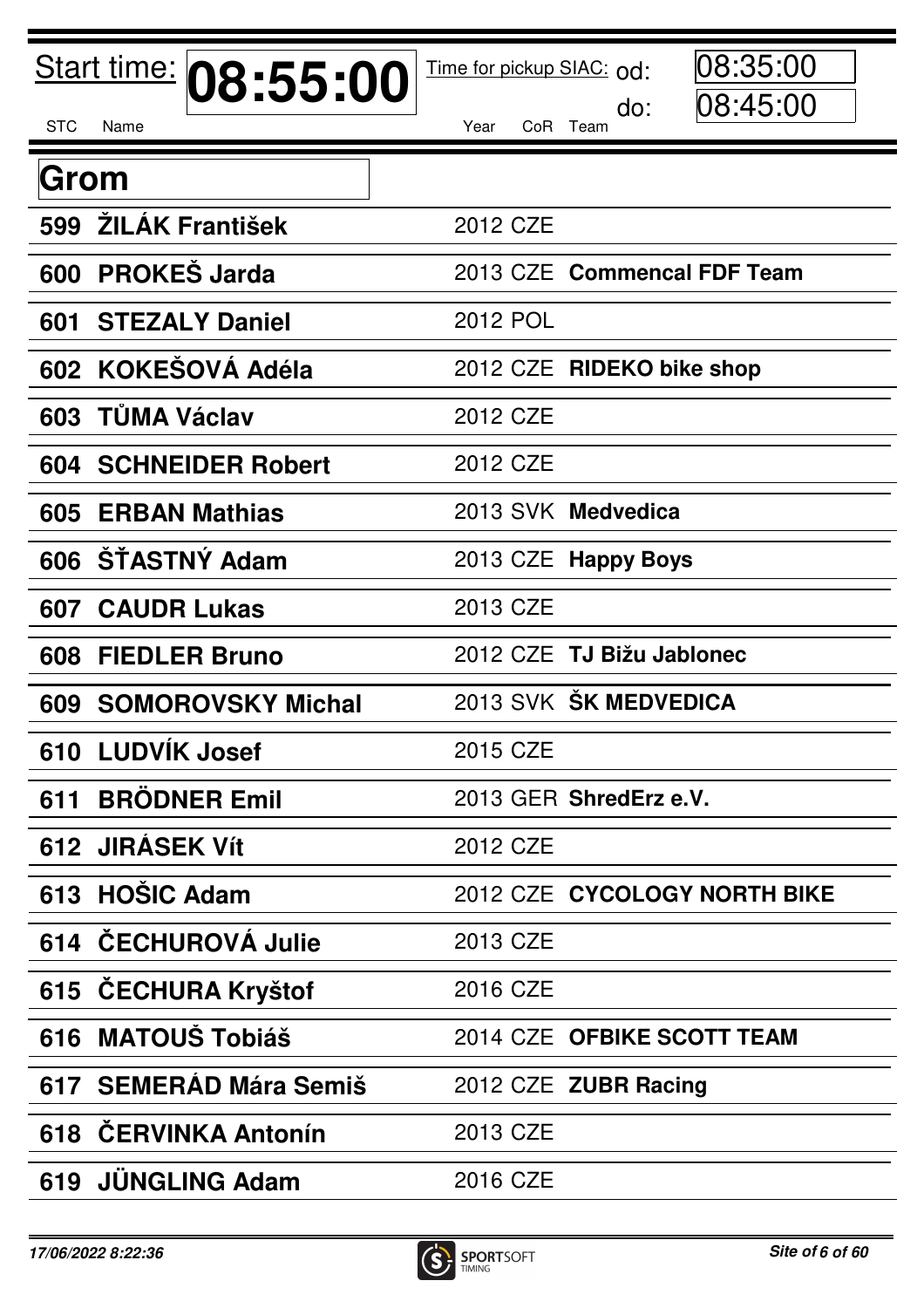**Start time: 08:55:00** Time for pickup SIAC: od: 08:35:00 do: 08:45:00

## Grom

| STC | Name | Year | CoR | Team |
|---|---|---|---|---|
| 599 | **ŽILÁK František** | 2012 | CZE | |
| 600 | **PROKEŠ Jarda** | 2013 | CZE | **Commencal FDF Team** |
| 601 | **STEZALY Daniel** | 2012 | POL | |
| 602 | **KOKEŠOVÁ Adéla** | 2012 | CZE | **RIDEKO bike shop** |
| 603 | **TŮMA Václav** | 2012 | CZE | |
| 604 | **SCHNEIDER Robert** | 2012 | CZE | |
| 605 | **ERBAN Mathias** | 2013 | SVK | **Medvedica** |
| 606 | **ŠŤASTNÝ Adam** | 2013 | CZE | **Happy Boys** |
| 607 | **CAUDR Lukas** | 2013 | CZE | |
| 608 | **FIEDLER Bruno** | 2012 | CZE | **TJ Bižu Jablonec** |
| 609 | **SOMOROVSKY Michal** | 2013 | SVK | **ŠK MEDVEDICA** |
| 610 | **LUDVÍK Josef** | 2015 | CZE | |
| 611 | **BRÖDNER Emil** | 2013 | GER | **ShredErz e.V.** |
| 612 | **JIRÁSEK Vít** | 2012 | CZE | |
| 613 | **HOŠIC Adam** | 2012 | CZE | **CYCOLOGY NORTH BIKE** |
| 614 | **ČECHUROVÁ Julie** | 2013 | CZE | |
| 615 | **ČECHURA Kryštof** | 2016 | CZE | |
| 616 | **MATOUŠ Tobiáš** | 2014 | CZE | **OFBIKE SCOTT TEAM** |
| 617 | **SEMERÁD Mára Semiš** | 2012 | CZE | **ZUBR Racing** |
| 618 | **ČERVINKA Antonín** | 2013 | CZE | |
| 619 | **JÜNGLING Adam** | 2016 | CZE | |

*17/06/2022 8:22:36*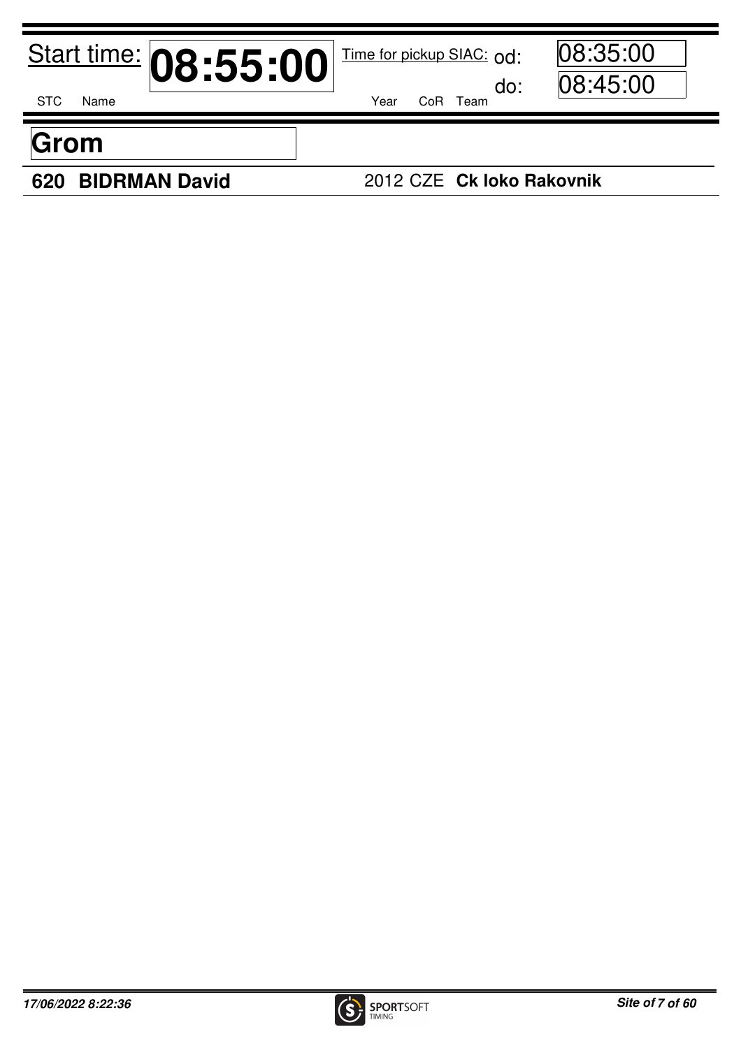Start time: **08:55:00**

Time for pickup SIAC: od: 08:35:00

do: 08:45:00

| STC | Name | Year | CoR | Team |
| --- | --- | --- | --- | --- |

## Grom

| STC | Name | Year | CoR | Team |
| --- | --- | --- | --- | --- |
| **620** | **BIDRMAN David** | 2012 | CZE | **Ck loko Rakovnik** |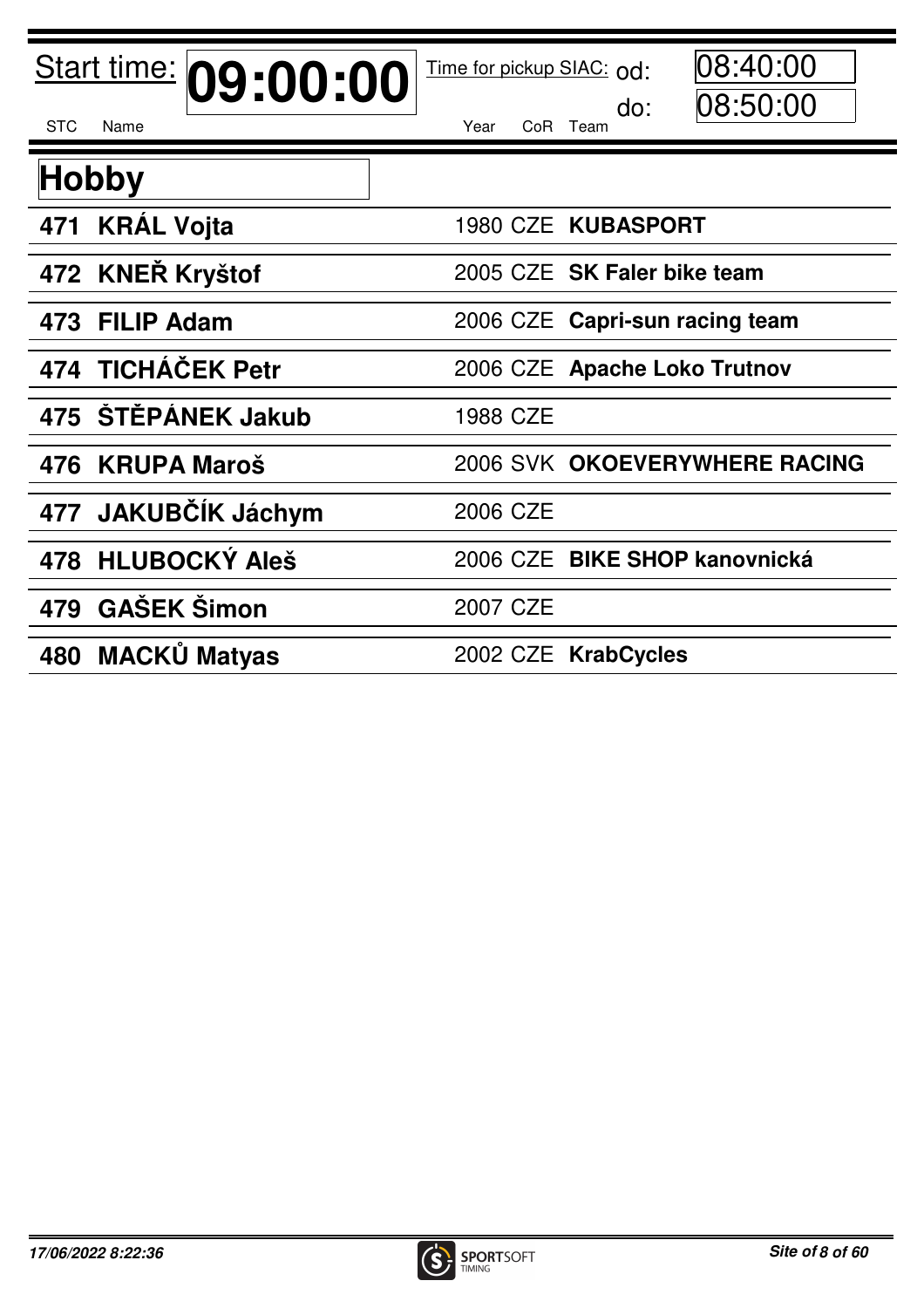Start time: **09:00:00** Time for pickup SIAC: od: 08:40:00 do: 08:50:00

## Hobby

| STC | Name | Year | CoR | Team |
|---|---|---|---|---|
| 471 | **KRÁL Vojta** | 1980 | CZE | **KUBASPORT** |
| 472 | **KNEŘ Kryštof** | 2005 | CZE | **SK Faler bike team** |
| 473 | **FILIP Adam** | 2006 | CZE | **Capri-sun racing team** |
| 474 | **TICHÁČEK Petr** | 2006 | CZE | **Apache Loko Trutnov** |
| 475 | **ŠTĚPÁNEK Jakub** | 1988 | CZE | |
| 476 | **KRUPA Maroš** | 2006 | SVK | **OKOEVERYWHERE RACING** |
| 477 | **JAKUBČÍK Jáchym** | 2006 | CZE | |
| 478 | **HLUBOCKÝ Aleš** | 2006 | CZE | **BIKE SHOP kanovnická** |
| 479 | **GAŠEK Šimon** | 2007 | CZE | |
| 480 | **MACKŮ Matyas** | 2002 | CZE | **KrabCycles** |

*17/06/2022 8:22:36*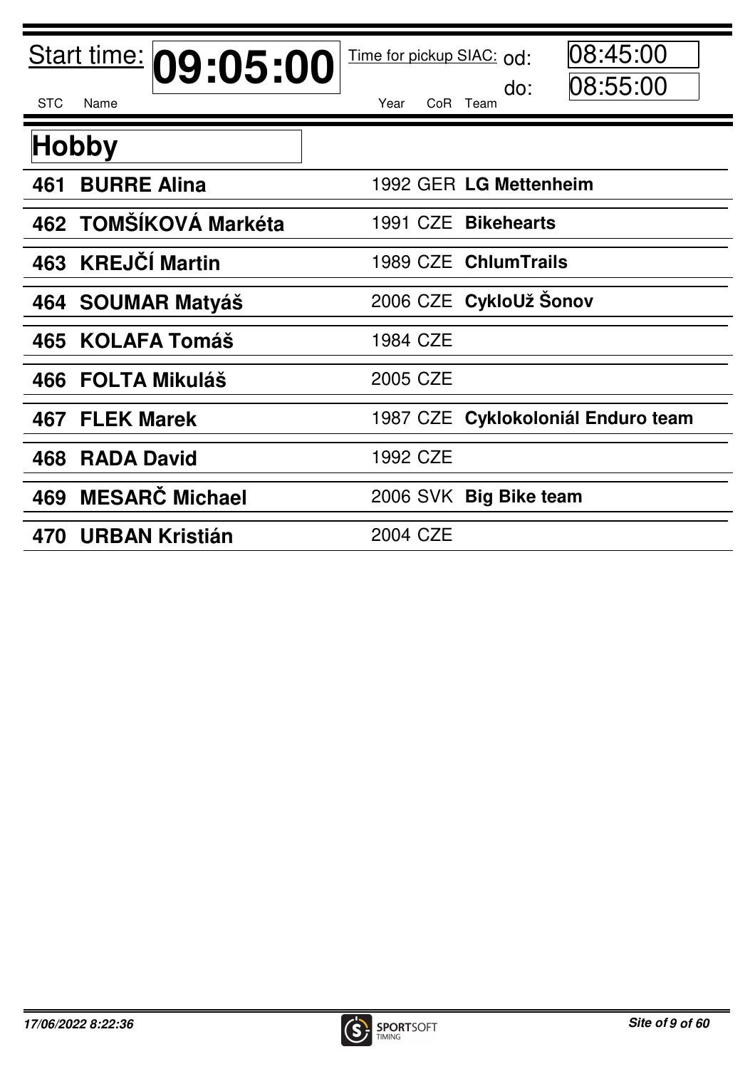Start time: **09:05:00**

Time for pickup SIAC: od: 08:45:00 do: 08:55:00

## Hobby

| STC | Name | Year | CoR | Team |
|---|---|---|---|---|
| **461** | **BURRE Alina** | 1992 | GER | **LG Mettenheim** |
| **462** | **TOMŠÍKOVÁ Markéta** | 1991 | CZE | **Bikehearts** |
| **463** | **KREJČÍ Martin** | 1989 | CZE | **ChlumTrails** |
| **464** | **SOUMAR Matyáš** | 2006 | CZE | **CykloUž Šonov** |
| **465** | **KOLAFA Tomáš** | 1984 | CZE | |
| **466** | **FOLTA Mikuláš** | 2005 | CZE | |
| **467** | **FLEK Marek** | 1987 | CZE | **Cyklokoloniál Enduro team** |
| **468** | **RADA David** | 1992 | CZE | |
| **469** | **MESARČ Michael** | 2006 | SVK | **Big Bike team** |
| **470** | **URBAN Kristián** | 2004 | CZE | |

*17/06/2022 8:22:36*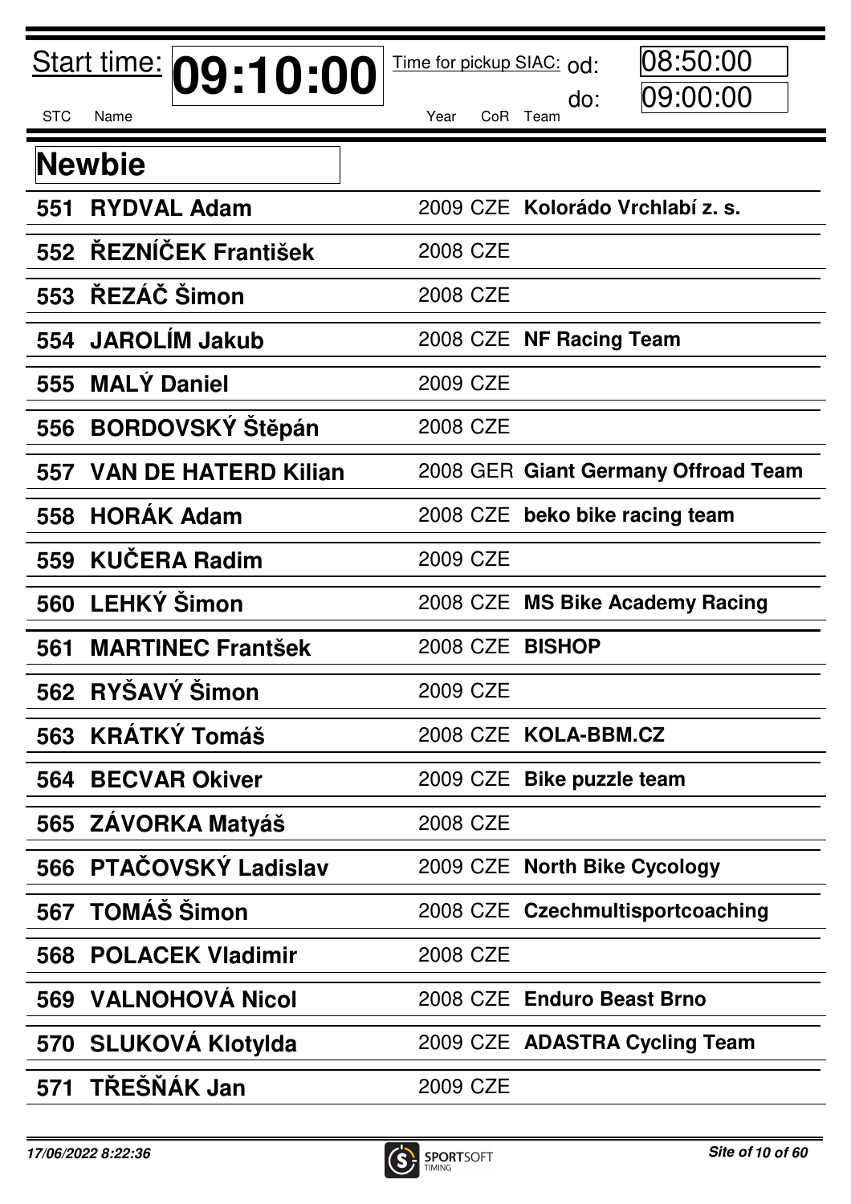Start time: **09:10:00** Time for pickup SIAC: od: 08:50:00 do: 09:00:00

## Newbie

| STC | Name | Year | CoR | Team |
|---|---|---|---|---|
| 551 | **RYDVAL Adam** | 2009 | CZE | **Kolorádo Vrchlabí z. s.** |
| 552 | **ŘEZNÍČEK František** | 2008 | CZE | |
| 553 | **ŘEZÁČ Šimon** | 2008 | CZE | |
| 554 | **JAROLÍM Jakub** | 2008 | CZE | **NF Racing Team** |
| 555 | **MALÝ Daniel** | 2009 | CZE | |
| 556 | **BORDOVSKÝ Štěpán** | 2008 | CZE | |
| 557 | **VAN DE HATERD Kilian** | 2008 | GER | **Giant Germany Offroad Team** |
| 558 | **HORÁK Adam** | 2008 | CZE | **beko bike racing team** |
| 559 | **KUČERA Radim** | 2009 | CZE | |
| 560 | **LEHKÝ Šimon** | 2008 | CZE | **MS Bike Academy Racing** |
| 561 | **MARTINEC Frantšek** | 2008 | CZE | **BISHOP** |
| 562 | **RYŠAVÝ Šimon** | 2009 | CZE | |
| 563 | **KRÁTKÝ Tomáš** | 2008 | CZE | **KOLA-BBM.CZ** |
| 564 | **BECVAR Okiver** | 2009 | CZE | **Bike puzzle team** |
| 565 | **ZÁVORKA Matyáš** | 2008 | CZE | |
| 566 | **PTAČOVSKÝ Ladislav** | 2009 | CZE | **North Bike Cycology** |
| 567 | **TOMÁŠ Šimon** | 2008 | CZE | **Czechmultisportcoaching** |
| 568 | **POLACEK Vladimir** | 2008 | CZE | |
| 569 | **VALNOHOVÁ Nicol** | 2008 | CZE | **Enduro Beast Brno** |
| 570 | **SLUKOVÁ Klotylda** | 2009 | CZE | **ADASTRA Cycling Team** |
| 571 | **TŘEŠŇÁK Jan** | 2009 | CZE | |

*17/06/2022 8:22:36*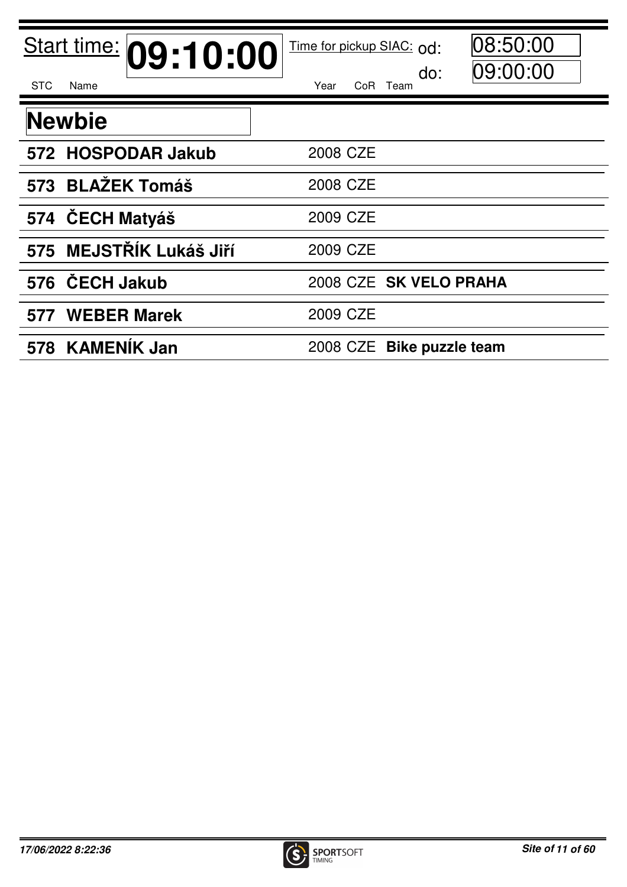Start time: **09:10:00**

Time for pickup SIAC: od: 08:50:00 do: 09:00:00

| STC | Name | Year | CoR | Team |
|---|---|---|---|---|

## Newbie

| STC | Name | Year | CoR | Team |
|---|---|---|---|---|
| **572** | **HOSPODAR Jakub** | 2008 | CZE | |
| **573** | **BLAŽEK Tomáš** | 2008 | CZE | |
| **574** | **ČECH Matyáš** | 2009 | CZE | |
| **575** | **MEJSTŘÍK Lukáš Jiří** | 2009 | CZE | |
| **576** | **ČECH Jakub** | 2008 | CZE | **SK VELO PRAHA** |
| **577** | **WEBER Marek** | 2009 | CZE | |
| **578** | **KAMENÍK Jan** | 2008 | CZE | **Bike puzzle team** |

*17/06/2022 8:22:36*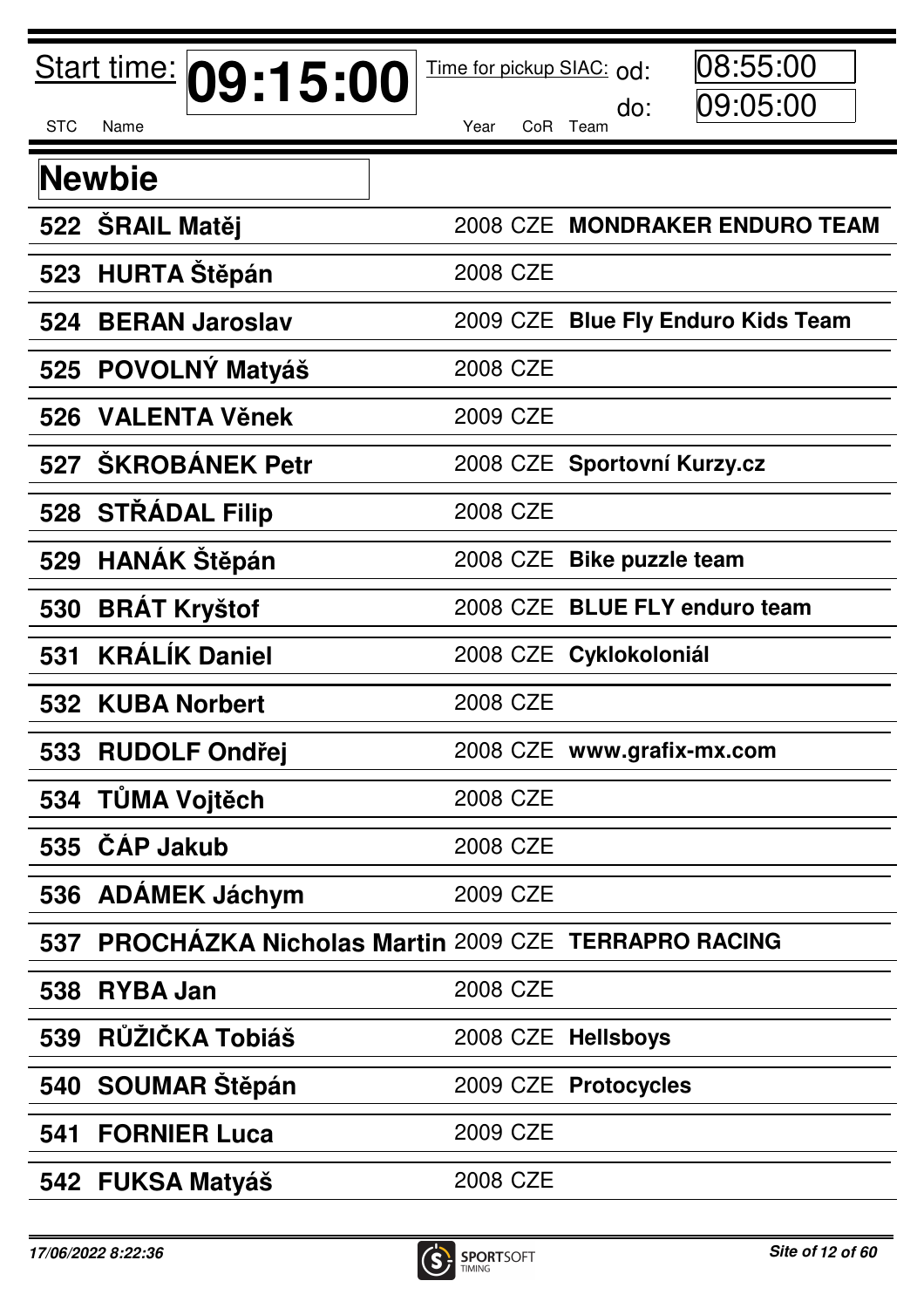Start time: **09:15:00** Time for pickup SIAC: od: 08:55:00 do: 09:05:00

## Newbie

| STC | Name | Year | CoR | Team |
|---|---|---|---|---|
| 522 | **ŠRAIL Matěj** | 2008 | CZE | **MONDRAKER ENDURO TEAM** |
| 523 | **HURTA Štěpán** | 2008 | CZE | |
| 524 | **BERAN Jaroslav** | 2009 | CZE | **Blue Fly Enduro Kids Team** |
| 525 | **POVOLNÝ Matyáš** | 2008 | CZE | |
| 526 | **VALENTA Věnek** | 2009 | CZE | |
| 527 | **ŠKROBÁNEK Petr** | 2008 | CZE | **Sportovní Kurzy.cz** |
| 528 | **STŘÁDAL Filip** | 2008 | CZE | |
| 529 | **HANÁK Štěpán** | 2008 | CZE | **Bike puzzle team** |
| 530 | **BRÁT Kryštof** | 2008 | CZE | **BLUE FLY enduro team** |
| 531 | **KRÁLÍK Daniel** | 2008 | CZE | **Cyklokoloniál** |
| 532 | **KUBA Norbert** | 2008 | CZE | |
| 533 | **RUDOLF Ondřej** | 2008 | CZE | **www.grafix-mx.com** |
| 534 | **TŮMA Vojtěch** | 2008 | CZE | |
| 535 | **ČÁP Jakub** | 2008 | CZE | |
| 536 | **ADÁMEK Jáchym** | 2009 | CZE | |
| 537 | **PROCHÁZKA Nicholas Martin** | 2009 | CZE | **TERRAPRO RACING** |
| 538 | **RYBA Jan** | 2008 | CZE | |
| 539 | **RŮŽIČKA Tobiáš** | 2008 | CZE | **Hellsboys** |
| 540 | **SOUMAR Štěpán** | 2009 | CZE | **Protocycles** |
| 541 | **FORNIER Luca** | 2009 | CZE | |
| 542 | **FUKSA Matyáš** | 2008 | CZE | |

*17/06/2022 8:22:36*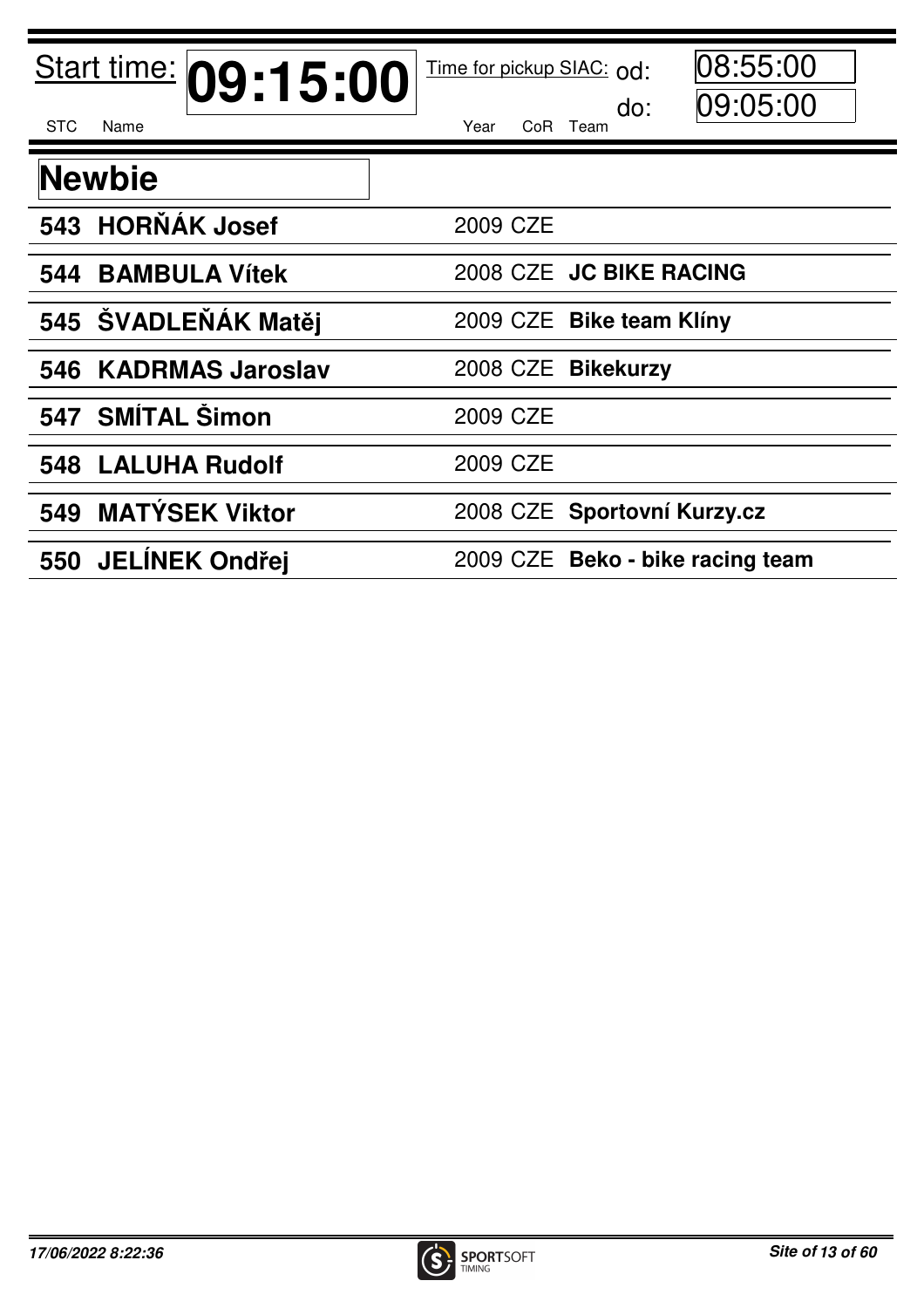Start time: **09:15:00**

Time for pickup SIAC: od: 08:55:00 do: 09:05:00

## Newbie

| STC | Name | Year | CoR | Team |
|---|---|---|---|---|
| **543** | **HORŇÁK Josef** | 2009 | CZE | |
| **544** | **BAMBULA Vítek** | 2008 | CZE | **JC BIKE RACING** |
| **545** | **ŠVADLEŇÁK Matěj** | 2009 | CZE | **Bike team Klíny** |
| **546** | **KADRMAS Jaroslav** | 2008 | CZE | **Bikekurzy** |
| **547** | **SMÍTAL Šimon** | 2009 | CZE | |
| **548** | **LALUHA Rudolf** | 2009 | CZE | |
| **549** | **MATÝSEK Viktor** | 2008 | CZE | **Sportovní Kurzy.cz** |
| **550** | **JELÍNEK Ondřej** | 2009 | CZE | **Beko - bike racing team** |

*17/06/2022 8:22:36*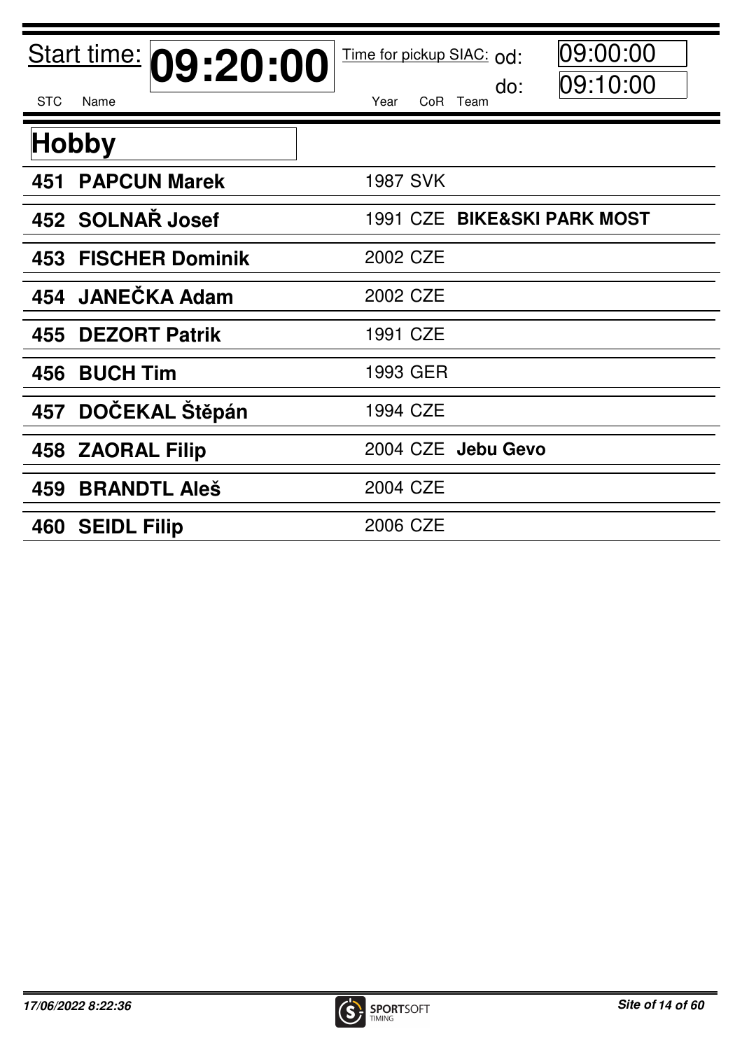Start time: **09:20:00**

Time for pickup SIAC: od: 09:00:00 do: 09:10:00

## Hobby

| STC | Name | Year | CoR | Team |
|---|---|---|---|---|
| **451** | **PAPCUN Marek** | 1987 | SVK | |
| **452** | **SOLNAŘ Josef** | 1991 | CZE | **BIKE&SKI PARK MOST** |
| **453** | **FISCHER Dominik** | 2002 | CZE | |
| **454** | **JANEČKA Adam** | 2002 | CZE | |
| **455** | **DEZORT Patrik** | 1991 | CZE | |
| **456** | **BUCH Tim** | 1993 | GER | |
| **457** | **DOČEKAL Štěpán** | 1994 | CZE | |
| **458** | **ZAORAL Filip** | 2004 | CZE | **Jebu Gevo** |
| **459** | **BRANDTL Aleš** | 2004 | CZE | |
| **460** | **SEIDL Filip** | 2006 | CZE | |

*17/06/2022 8:22:36*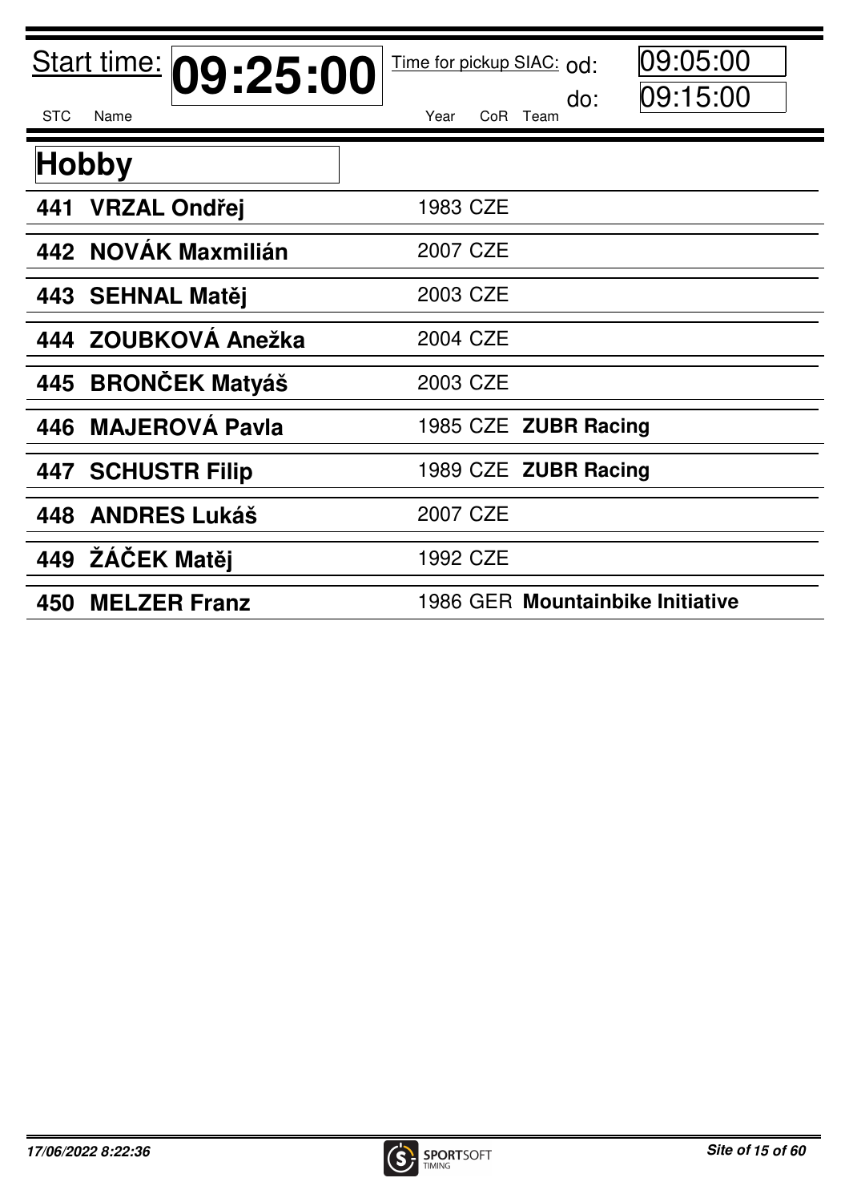Start time: **09:25:00** Time for pickup SIAC: od: 09:05:00 do: 09:15:00

## Hobby

| STC | Name | Year | CoR | Team |
|---|---|---|---|---|
| **441** | **VRZAL Ondřej** | 1983 | CZE | |
| **442** | **NOVÁK Maxmilián** | 2007 | CZE | |
| **443** | **SEHNAL Matěj** | 2003 | CZE | |
| **444** | **ZOUBKOVÁ Anežka** | 2004 | CZE | |
| **445** | **BRONČEK Matyáš** | 2003 | CZE | |
| **446** | **MAJEROVÁ Pavla** | 1985 | CZE | **ZUBR Racing** |
| **447** | **SCHUSTR Filip** | 1989 | CZE | **ZUBR Racing** |
| **448** | **ANDRES Lukáš** | 2007 | CZE | |
| **449** | **ŽÁČEK Matěj** | 1992 | CZE | |
| **450** | **MELZER Franz** | 1986 | GER | **Mountainbike Initiative** |

*17/06/2022 8:22:36*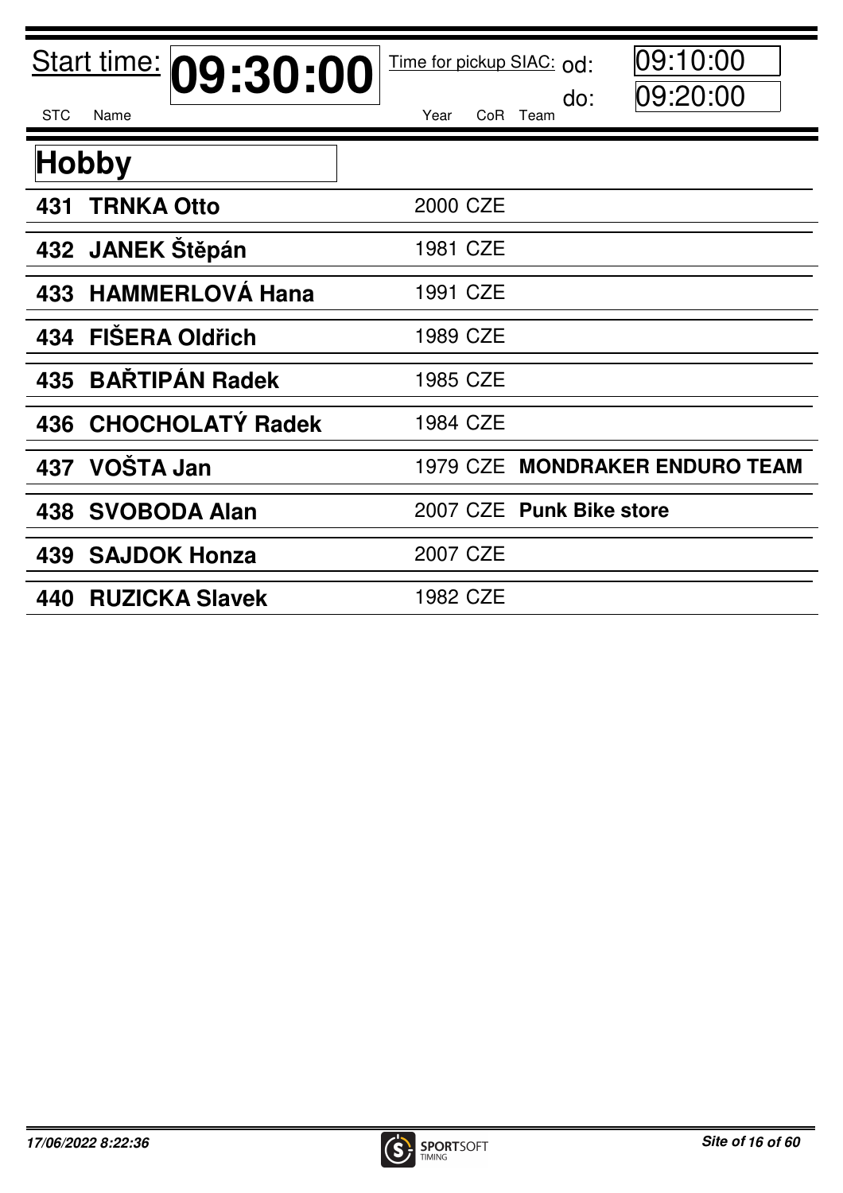Start time: **09:30:00**

Time for pickup SIAC: od: 09:10:00 do: 09:20:00

## Hobby

| STC | Name | Year | CoR | Team |
|---|---|---|---|---|
| **431** | **TRNKA Otto** | 2000 | CZE | |
| **432** | **JANEK Štěpán** | 1981 | CZE | |
| **433** | **HAMMERLOVÁ Hana** | 1991 | CZE | |
| **434** | **FIŠERA Oldřich** | 1989 | CZE | |
| **435** | **BAŘTIPÁN Radek** | 1985 | CZE | |
| **436** | **CHOCHOLATÝ Radek** | 1984 | CZE | |
| **437** | **VOŠTA Jan** | 1979 | CZE | **MONDRAKER ENDURO TEAM** |
| **438** | **SVOBODA Alan** | 2007 | CZE | **Punk Bike store** |
| **439** | **SAJDOK Honza** | 2007 | CZE | |
| **440** | **RUZICKA Slavek** | 1982 | CZE | |

*17/06/2022 8:22:36*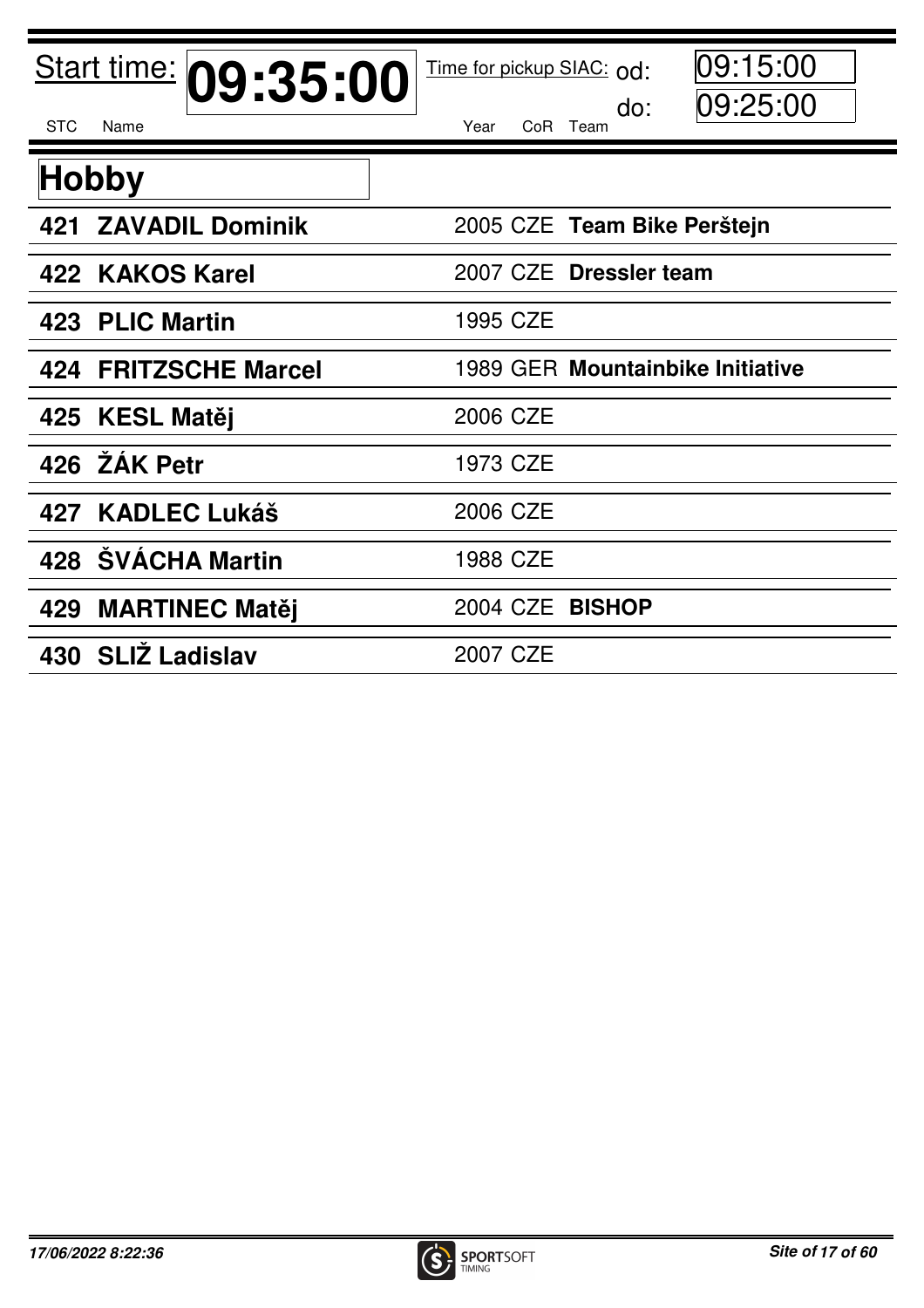Start time: **09:35:00** Time for pickup SIAC: od: 09:15:00 do: 09:25:00

## Hobby

| STC | Name | Year | CoR | Team |
|---|---|---|---|---|
| 421 | **ZAVADIL Dominik** | 2005 | CZE | **Team Bike Perštejn** |
| 422 | **KAKOS Karel** | 2007 | CZE | **Dressler team** |
| 423 | **PLIC Martin** | 1995 | CZE | |
| 424 | **FRITZSCHE Marcel** | 1989 | GER | **Mountainbike Initiative** |
| 425 | **KESL Matěj** | 2006 | CZE | |
| 426 | **ŽÁK Petr** | 1973 | CZE | |
| 427 | **KADLEC Lukáš** | 2006 | CZE | |
| 428 | **ŠVÁCHA Martin** | 1988 | CZE | |
| 429 | **MARTINEC Matěj** | 2004 | CZE | **BISHOP** |
| 430 | **SLIŽ Ladislav** | 2007 | CZE | |

*17/06/2022 8:22:36*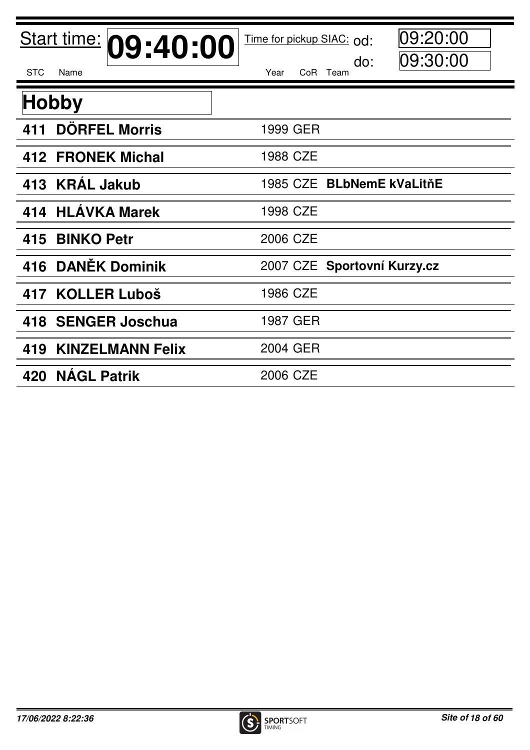**Start time: 09:40:00**

Time for pickup SIAC: od: 09:20:00 do: 09:30:00

## Hobby

| STC | Name | Year | CoR | Team |
|---|---|---|---|---|
| 411 | **DÖRFEL Morris** | 1999 | GER | |
| 412 | **FRONEK Michal** | 1988 | CZE | |
| 413 | **KRÁL Jakub** | 1985 | CZE | **BLbNemE kVaLitňE** |
| 414 | **HLÁVKA Marek** | 1998 | CZE | |
| 415 | **BINKO Petr** | 2006 | CZE | |
| 416 | **DANĚK Dominik** | 2007 | CZE | **Sportovní Kurzy.cz** |
| 417 | **KOLLER Luboš** | 1986 | CZE | |
| 418 | **SENGER Joschua** | 1987 | GER | |
| 419 | **KINZELMANN Felix** | 2004 | GER | |
| 420 | **NÁGL Patrik** | 2006 | CZE | |

*17/06/2022 8:22:36*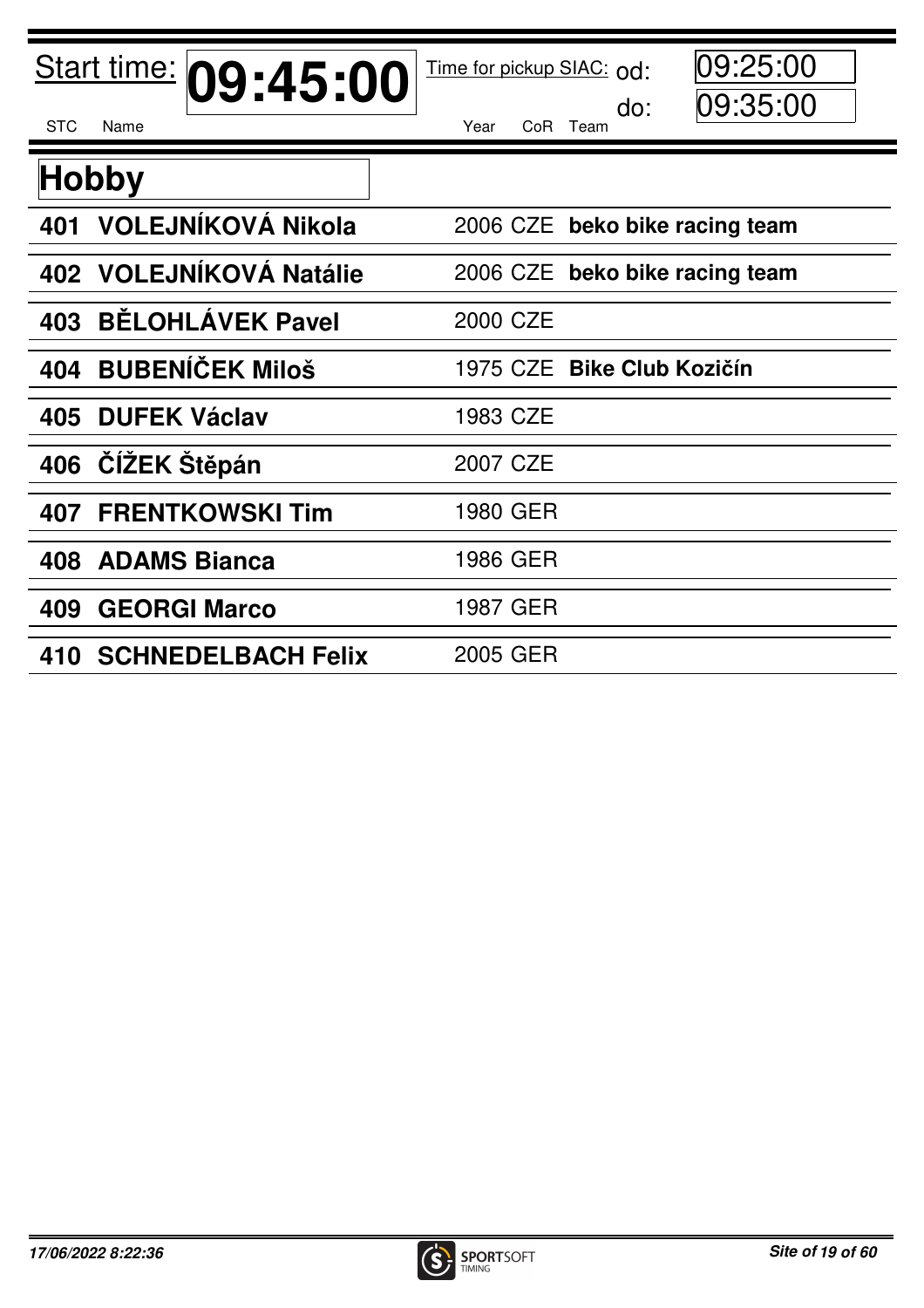Start time: **09:45:00** Time for pickup SIAC: od: 09:25:00 do: 09:35:00

## Hobby

| STC | Name | Year | CoR | Team |
|---|---|---|---|---|
| 401 | **VOLEJNÍKOVÁ Nikola** | 2006 | CZE | **beko bike racing team** |
| 402 | **VOLEJNÍKOVÁ Natálie** | 2006 | CZE | **beko bike racing team** |
| 403 | **BĚLOHLÁVEK Pavel** | 2000 | CZE | |
| 404 | **BUBENÍČEK Miloš** | 1975 | CZE | **Bike Club Kozičín** |
| 405 | **DUFEK Václav** | 1983 | CZE | |
| 406 | **ČÍŽEK Štěpán** | 2007 | CZE | |
| 407 | **FRENTKOWSKI Tim** | 1980 | GER | |
| 408 | **ADAMS Bianca** | 1986 | GER | |
| 409 | **GEORGI Marco** | 1987 | GER | |
| 410 | **SCHNEDELBACH Felix** | 2005 | GER | |

*17/06/2022 8:22:36*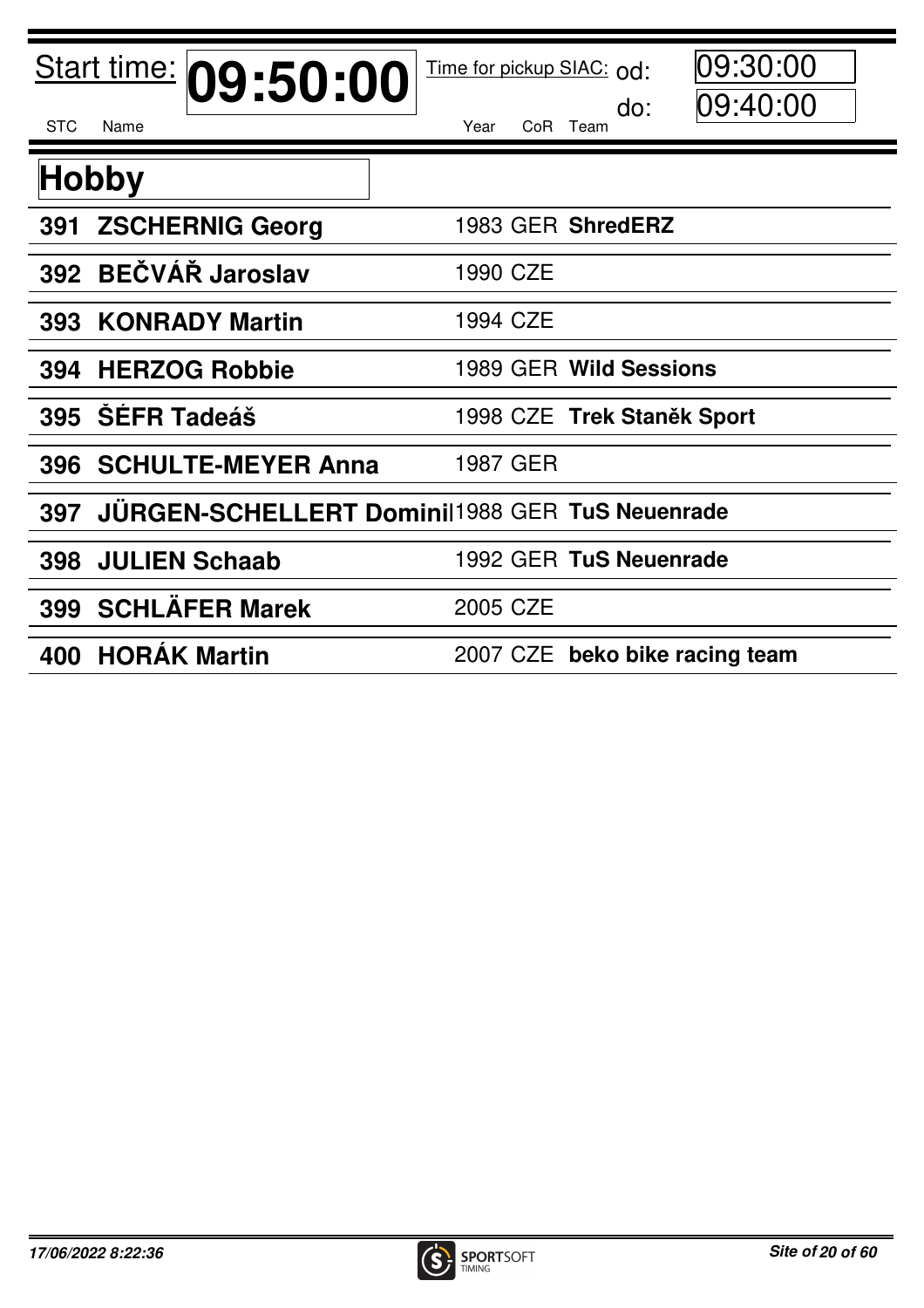Start time: **09:50:00**

Time for pickup SIAC: od: 09:30:00 do: 09:40:00

## Hobby

| STC | Name | Year | CoR | Team |
|---|---|---|---|---|
| **391** | **ZSCHERNIG Georg** | 1983 | GER | **ShredERZ** |
| **392** | **BEČVÁŘ Jaroslav** | 1990 | CZE | |
| **393** | **KONRADY Martin** | 1994 | CZE | |
| **394** | **HERZOG Robbie** | 1989 | GER | **Wild Sessions** |
| **395** | **ŠÉFR Tadeáš** | 1998 | CZE | **Trek Staněk Sport** |
| **396** | **SCHULTE-MEYER Anna** | 1987 | GER | |
| **397** | **JÜRGEN-SCHELLERT Dominil** | 1988 | GER | **TuS Neuenrade** |
| **398** | **JULIEN Schaab** | 1992 | GER | **TuS Neuenrade** |
| **399** | **SCHLÄFER Marek** | 2005 | CZE | |
| **400** | **HORÁK Martin** | 2007 | CZE | **beko bike racing team** |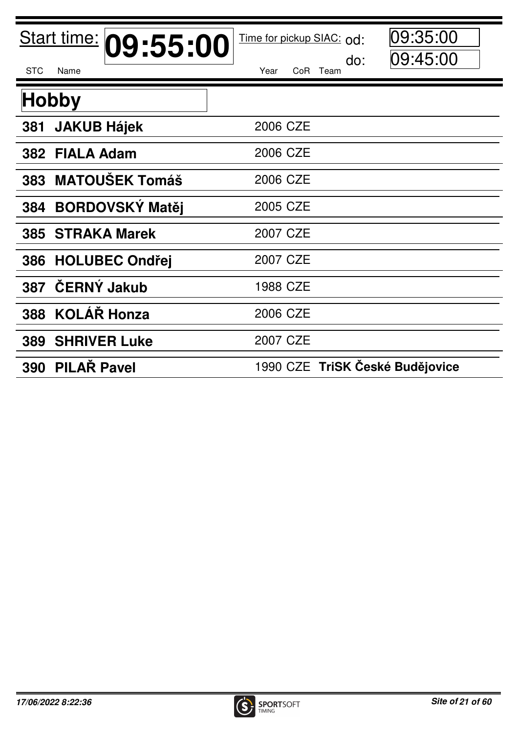Start time: **09:55:00** Time for pickup SIAC: od: 09:35:00 do: 09:45:00

## Hobby

| STC | Name | Year | CoR | Team |
|---|---|---|---|---|
| **381** | **JAKUB Hájek** | 2006 | CZE | |
| **382** | **FIALA Adam** | 2006 | CZE | |
| **383** | **MATOUŠEK Tomáš** | 2006 | CZE | |
| **384** | **BORDOVSKÝ Matěj** | 2005 | CZE | |
| **385** | **STRAKA Marek** | 2007 | CZE | |
| **386** | **HOLUBEC Ondřej** | 2007 | CZE | |
| **387** | **ČERNÝ Jakub** | 1988 | CZE | |
| **388** | **KOLÁŘ Honza** | 2006 | CZE | |
| **389** | **SHRIVER Luke** | 2007 | CZE | |
| **390** | **PILAŘ Pavel** | 1990 | CZE | **TriSK České Budějovice** |

*17/06/2022 8:22:36*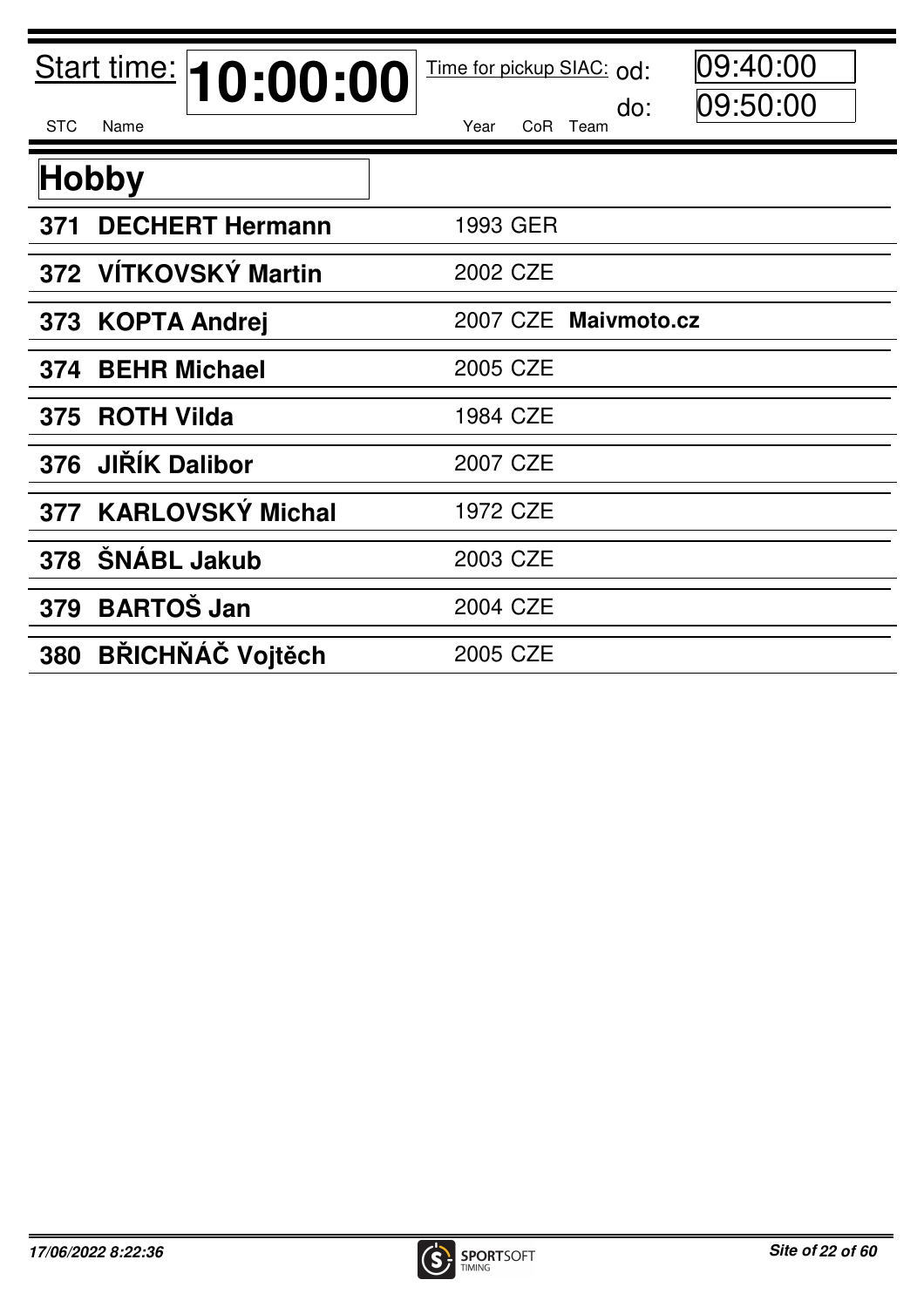Start time: **10:00:00**

Time for pickup SIAC: od: 09:40:00 do: 09:50:00

## Hobby

| STC | Name | Year | CoR | Team |
|---|---|---|---|---|
| **371** | **DECHERT Hermann** | 1993 | GER | |
| **372** | **VÍTKOVSKÝ Martin** | 2002 | CZE | |
| **373** | **KOPTA Andrej** | 2007 | CZE | **Maivmoto.cz** |
| **374** | **BEHR Michael** | 2005 | CZE | |
| **375** | **ROTH Vilda** | 1984 | CZE | |
| **376** | **JIŘÍK Dalibor** | 2007 | CZE | |
| **377** | **KARLOVSKÝ Michal** | 1972 | CZE | |
| **378** | **ŠNÁBL Jakub** | 2003 | CZE | |
| **379** | **BARTOŠ Jan** | 2004 | CZE | |
| **380** | **BŘICHŇÁČ Vojtěch** | 2005 | CZE | |

*17/06/2022 8:22:36*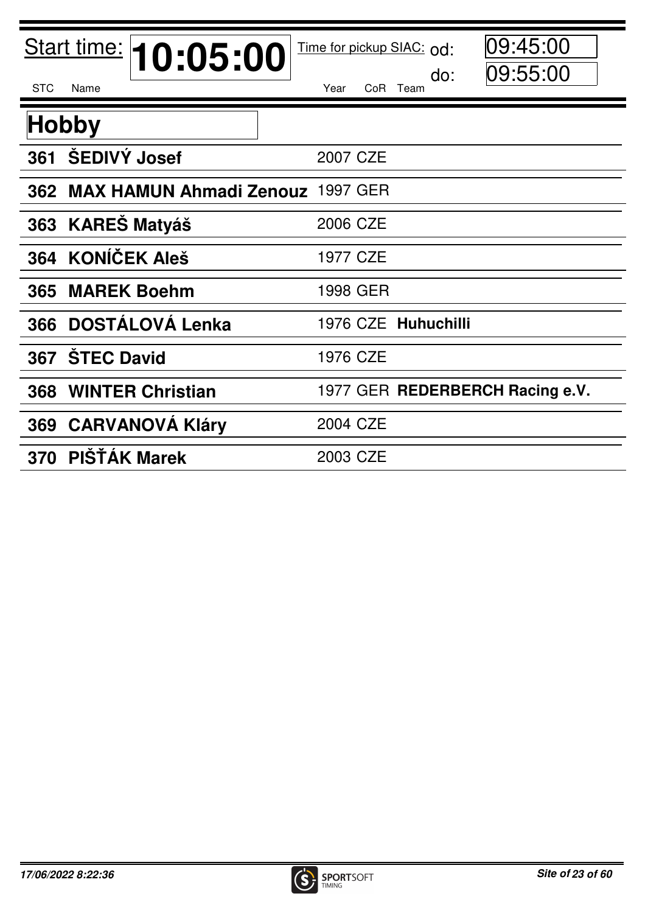Start time: **10:05:00** Time for pickup SIAC: od: 09:45:00 do: 09:55:00

## Hobby

| STC | Name | Year | CoR | Team |
|---|---|---|---|---|
| **361** | **ŠEDIVÝ Josef** | 2007 | CZE | |
| **362** | **MAX HAMUN Ahmadi Zenouz** | 1997 | GER | |
| **363** | **KAREŠ Matyáš** | 2006 | CZE | |
| **364** | **KONÍČEK Aleš** | 1977 | CZE | |
| **365** | **MAREK Boehm** | 1998 | GER | |
| **366** | **DOSTÁLOVÁ Lenka** | 1976 | CZE | **Huhuchilli** |
| **367** | **ŠTEC David** | 1976 | CZE | |
| **368** | **WINTER Christian** | 1977 | GER | **REDERBERCH Racing e.V.** |
| **369** | **CARVANOVÁ Kláry** | 2004 | CZE | |
| **370** | **PIŠŤÁK Marek** | 2003 | CZE | |

*17/06/2022 8:22:36*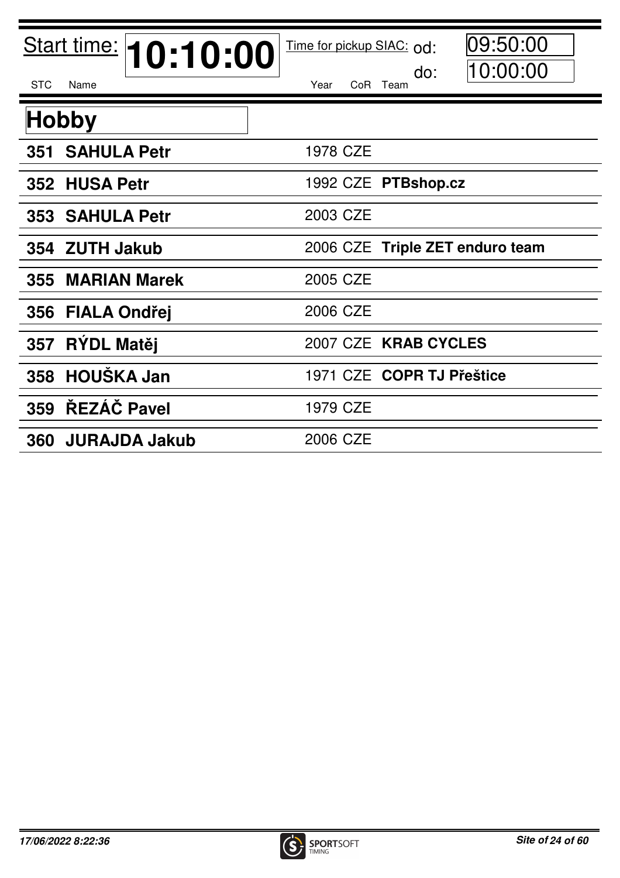Start time: **10:10:00** Time for pickup SIAC: od: 09:50:00 do: 10:00:00

## Hobby

| STC | Name | Year | CoR | Team |
|---|---|---|---|---|
| **351** | **SAHULA Petr** | 1978 | CZE | |
| **352** | **HUSA Petr** | 1992 | CZE | **PTBshop.cz** |
| **353** | **SAHULA Petr** | 2003 | CZE | |
| **354** | **ZUTH Jakub** | 2006 | CZE | **Triple ZET enduro team** |
| **355** | **MARIAN Marek** | 2005 | CZE | |
| **356** | **FIALA Ondřej** | 2006 | CZE | |
| **357** | **RÝDL Matěj** | 2007 | CZE | **KRAB CYCLES** |
| **358** | **HOUŠKA Jan** | 1971 | CZE | **COPR TJ Přeštice** |
| **359** | **ŘEZÁČ Pavel** | 1979 | CZE | |
| **360** | **JURAJDA Jakub** | 2006 | CZE | |

*17/06/2022 8:22:36*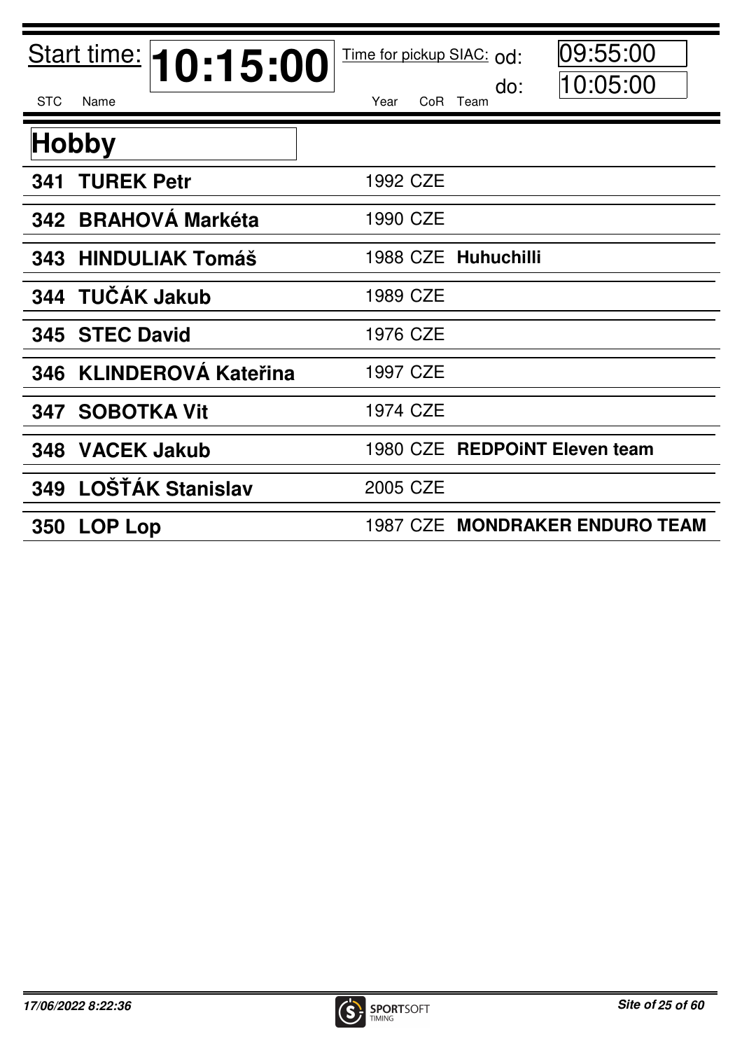Start time: **10:15:00** Time for pickup SIAC: od: 09:55:00 do: 10:05:00

## Hobby

| STC | Name | Year | CoR | Team |
|---|---|---|---|---|
| **341** | **TUREK Petr** | 1992 | CZE | |
| **342** | **BRAHOVÁ Markéta** | 1990 | CZE | |
| **343** | **HINDULIAK Tomáš** | 1988 | CZE | **Huhuchilli** |
| **344** | **TUČÁK Jakub** | 1989 | CZE | |
| **345** | **STEC David** | 1976 | CZE | |
| **346** | **KLINDEROVÁ Kateřina** | 1997 | CZE | |
| **347** | **SOBOTKA Vit** | 1974 | CZE | |
| **348** | **VACEK Jakub** | 1980 | CZE | **REDPOiNT Eleven team** |
| **349** | **LOŠŤÁK Stanislav** | 2005 | CZE | |
| **350** | **LOP Lop** | 1987 | CZE | **MONDRAKER ENDURO TEAM** |

*17/06/2022 8:22:36*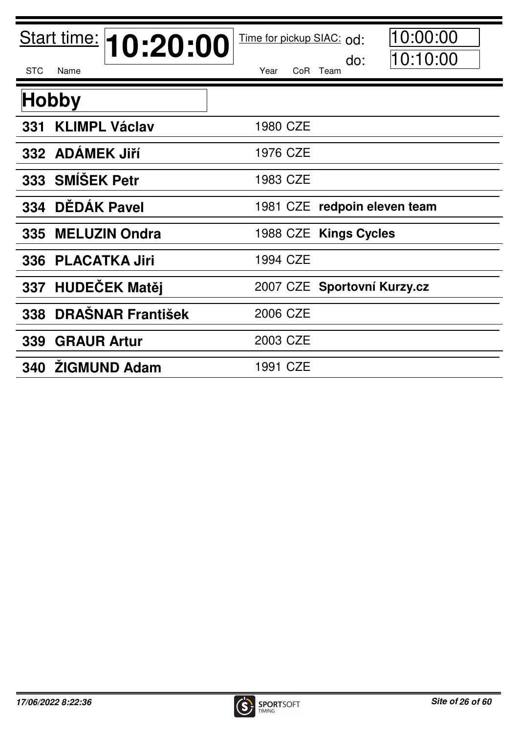Start time: **10:20:00**

Time for pickup SIAC: od: 10:00:00 do: 10:10:00

## Hobby

| STC | Name | Year | CoR | Team |
|---|---|---|---|---|
| **331** | **KLIMPL Václav** | 1980 | CZE | |
| **332** | **ADÁMEK Jiří** | 1976 | CZE | |
| **333** | **SMÍŠEK Petr** | 1983 | CZE | |
| **334** | **DĚDÁK Pavel** | 1981 | CZE | **redpoin eleven team** |
| **335** | **MELUZIN Ondra** | 1988 | CZE | **Kings Cycles** |
| **336** | **PLACATKA Jiri** | 1994 | CZE | |
| **337** | **HUDEČEK Matěj** | 2007 | CZE | **Sportovní Kurzy.cz** |
| **338** | **DRAŠNAR František** | 2006 | CZE | |
| **339** | **GRAUR Artur** | 2003 | CZE | |
| **340** | **ŽIGMUND Adam** | 1991 | CZE | |

*17/06/2022 8:22:36*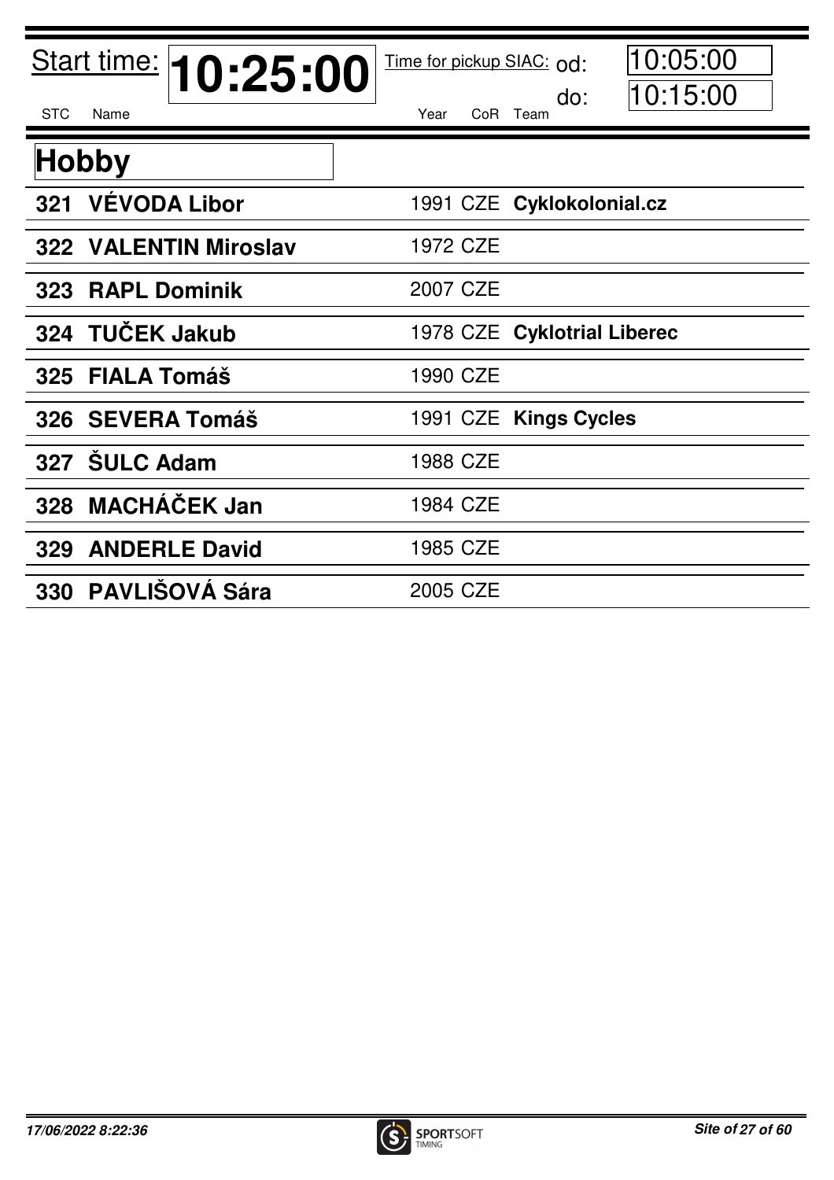Start time: **10:25:00**

Time for pickup SIAC: od: 10:05:00 do: 10:15:00

## Hobby

| STC | Name | Year | CoR | Team |
|---|---|---|---|---|
| **321** | **VÉVODA Libor** | 1991 | CZE | **Cyklokolonial.cz** |
| **322** | **VALENTIN Miroslav** | 1972 | CZE | |
| **323** | **RAPL Dominik** | 2007 | CZE | |
| **324** | **TUČEK Jakub** | 1978 | CZE | **Cyklotrial Liberec** |
| **325** | **FIALA Tomáš** | 1990 | CZE | |
| **326** | **SEVERA Tomáš** | 1991 | CZE | **Kings Cycles** |
| **327** | **ŠULC Adam** | 1988 | CZE | |
| **328** | **MACHÁČEK Jan** | 1984 | CZE | |
| **329** | **ANDERLE David** | 1985 | CZE | |
| **330** | **PAVLIŠOVÁ Sára** | 2005 | CZE | |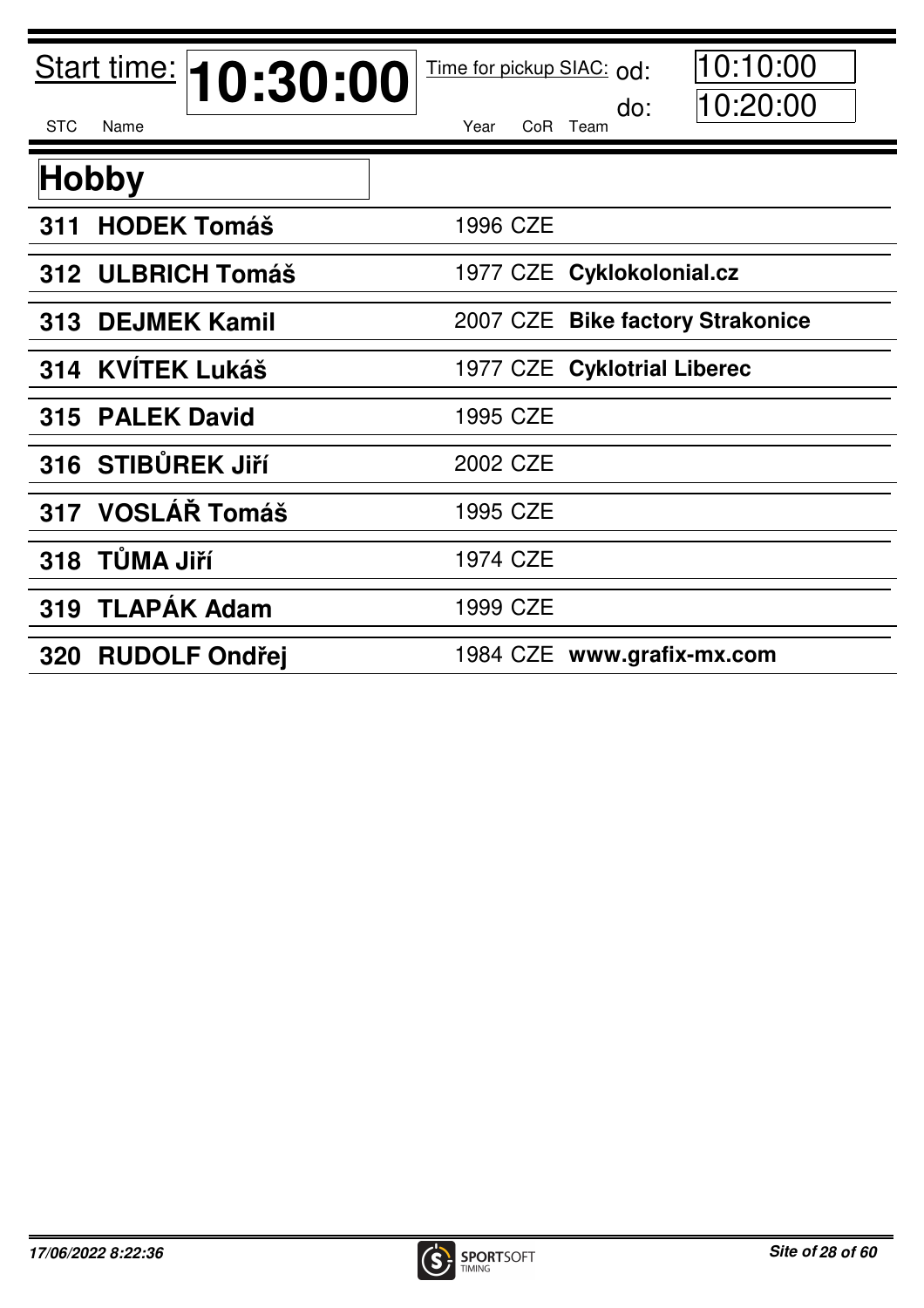Start time: **10:30:00** Time for pickup SIAC: od: 10:10:00 do: 10:20:00

## Hobby

| STC | Name | Year | CoR | Team |
|---|---|---|---|---|
| **311** | **HODEK Tomáš** | 1996 | CZE | |
| **312** | **ULBRICH Tomáš** | 1977 | CZE | **Cyklokolonial.cz** |
| **313** | **DEJMEK Kamil** | 2007 | CZE | **Bike factory Strakonice** |
| **314** | **KVÍTEK Lukáš** | 1977 | CZE | **Cyklotrial Liberec** |
| **315** | **PALEK David** | 1995 | CZE | |
| **316** | **STIBŮREK Jiří** | 2002 | CZE | |
| **317** | **VOSLÁŘ Tomáš** | 1995 | CZE | |
| **318** | **TŮMA Jiří** | 1974 | CZE | |
| **319** | **TLAPÁK Adam** | 1999 | CZE | |
| **320** | **RUDOLF Ondřej** | 1984 | CZE | **www.grafix-mx.com** |

*17/06/2022 8:22:36*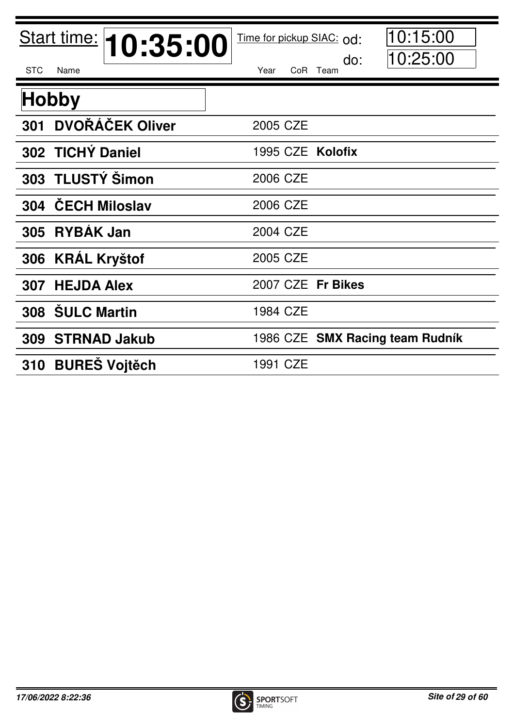Start time: **10:35:00** Time for pickup SIAC: od: 10:15:00 do: 10:25:00

## Hobby

| STC | Name | Year | CoR | Team |
|---|---|---|---|---|
| **301** | **DVOŘÁČEK Oliver** | 2005 | CZE | |
| **302** | **TICHÝ Daniel** | 1995 | CZE | **Kolofix** |
| **303** | **TLUSTÝ Šimon** | 2006 | CZE | |
| **304** | **ČECH Miloslav** | 2006 | CZE | |
| **305** | **RYBÁK Jan** | 2004 | CZE | |
| **306** | **KRÁL Kryštof** | 2005 | CZE | |
| **307** | **HEJDA Alex** | 2007 | CZE | **Fr Bikes** |
| **308** | **ŠULC Martin** | 1984 | CZE | |
| **309** | **STRNAD Jakub** | 1986 | CZE | **SMX Racing team Rudník** |
| **310** | **BUREŠ Vojtěch** | 1991 | CZE | |

*17/06/2022 8:22:36*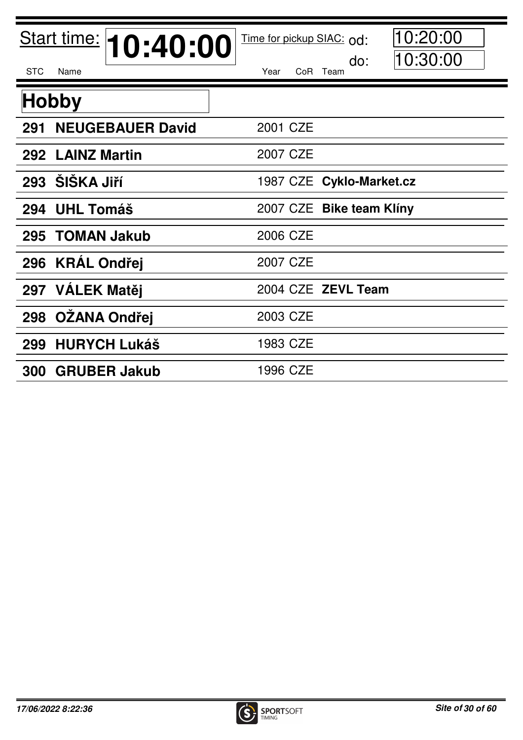Start time: **10:40:00** Time for pickup SIAC: od: 10:20:00 do: 10:30:00

## Hobby

| STC | Name | Year | CoR | Team |
|---|---|---|---|---|
| **291** | **NEUGEBAUER David** | 2001 | CZE | |
| **292** | **LAINZ Martin** | 2007 | CZE | |
| **293** | **ŠIŠKA Jiří** | 1987 | CZE | **Cyklo-Market.cz** |
| **294** | **UHL Tomáš** | 2007 | CZE | **Bike team Klíny** |
| **295** | **TOMAN Jakub** | 2006 | CZE | |
| **296** | **KRÁL Ondřej** | 2007 | CZE | |
| **297** | **VÁLEK Matěj** | 2004 | CZE | **ZEVL Team** |
| **298** | **OŽANA Ondřej** | 2003 | CZE | |
| **299** | **HURYCH Lukáš** | 1983 | CZE | |
| **300** | **GRUBER Jakub** | 1996 | CZE | |

*17/06/2022 8:22:36*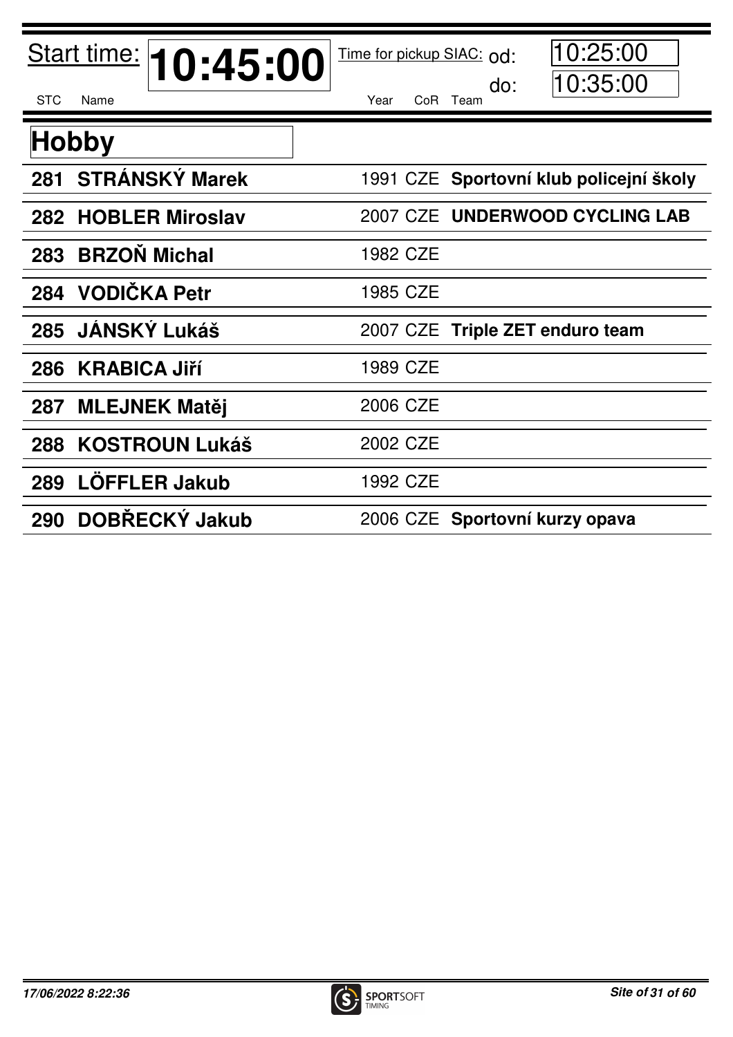Start time: **10:45:00**

Time for pickup SIAC: od: 10:25:00 do: 10:35:00

## Hobby

| STC | Name | Year | CoR | Team |
|---|---|---|---|---|
| 281 | **STRÁNSKÝ Marek** | 1991 | CZE | **Sportovní klub policejní školy** |
| 282 | **HOBLER Miroslav** | 2007 | CZE | **UNDERWOOD CYCLING LAB** |
| 283 | **BRZOŇ Michal** | 1982 | CZE | |
| 284 | **VODIČKA Petr** | 1985 | CZE | |
| 285 | **JÁNSKÝ Lukáš** | 2007 | CZE | **Triple ZET enduro team** |
| 286 | **KRABICA Jiří** | 1989 | CZE | |
| 287 | **MLEJNEK Matěj** | 2006 | CZE | |
| 288 | **KOSTROUN Lukáš** | 2002 | CZE | |
| 289 | **LÖFFLER Jakub** | 1992 | CZE | |
| 290 | **DOBŘECKÝ Jakub** | 2006 | CZE | **Sportovní kurzy opava** |

*17/06/2022 8:22:36*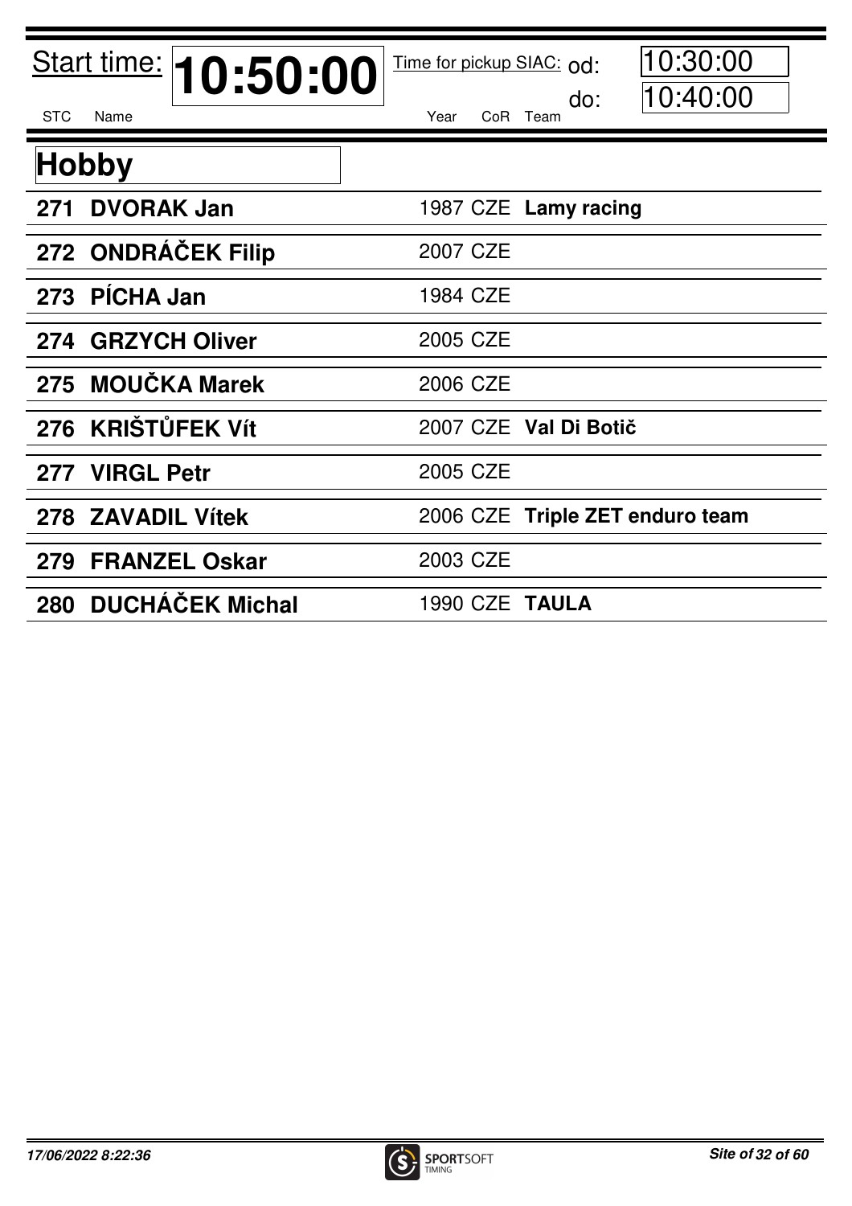Start time: **10:50:00**

Time for pickup SIAC: od: 10:30:00 do: 10:40:00

## Hobby

| STC | Name | Year | CoR | Team |
|---|---|---|---|---|
| 271 | **DVORAK Jan** | 1987 | CZE | **Lamy racing** |
| 272 | **ONDRÁČEK Filip** | 2007 | CZE | |
| 273 | **PÍCHA Jan** | 1984 | CZE | |
| 274 | **GRZYCH Oliver** | 2005 | CZE | |
| 275 | **MOUČKA Marek** | 2006 | CZE | |
| 276 | **KRIŠTŮFEK Vít** | 2007 | CZE | **Val Di Botič** |
| 277 | **VIRGL Petr** | 2005 | CZE | |
| 278 | **ZAVADIL Vítek** | 2006 | CZE | **Triple ZET enduro team** |
| 279 | **FRANZEL Oskar** | 2003 | CZE | |
| 280 | **DUCHÁČEK Michal** | 1990 | CZE | **TAULA** |

*17/06/2022 8:22:36*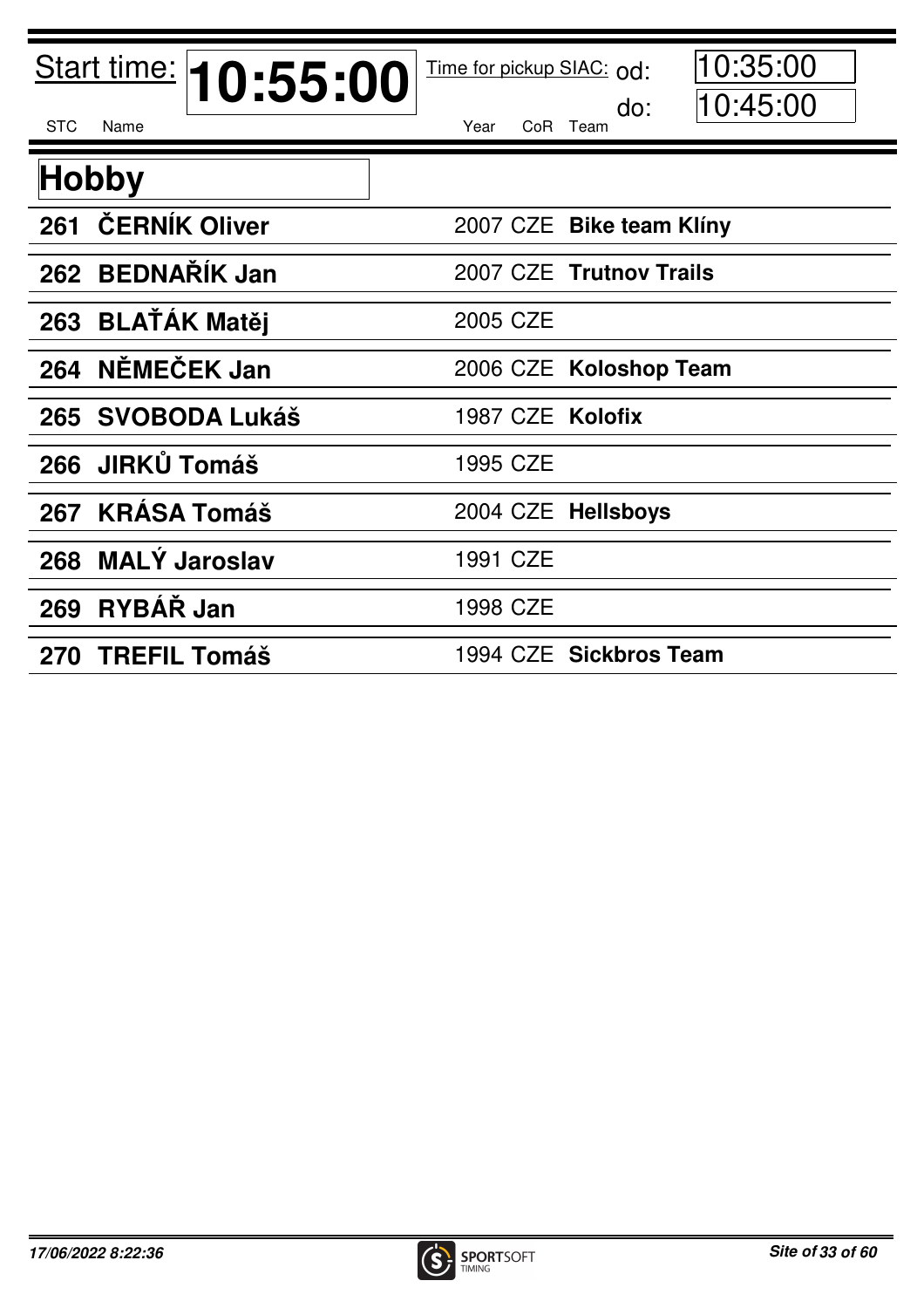Start time: **10:55:00** Time for pickup SIAC: od: 10:35:00 do: 10:45:00

## Hobby

| STC | Name | Year | CoR | Team |
|---|---|---|---|---|
| **261** | **ČERNÍK Oliver** | 2007 | CZE | **Bike team Klíny** |
| **262** | **BEDNAŘÍK Jan** | 2007 | CZE | **Trutnov Trails** |
| **263** | **BLAŤÁK Matěj** | 2005 | CZE | |
| **264** | **NĚMEČEK Jan** | 2006 | CZE | **Koloshop Team** |
| **265** | **SVOBODA Lukáš** | 1987 | CZE | **Kolofix** |
| **266** | **JIRKŮ Tomáš** | 1995 | CZE | |
| **267** | **KRÁSA Tomáš** | 2004 | CZE | **Hellsboys** |
| **268** | **MALÝ Jaroslav** | 1991 | CZE | |
| **269** | **RYBÁŘ Jan** | 1998 | CZE | |
| **270** | **TREFIL Tomáš** | 1994 | CZE | **Sickbros Team** |

*17/06/2022 8:22:36*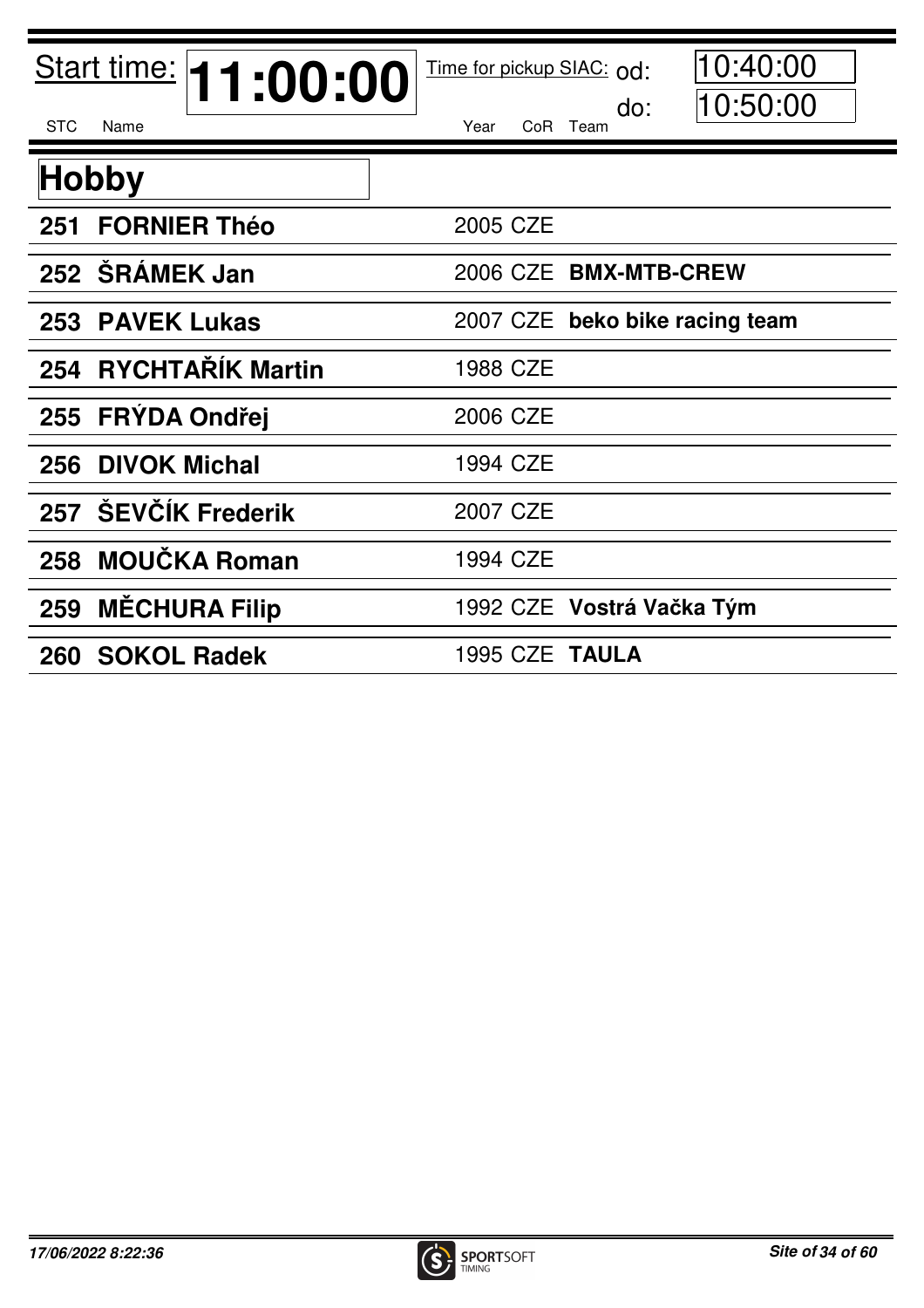Start time: **11:00:00**

Time for pickup SIAC: od: 10:40:00 do: 10:50:00

## Hobby

| STC | Name | Year | CoR | Team |
|---|---|---|---|---|
| **251** | **FORNIER Théo** | 2005 | CZE | |
| **252** | **ŠRÁMEK Jan** | 2006 | CZE | **BMX-MTB-CREW** |
| **253** | **PAVEK Lukas** | 2007 | CZE | **beko bike racing team** |
| **254** | **RYCHTAŘÍK Martin** | 1988 | CZE | |
| **255** | **FRÝDA Ondřej** | 2006 | CZE | |
| **256** | **DIVOK Michal** | 1994 | CZE | |
| **257** | **ŠEVČÍK Frederik** | 2007 | CZE | |
| **258** | **MOUČKA Roman** | 1994 | CZE | |
| **259** | **MĚCHURA Filip** | 1992 | CZE | **Vostrá Vačka Tým** |
| **260** | **SOKOL Radek** | 1995 | CZE | **TAULA** |

*17/06/2022 8:22:36*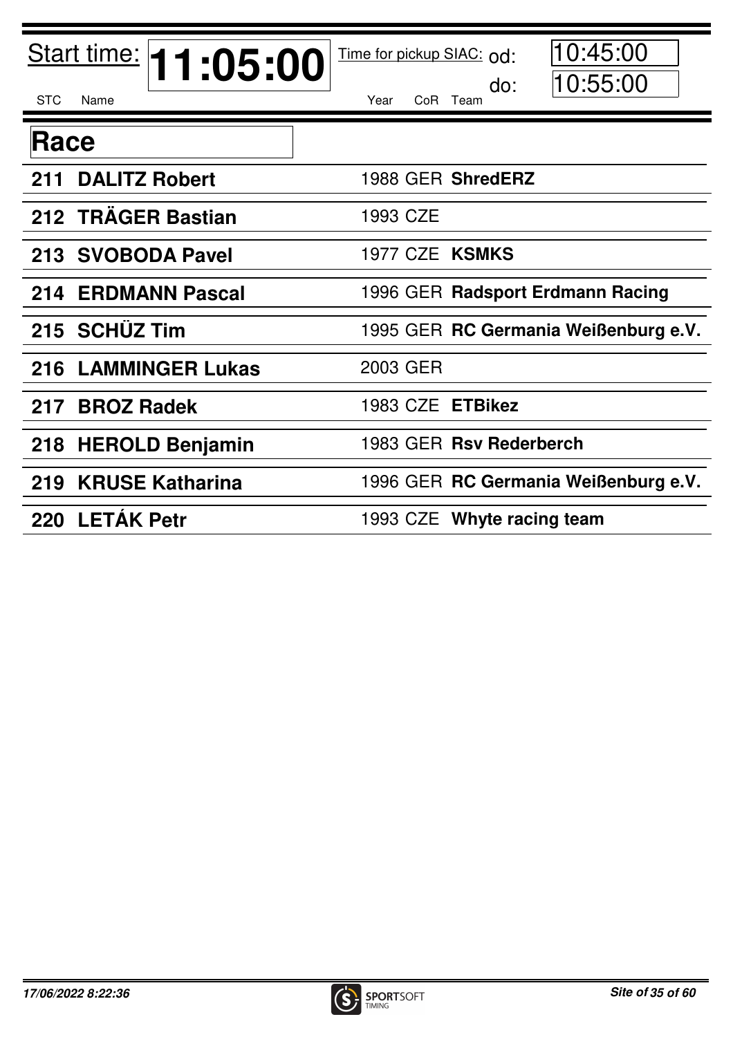Start time: **11:05:00** Time for pickup SIAC: od: 10:45:00 do: 10:55:00

## Race

| STC | Name | Year | CoR | Team |
|---|---|---|---|---|
| **211** | **DALITZ Robert** | 1988 | GER | **ShredERZ** |
| **212** | **TRÄGER Bastian** | 1993 | CZE | |
| **213** | **SVOBODA Pavel** | 1977 | CZE | **KSMKS** |
| **214** | **ERDMANN Pascal** | 1996 | GER | **Radsport Erdmann Racing** |
| **215** | **SCHÜZ Tim** | 1995 | GER | **RC Germania Weißenburg e.V.** |
| **216** | **LAMMINGER Lukas** | 2003 | GER | |
| **217** | **BROZ Radek** | 1983 | CZE | **ETBikez** |
| **218** | **HEROLD Benjamin** | 1983 | GER | **Rsv Rederberch** |
| **219** | **KRUSE Katharina** | 1996 | GER | **RC Germania Weißenburg e.V.** |
| **220** | **LETÁK Petr** | 1993 | CZE | **Whyte racing team** |

*17/06/2022 8:22:36*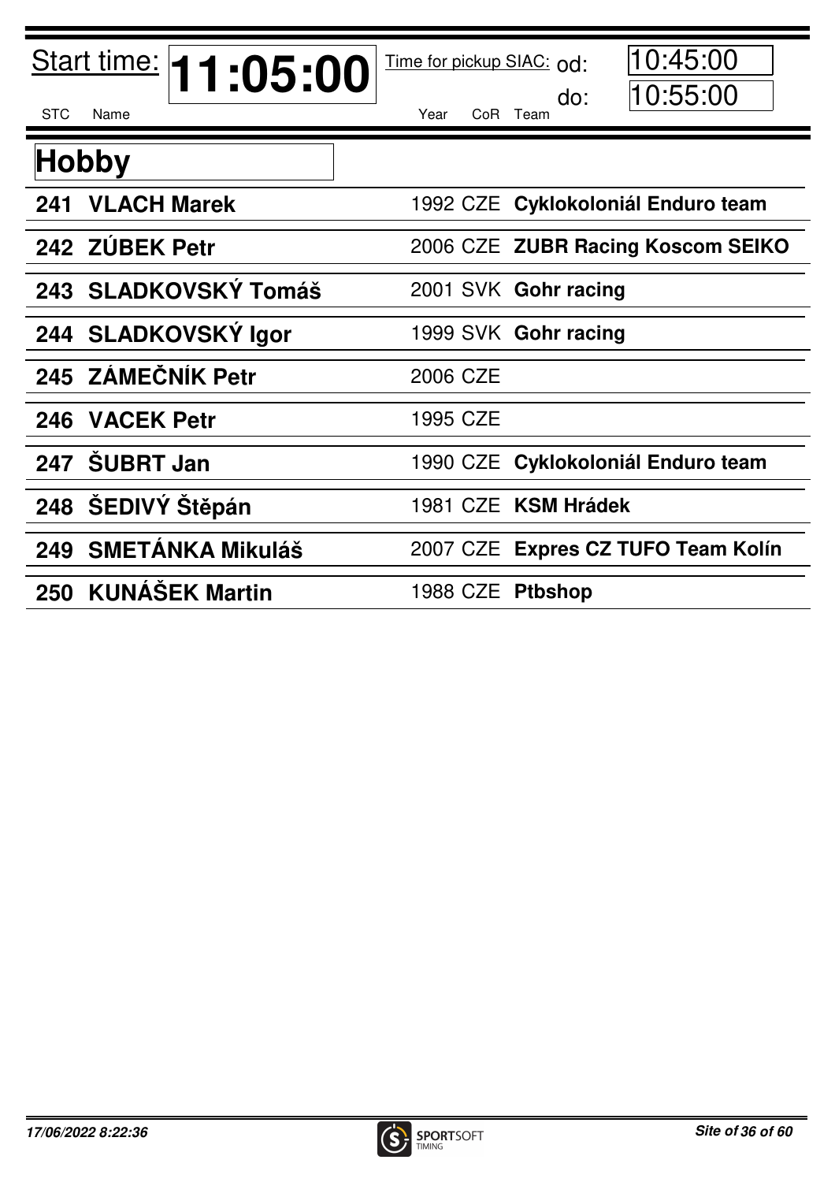Start time: **11:05:00**

Time for pickup SIAC: od: 10:45:00 do: 10:55:00

## Hobby

| STC | Name | Year | CoR | Team |
|---|---|---|---|---|
| **241** | **VLACH Marek** | 1992 | CZE | **Cyklokoloniál Enduro team** |
| **242** | **ZÚBEK Petr** | 2006 | CZE | **ZUBR Racing Koscom SEIKO** |
| **243** | **SLADKOVSKÝ Tomáš** | 2001 | SVK | **Gohr racing** |
| **244** | **SLADKOVSKÝ Igor** | 1999 | SVK | **Gohr racing** |
| **245** | **ZÁMEČNÍK Petr** | 2006 | CZE | |
| **246** | **VACEK Petr** | 1995 | CZE | |
| **247** | **ŠUBRT Jan** | 1990 | CZE | **Cyklokoloniál Enduro team** |
| **248** | **ŠEDIVÝ Štěpán** | 1981 | CZE | **KSM Hrádek** |
| **249** | **SMETÁNKA Mikuláš** | 2007 | CZE | **Expres CZ TUFO Team Kolín** |
| **250** | **KUNÁŠEK Martin** | 1988 | CZE | **Ptbshop** |

*17/06/2022 8:22:36*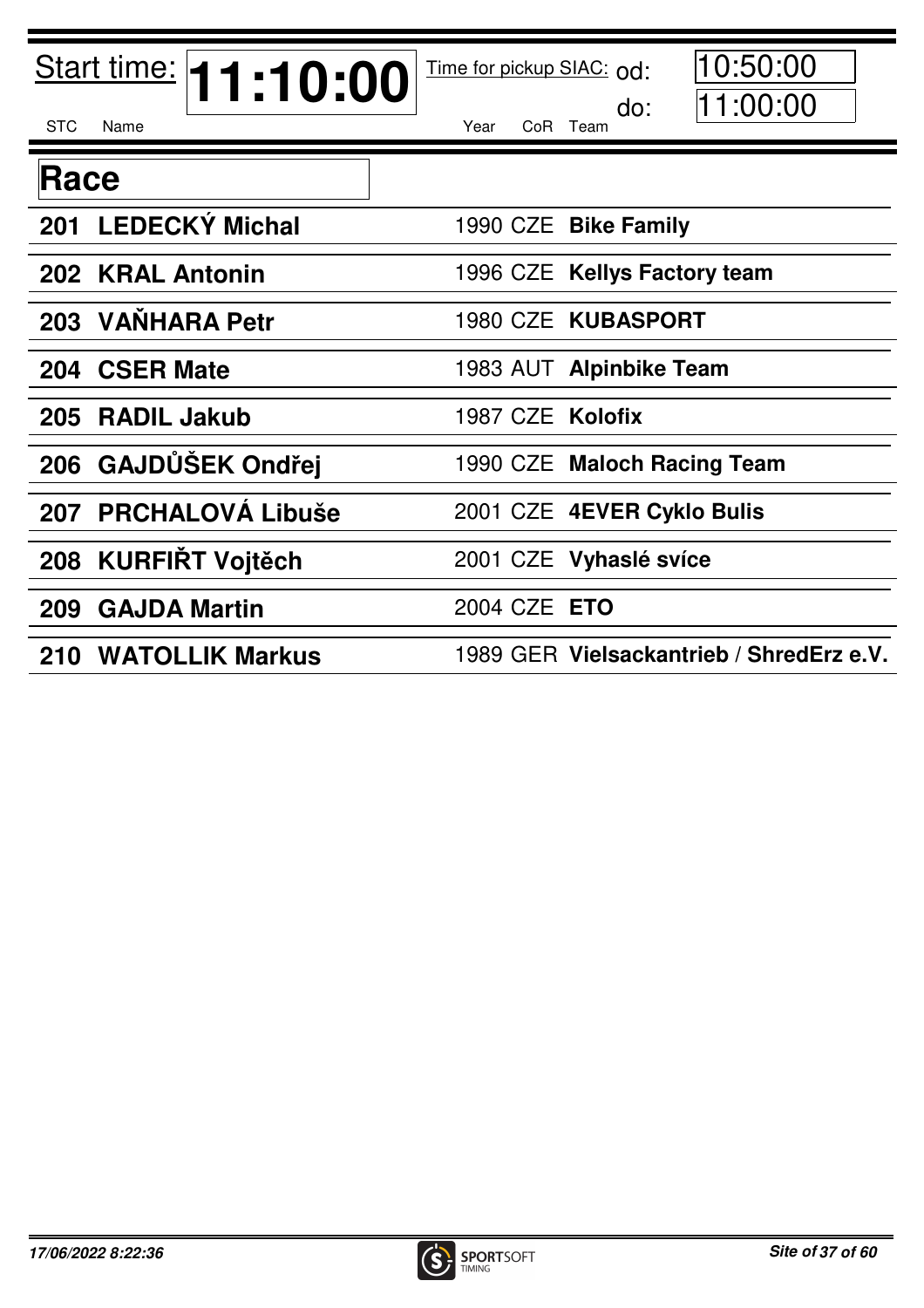Start time: **11:10:00**

Time for pickup SIAC: od: 10:50:00 do: 11:00:00

## Race

| STC | Name | Year | CoR | Team |
|---|---|---|---|---|
| **201** | **LEDECKÝ Michal** | 1990 | CZE | **Bike Family** |
| **202** | **KRAL Antonin** | 1996 | CZE | **Kellys Factory team** |
| **203** | **VAŇHARA Petr** | 1980 | CZE | **KUBASPORT** |
| **204** | **CSER Mate** | 1983 | AUT | **Alpinbike Team** |
| **205** | **RADIL Jakub** | 1987 | CZE | **Kolofix** |
| **206** | **GAJDŮŠEK Ondřej** | 1990 | CZE | **Maloch Racing Team** |
| **207** | **PRCHALOVÁ Libuše** | 2001 | CZE | **4EVER Cyklo Bulis** |
| **208** | **KURFIŘT Vojtěch** | 2001 | CZE | **Vyhaslé svíce** |
| **209** | **GAJDA Martin** | 2004 | CZE | **ETO** |
| **210** | **WATOLLIK Markus** | 1989 | GER | **Vielsackantrieb / ShredErz e.V.** |

*17/06/2022 8:22:36*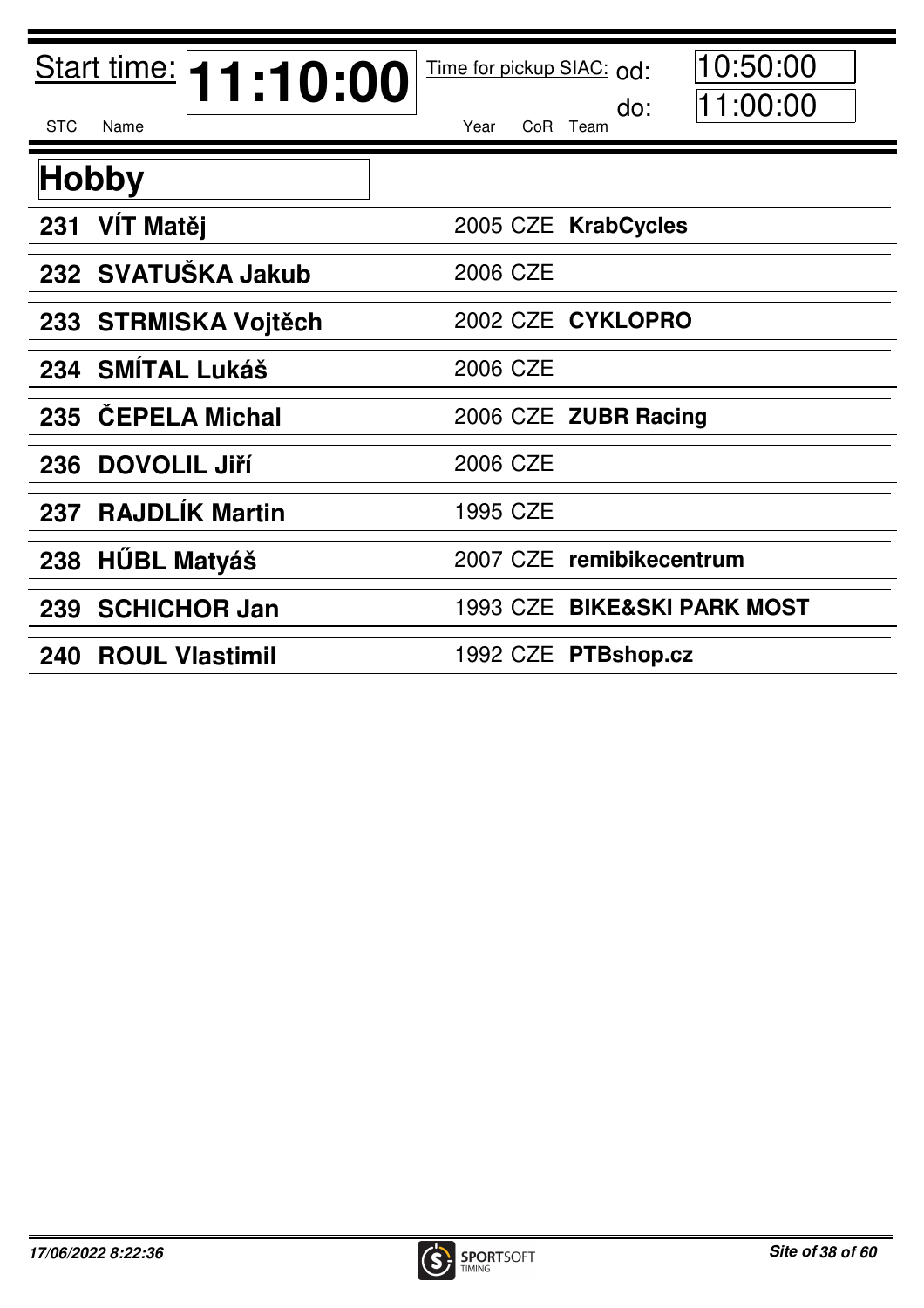Start time: **11:10:00**

Time for pickup SIAC: od: 10:50:00 do: 11:00:00

## Hobby

| STC | Name | Year | CoR | Team |
|---|---|---|---|---|
| 231 | **VÍT Matěj** | 2005 | CZE | **KrabCycles** |
| 232 | **SVATUŠKA Jakub** | 2006 | CZE | |
| 233 | **STRMISKA Vojtěch** | 2002 | CZE | **CYKLOPRO** |
| 234 | **SMÍTAL Lukáš** | 2006 | CZE | |
| 235 | **ČEPELA Michal** | 2006 | CZE | **ZUBR Racing** |
| 236 | **DOVOLIL Jiří** | 2006 | CZE | |
| 237 | **RAJDLÍK Martin** | 1995 | CZE | |
| 238 | **HŰBL Matyáš** | 2007 | CZE | **remibikecentrum** |
| 239 | **SCHICHOR Jan** | 1993 | CZE | **BIKE&SKI PARK MOST** |
| 240 | **ROUL Vlastimil** | 1992 | CZE | **PTBshop.cz** |

*17/06/2022 8:22:36*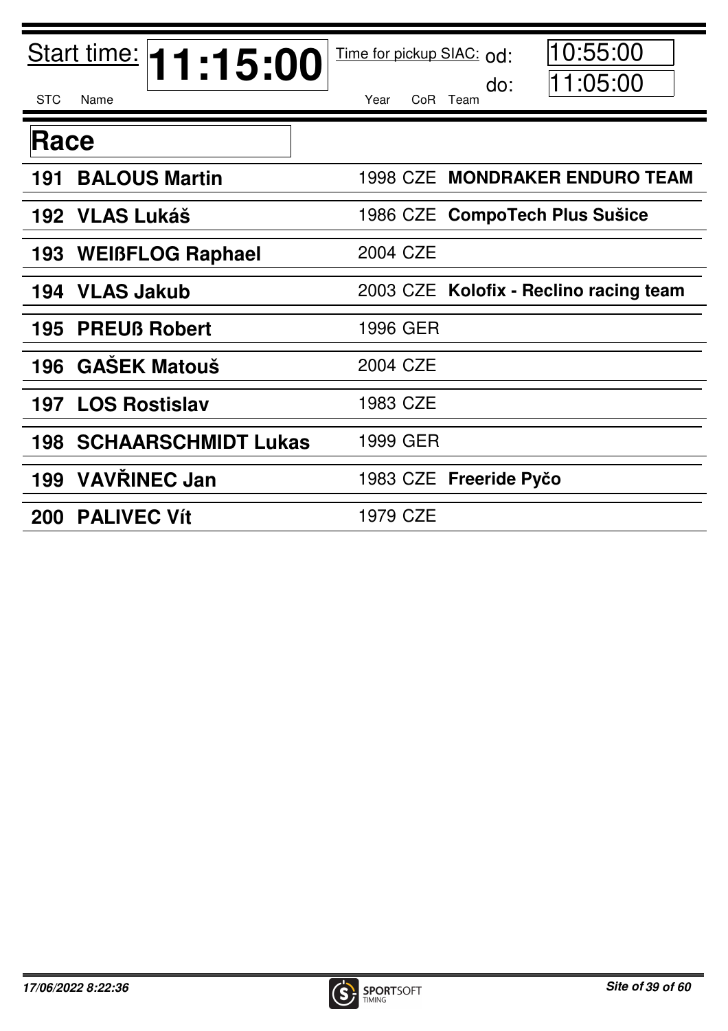Start time: **11:15:00**

Time for pickup SIAC: od: 10:55:00 do: 11:05:00

## Race

| STC | Name | Year | CoR | Team |
|---|---|---|---|---|
| **191** | **BALOUS Martin** | 1998 | CZE | **MONDRAKER ENDURO TEAM** |
| **192** | **VLAS Lukáš** | 1986 | CZE | **CompoTech Plus Sušice** |
| **193** | **WEIßFLOG Raphael** | 2004 | CZE | |
| **194** | **VLAS Jakub** | 2003 | CZE | **Kolofix - Reclino racing team** |
| **195** | **PREUß Robert** | 1996 | GER | |
| **196** | **GAŠEK Matouš** | 2004 | CZE | |
| **197** | **LOS Rostislav** | 1983 | CZE | |
| **198** | **SCHAARSCHMIDT Lukas** | 1999 | GER | |
| **199** | **VAVŘINEC Jan** | 1983 | CZE | **Freeride Pyčo** |
| **200** | **PALIVEC Vít** | 1979 | CZE | |

*17/06/2022 8:22:36*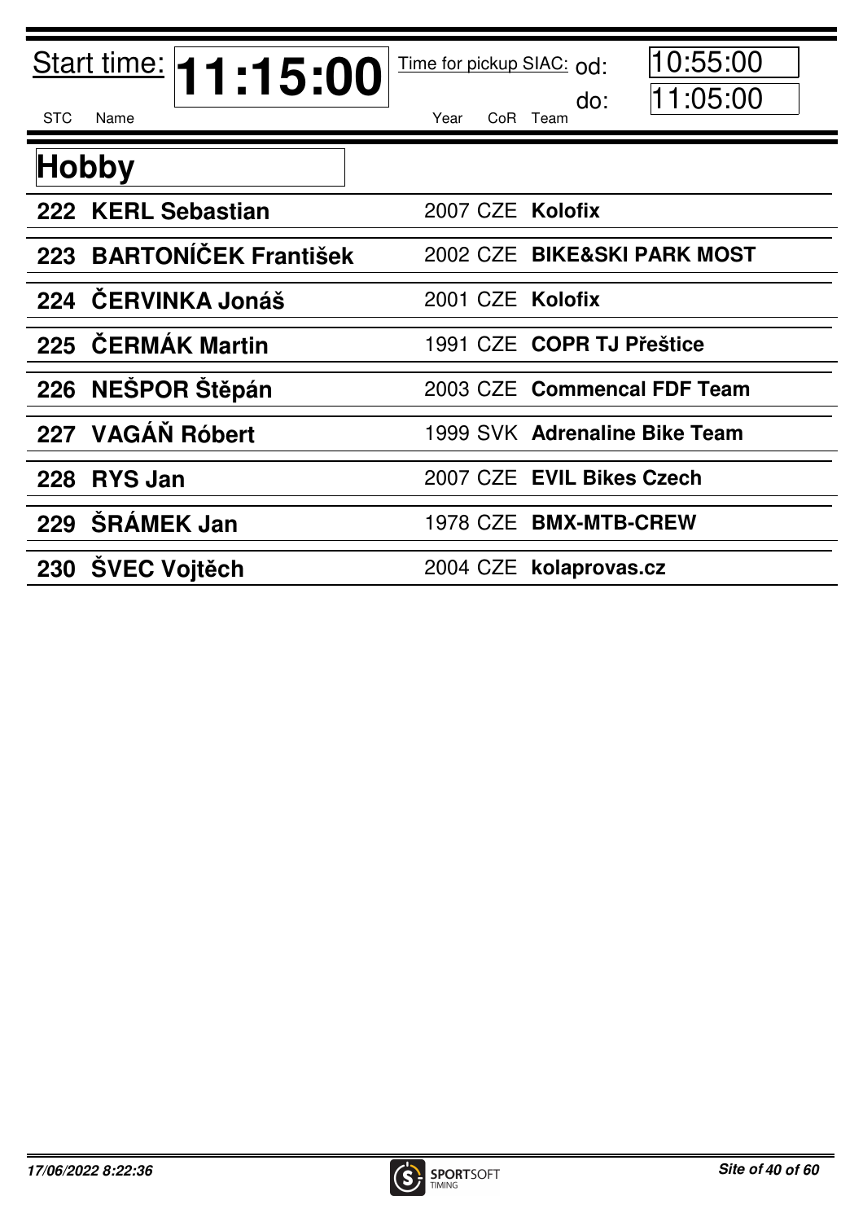Start time: **11:15:00**  Time for pickup SIAC: od: 10:55:00 do: 11:05:00

## Hobby

| STC | Name | Year | CoR | Team |
|---|---|---|---|---|
| **222** | **KERL Sebastian** | 2007 | CZE | **Kolofix** |
| **223** | **BARTONÍČEK František** | 2002 | CZE | **BIKE&SKI PARK MOST** |
| **224** | **ČERVINKA Jonáš** | 2001 | CZE | **Kolofix** |
| **225** | **ČERMÁK Martin** | 1991 | CZE | **COPR TJ Přeštice** |
| **226** | **NEŠPOR Štěpán** | 2003 | CZE | **Commencal FDF Team** |
| **227** | **VAGÁŇ Róbert** | 1999 | SVK | **Adrenaline Bike Team** |
| **228** | **RYS Jan** | 2007 | CZE | **EVIL Bikes Czech** |
| **229** | **ŠRÁMEK Jan** | 1978 | CZE | **BMX-MTB-CREW** |
| **230** | **ŠVEC Vojtěch** | 2004 | CZE | **kolaprovas.cz** |

*17/06/2022 8:22:36*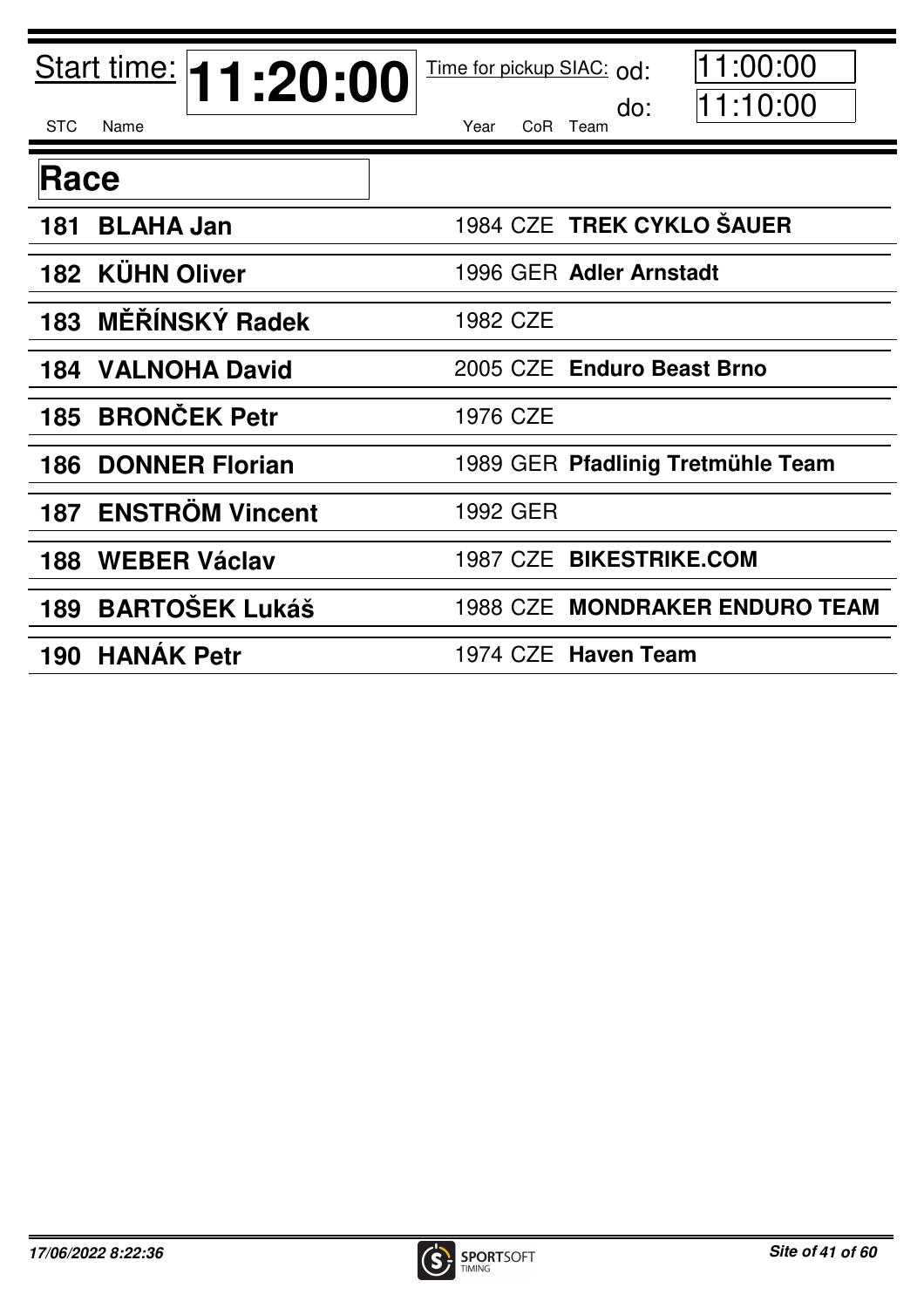Start time: **11:20:00**

Time for pickup SIAC: od: 11:00:00 do: 11:10:00

## Race

| STC | Name | Year | CoR | Team |
| --- | --- | --- | --- | --- |
| **181** | **BLAHA Jan** | 1984 | CZE | **TREK CYKLO ŠAUER** |
| **182** | **KÜHN Oliver** | 1996 | GER | **Adler Arnstadt** |
| **183** | **MĚŘÍNSKÝ Radek** | 1982 | CZE | |
| **184** | **VALNOHA David** | 2005 | CZE | **Enduro Beast Brno** |
| **185** | **BRONČEK Petr** | 1976 | CZE | |
| **186** | **DONNER Florian** | 1989 | GER | **Pfadlinig Tretmühle Team** |
| **187** | **ENSTRÖM Vincent** | 1992 | GER | |
| **188** | **WEBER Václav** | 1987 | CZE | **BIKESTRIKE.COM** |
| **189** | **BARTOŠEK Lukáš** | 1988 | CZE | **MONDRAKER ENDURO TEAM** |
| **190** | **HANÁK Petr** | 1974 | CZE | **Haven Team** |

*17/06/2022 8:22:36*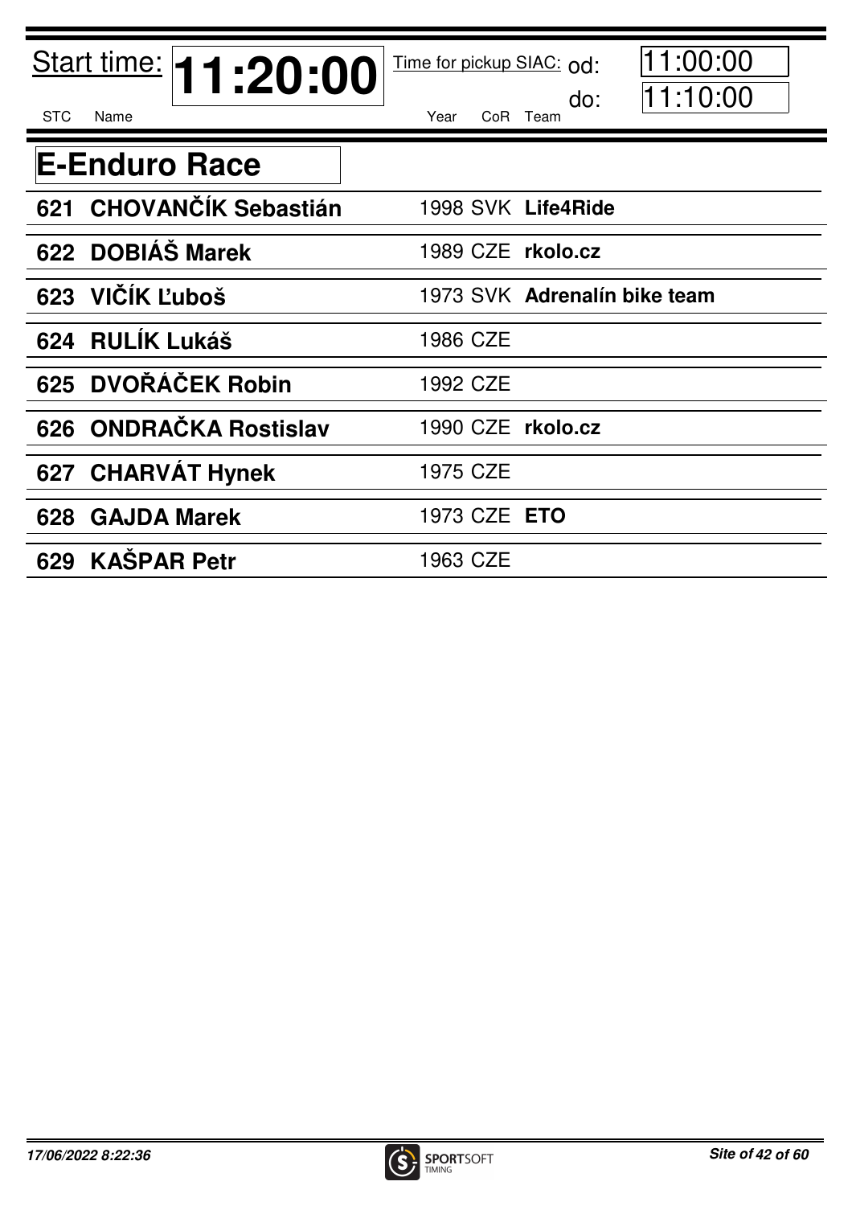Start time: **11:20:00**

Time for pickup SIAC: od: 11:00:00 do: 11:10:00

# E-Enduro Race

| STC | Name | Year | CoR | Team |
|---|---|---|---|---|
| **621** | **CHOVANČÍK Sebastián** | 1998 | SVK | **Life4Ride** |
| **622** | **DOBIÁŠ Marek** | 1989 | CZE | **rkolo.cz** |
| **623** | **VIČÍK Ľuboš** | 1973 | SVK | **Adrenalín bike team** |
| **624** | **RULÍK Lukáš** | 1986 | CZE | |
| **625** | **DVOŘÁČEK Robin** | 1992 | CZE | |
| **626** | **ONDRAČKA Rostislav** | 1990 | CZE | **rkolo.cz** |
| **627** | **CHARVÁT Hynek** | 1975 | CZE | |
| **628** | **GAJDA Marek** | 1973 | CZE | **ETO** |
| **629** | **KAŠPAR Petr** | 1963 | CZE | |

*17/06/2022 8:22:36*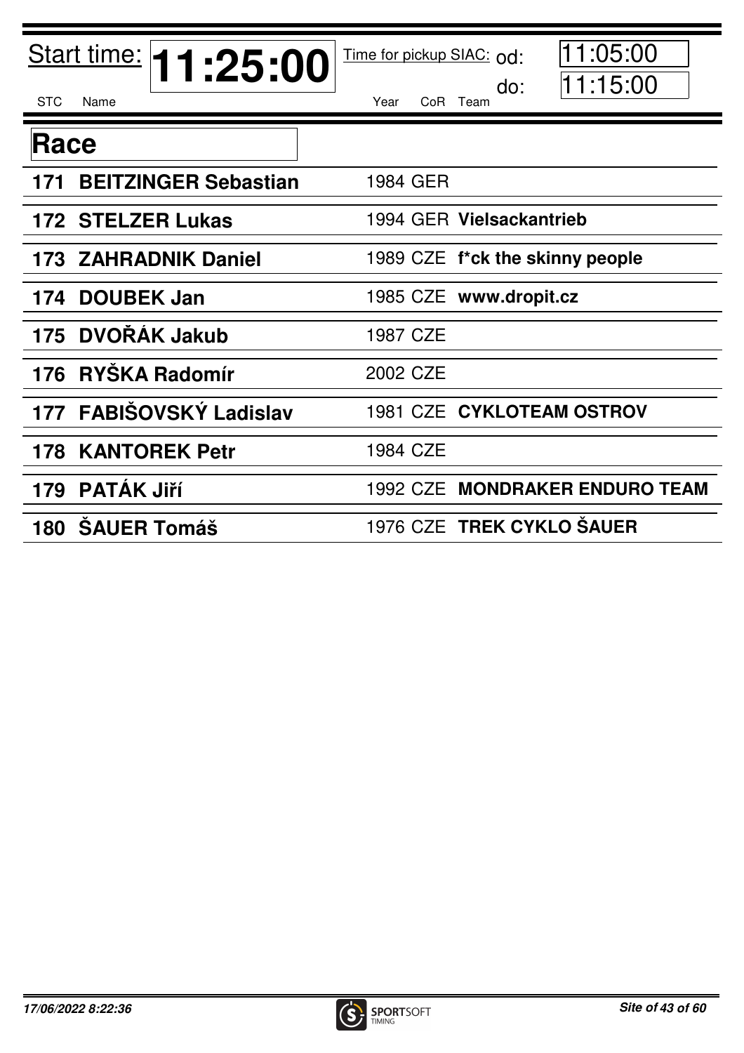Start time: **11:25:00**

Time for pickup SIAC: od: 11:05:00 do: 11:15:00

## Race

| STC | Name | Year | CoR | Team |
|---|---|---|---|---|
| **171** | **BEITZINGER Sebastian** | 1984 | GER | |
| **172** | **STELZER Lukas** | 1994 | GER | **Vielsackantrieb** |
| **173** | **ZAHRADNIK Daniel** | 1989 | CZE | **f*ck the skinny people** |
| **174** | **DOUBEK Jan** | 1985 | CZE | **www.dropit.cz** |
| **175** | **DVOŘÁK Jakub** | 1987 | CZE | |
| **176** | **RYŠKA Radomír** | 2002 | CZE | |
| **177** | **FABIŠOVSKÝ Ladislav** | 1981 | CZE | **CYKLOTEAM OSTROV** |
| **178** | **KANTOREK Petr** | 1984 | CZE | |
| **179** | **PATÁK Jiří** | 1992 | CZE | **MONDRAKER ENDURO TEAM** |
| **180** | **ŠAUER Tomáš** | 1976 | CZE | **TREK CYKLO ŠAUER** |

*17/06/2022 8:22:36*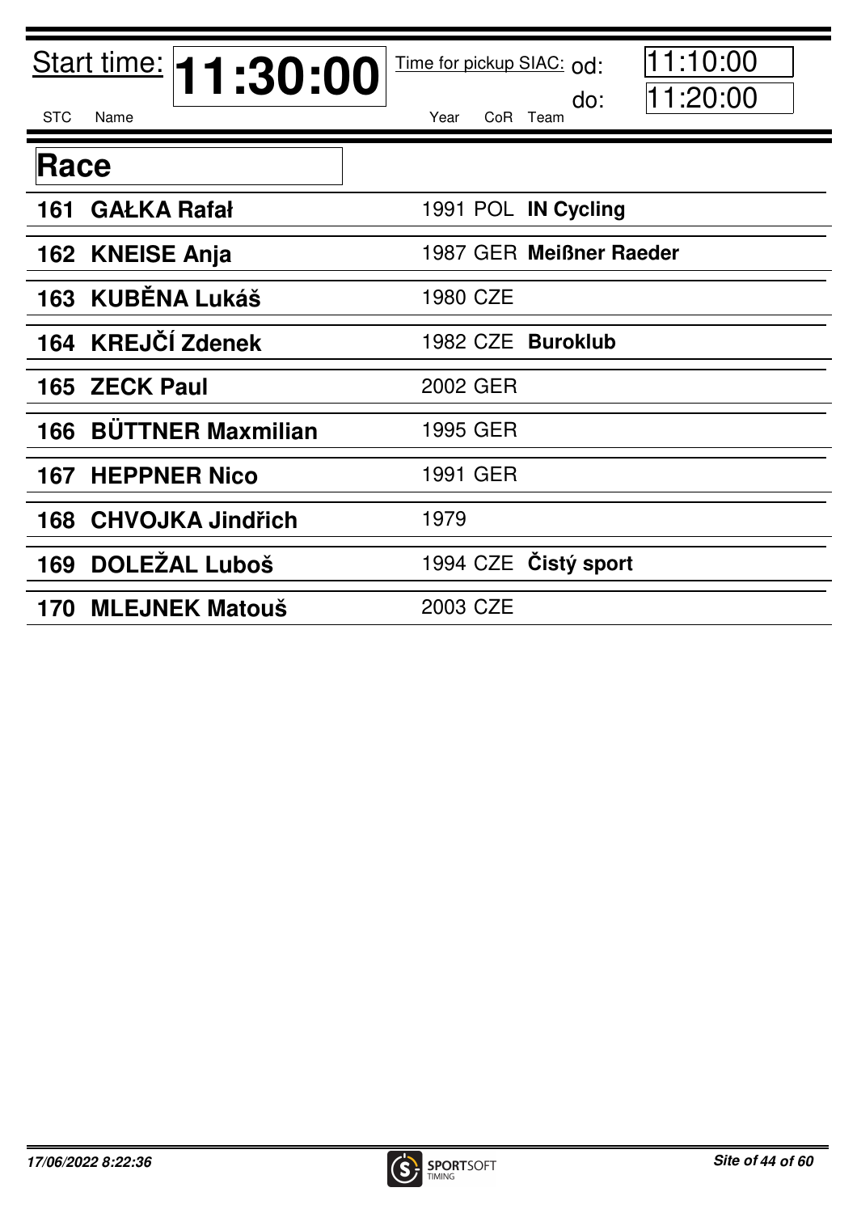Start time: **11:30:00** Time for pickup SIAC: od: 11:10:00 do: 11:20:00

## Race

| STC | Name | Year | CoR | Team |
|---|---|---|---|---|
| 161 | **GAŁKA Rafał** | 1991 | POL | **IN Cycling** |
| 162 | **KNEISE Anja** | 1987 | GER | **Meißner Raeder** |
| 163 | **KUBĚNA Lukáš** | 1980 | CZE | |
| 164 | **KREJČÍ Zdenek** | 1982 | CZE | **Buroklub** |
| 165 | **ZECK Paul** | 2002 | GER | |
| 166 | **BÜTTNER Maxmilian** | 1995 | GER | |
| 167 | **HEPPNER Nico** | 1991 | GER | |
| 168 | **CHVOJKA Jindřich** | 1979 | | |
| 169 | **DOLEŽAL Luboš** | 1994 | CZE | **Čistý sport** |
| 170 | **MLEJNEK Matouš** | 2003 | CZE | |

*17/06/2022 8:22:36*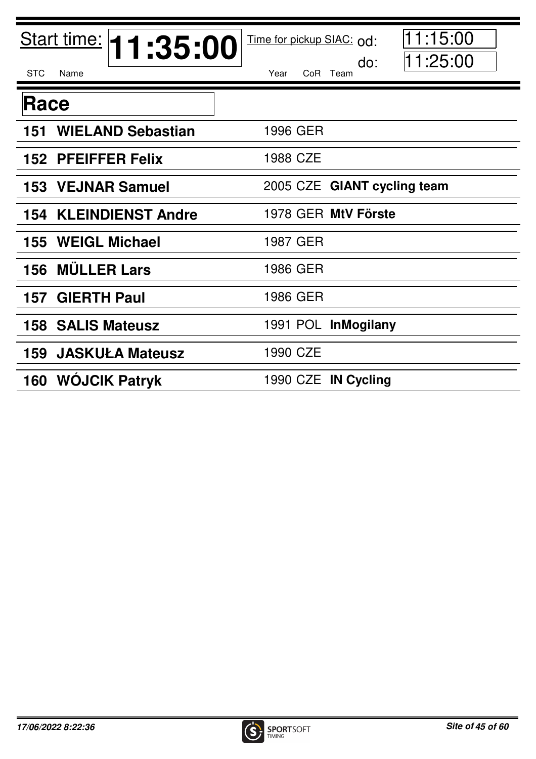Start time: **11:35:00**

Time for pickup SIAC: od: 11:15:00 do: 11:25:00

## Race

| STC | Name | Year | CoR | Team |
|---|---|---|---|---|
| 151 | **WIELAND Sebastian** | 1996 | GER | |
| 152 | **PFEIFFER Felix** | 1988 | CZE | |
| 153 | **VEJNAR Samuel** | 2005 | CZE | **GIANT cycling team** |
| 154 | **KLEINDIENST Andre** | 1978 | GER | **MtV Förste** |
| 155 | **WEIGL Michael** | 1987 | GER | |
| 156 | **MÜLLER Lars** | 1986 | GER | |
| 157 | **GIERTH Paul** | 1986 | GER | |
| 158 | **SALIS Mateusz** | 1991 | POL | **InMogilany** |
| 159 | **JASKUŁA Mateusz** | 1990 | CZE | |
| 160 | **WÓJCIK Patryk** | 1990 | CZE | **IN Cycling** |

*17/06/2022 8:22:36*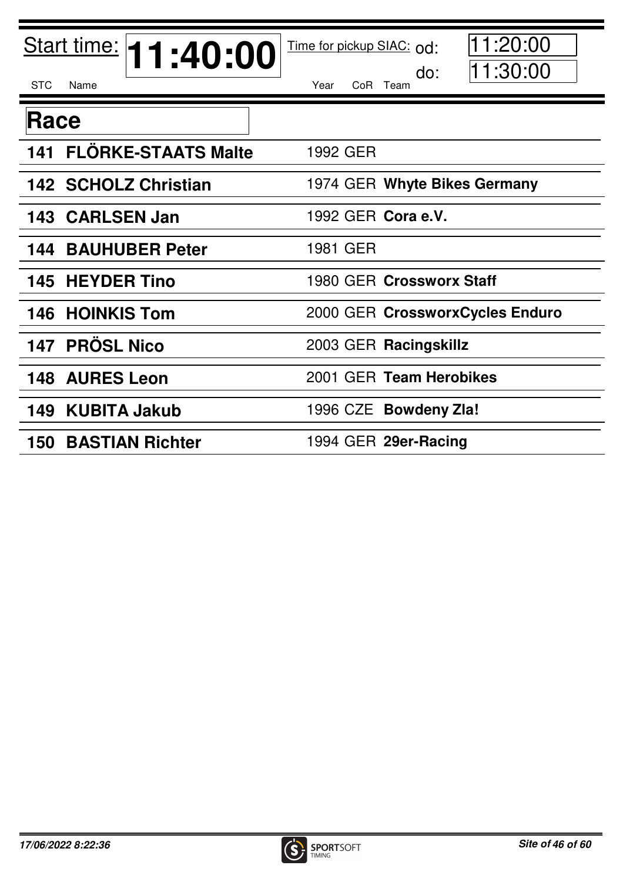Start time: **11:40:00** Time for pickup SIAC: od: 11:20:00 do: 11:30:00

## Race

| STC | Name | Year | CoR | Team |
|---|---|---|---|---|
| **141** | **FLÖRKE-STAATS Malte** | 1992 | GER | |
| **142** | **SCHOLZ Christian** | 1974 | GER | **Whyte Bikes Germany** |
| **143** | **CARLSEN Jan** | 1992 | GER | **Cora e.V.** |
| **144** | **BAUHUBER Peter** | 1981 | GER | |
| **145** | **HEYDER Tino** | 1980 | GER | **Crossworx Staff** |
| **146** | **HOINKIS Tom** | 2000 | GER | **CrossworxCycles Enduro** |
| **147** | **PRÖSL Nico** | 2003 | GER | **Racingskillz** |
| **148** | **AURES Leon** | 2001 | GER | **Team Herobikes** |
| **149** | **KUBITA Jakub** | 1996 | CZE | **Bowdeny Zla!** |
| **150** | **BASTIAN Richter** | 1994 | GER | **29er-Racing** |

*17/06/2022 8:22:36*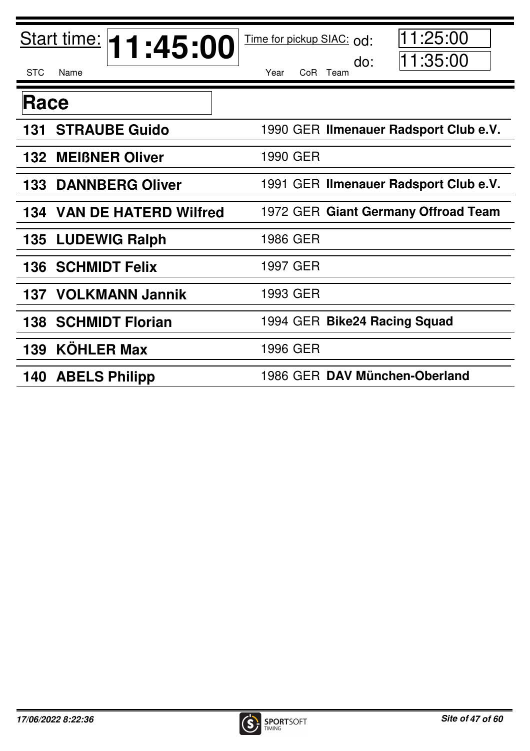Start time: **11:45:00** — Time for pickup SIAC: od: 11:25:00 do: 11:35:00

## Race

| STC | Name | Year | CoR | Team |
|---|---|---|---|---|
| 131 | **STRAUBE Guido** | 1990 | GER | **Ilmenauer Radsport Club e.V.** |
| 132 | **MEIßNER Oliver** | 1990 | GER | |
| 133 | **DANNBERG Oliver** | 1991 | GER | **Ilmenauer Radsport Club e.V.** |
| 134 | **VAN DE HATERD Wilfred** | 1972 | GER | **Giant Germany Offroad Team** |
| 135 | **LUDEWIG Ralph** | 1986 | GER | |
| 136 | **SCHMIDT Felix** | 1997 | GER | |
| 137 | **VOLKMANN Jannik** | 1993 | GER | |
| 138 | **SCHMIDT Florian** | 1994 | GER | **Bike24 Racing Squad** |
| 139 | **KÖHLER Max** | 1996 | GER | |
| 140 | **ABELS Philipp** | 1986 | GER | **DAV München-Oberland** |

*17/06/2022 8:22:36*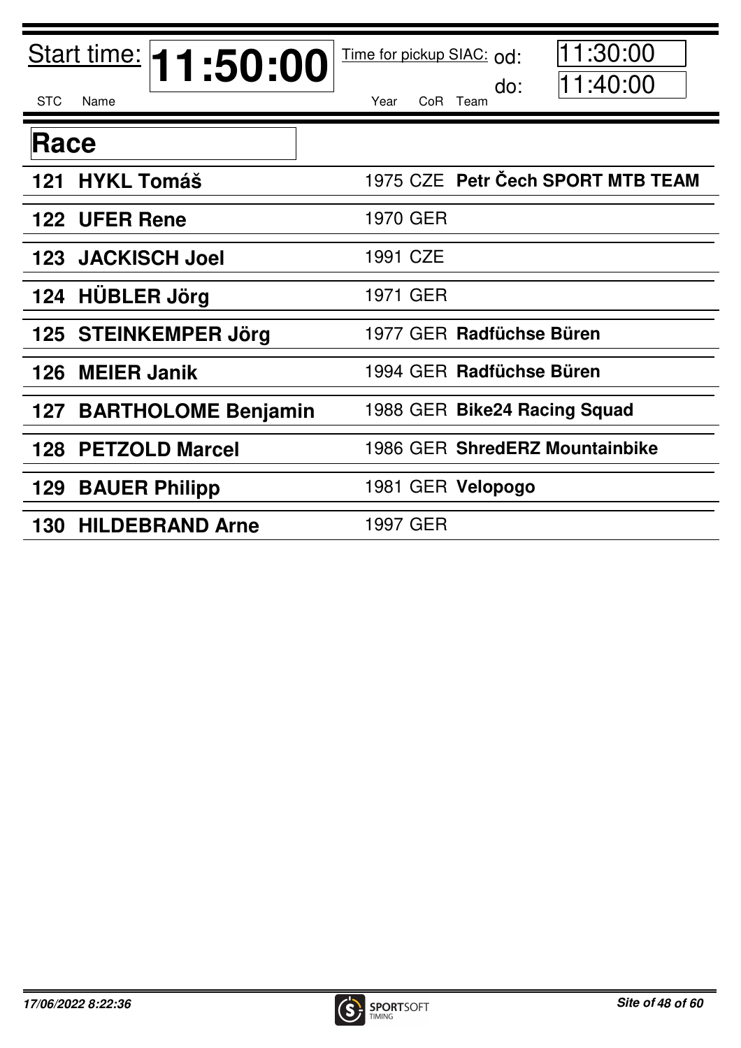**Start time: 11:50:00**

Time for pickup SIAC: od: 11:30:00 do: 11:40:00

## Race

| STC | Name | Year | CoR | Team |
|---|---|---|---|---|
| 121 | **HYKL Tomáš** | 1975 | CZE | **Petr Čech SPORT MTB TEAM** |
| 122 | **UFER Rene** | 1970 | GER | |
| 123 | **JACKISCH Joel** | 1991 | CZE | |
| 124 | **HÜBLER Jörg** | 1971 | GER | |
| 125 | **STEINKEMPER Jörg** | 1977 | GER | **Radfüchse Büren** |
| 126 | **MEIER Janik** | 1994 | GER | **Radfüchse Büren** |
| 127 | **BARTHOLOME Benjamin** | 1988 | GER | **Bike24 Racing Squad** |
| 128 | **PETZOLD Marcel** | 1986 | GER | **ShredERZ Mountainbike** |
| 129 | **BAUER Philipp** | 1981 | GER | **Velopogo** |
| 130 | **HILDEBRAND Arne** | 1997 | GER | |

*17/06/2022 8:22:36*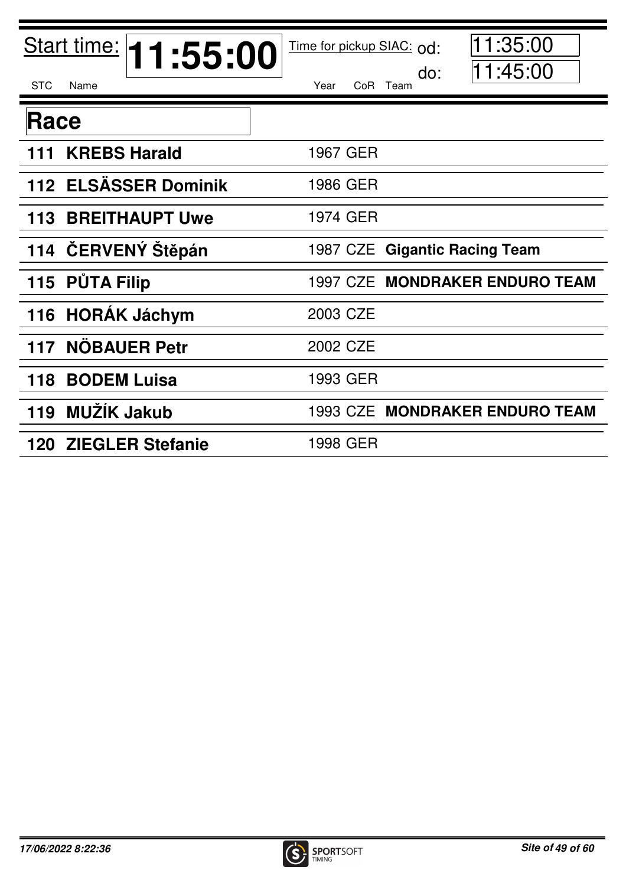Start time: **11:55:00** Time for pickup SIAC: od: 11:35:00 do: 11:45:00

## Race

| STC | Name | Year | CoR | Team |
|---|---|---|---|---|
| **111** | **KREBS Harald** | 1967 | GER | |
| **112** | **ELSÄSSER Dominik** | 1986 | GER | |
| **113** | **BREITHAUPT Uwe** | 1974 | GER | |
| **114** | **ČERVENÝ Štěpán** | 1987 | CZE | **Gigantic Racing Team** |
| **115** | **PŮTA Filip** | 1997 | CZE | **MONDRAKER ENDURO TEAM** |
| **116** | **HORÁK Jáchym** | 2003 | CZE | |
| **117** | **NÖBAUER Petr** | 2002 | CZE | |
| **118** | **BODEM Luisa** | 1993 | GER | |
| **119** | **MUŽÍK Jakub** | 1993 | CZE | **MONDRAKER ENDURO TEAM** |
| **120** | **ZIEGLER Stefanie** | 1998 | GER | |

*17/06/2022 8:22:36*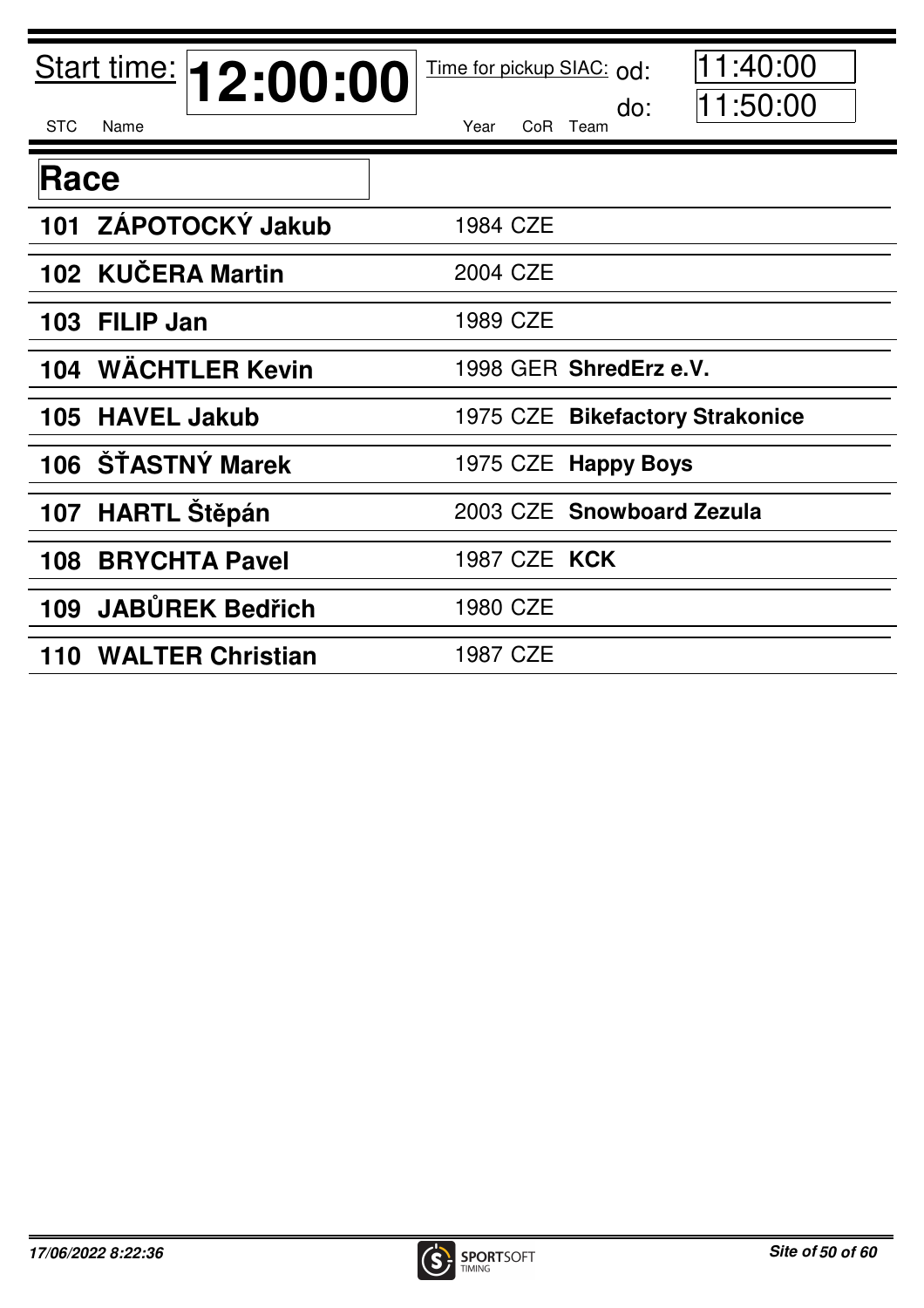Start time: **12:00:00** Time for pickup SIAC: od: 11:40:00 do: 11:50:00

## Race

| STC | Name | Year | CoR | Team |
|---|---|---|---|---|
| 101 | **ZÁPOTOCKÝ Jakub** | 1984 | CZE | |
| 102 | **KUČERA Martin** | 2004 | CZE | |
| 103 | **FILIP Jan** | 1989 | CZE | |
| 104 | **WÄCHTLER Kevin** | 1998 | GER | **ShredErz e.V.** |
| 105 | **HAVEL Jakub** | 1975 | CZE | **Bikefactory Strakonice** |
| 106 | **ŠŤASTNÝ Marek** | 1975 | CZE | **Happy Boys** |
| 107 | **HARTL Štěpán** | 2003 | CZE | **Snowboard Zezula** |
| 108 | **BRYCHTA Pavel** | 1987 | CZE | **KCK** |
| 109 | **JABŮREK Bedřich** | 1980 | CZE | |
| 110 | **WALTER Christian** | 1987 | CZE | |

*17/06/2022 8:22:36*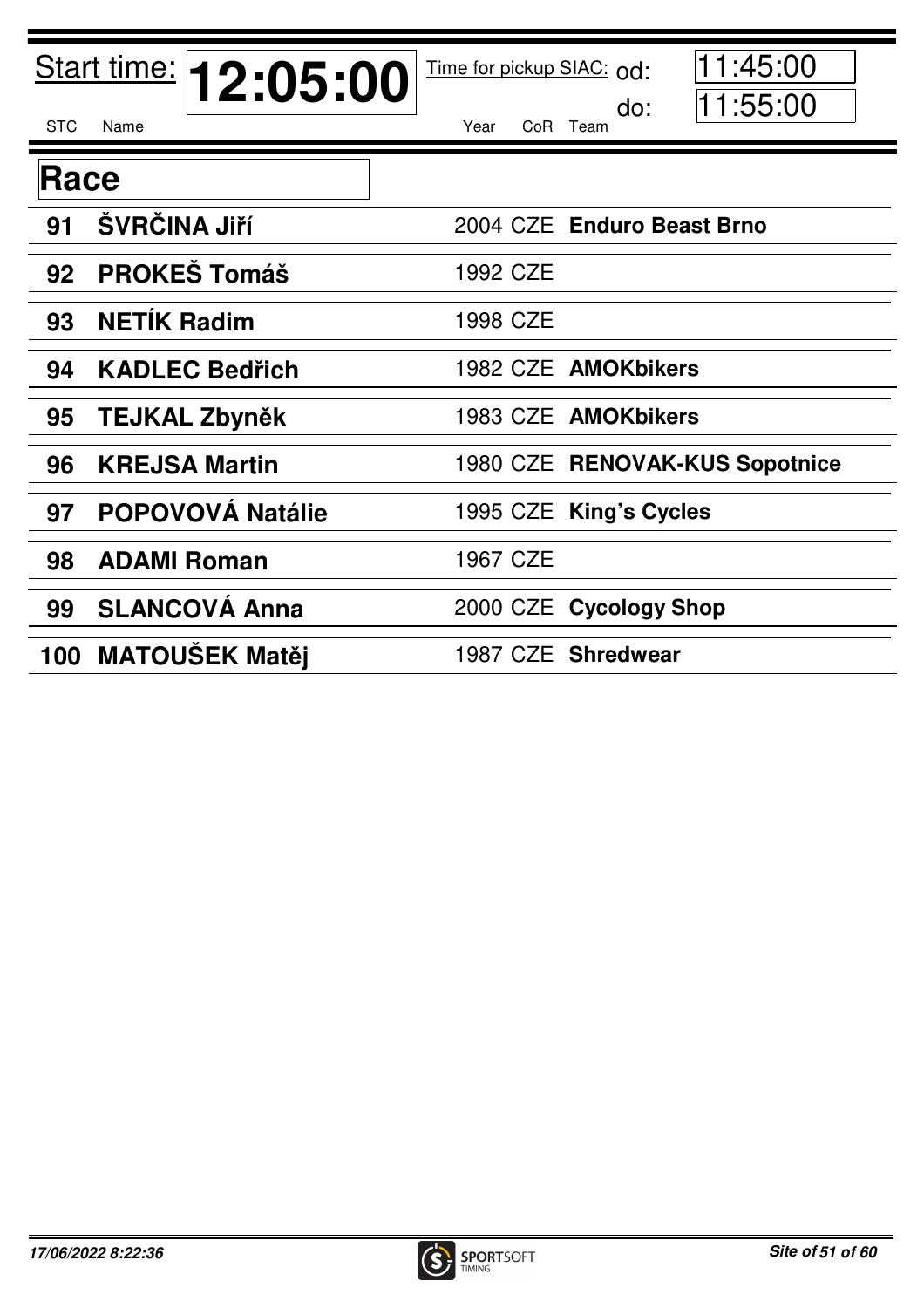Start time: **12:05:00** Time for pickup SIAC: od: 11:45:00 do: 11:55:00

## Race

| STC | Name | Year | CoR | Team |
|---|---|---|---|---|
| 91 | **ŠVRČINA Jiří** | 2004 | CZE | **Enduro Beast Brno** |
| 92 | **PROKEŠ Tomáš** | 1992 | CZE | |
| 93 | **NETÍK Radim** | 1998 | CZE | |
| 94 | **KADLEC Bedřich** | 1982 | CZE | **AMOKbikers** |
| 95 | **TEJKAL Zbyněk** | 1983 | CZE | **AMOKbikers** |
| 96 | **KREJSA Martin** | 1980 | CZE | **RENOVAK-KUS Sopotnice** |
| 97 | **POPOVOVÁ Natálie** | 1995 | CZE | **King's Cycles** |
| 98 | **ADAMI Roman** | 1967 | CZE | |
| 99 | **SLANCOVÁ Anna** | 2000 | CZE | **Cycology Shop** |
| 100 | **MATOUŠEK Matěj** | 1987 | CZE | **Shredwear** |

*17/06/2022 8:22:36*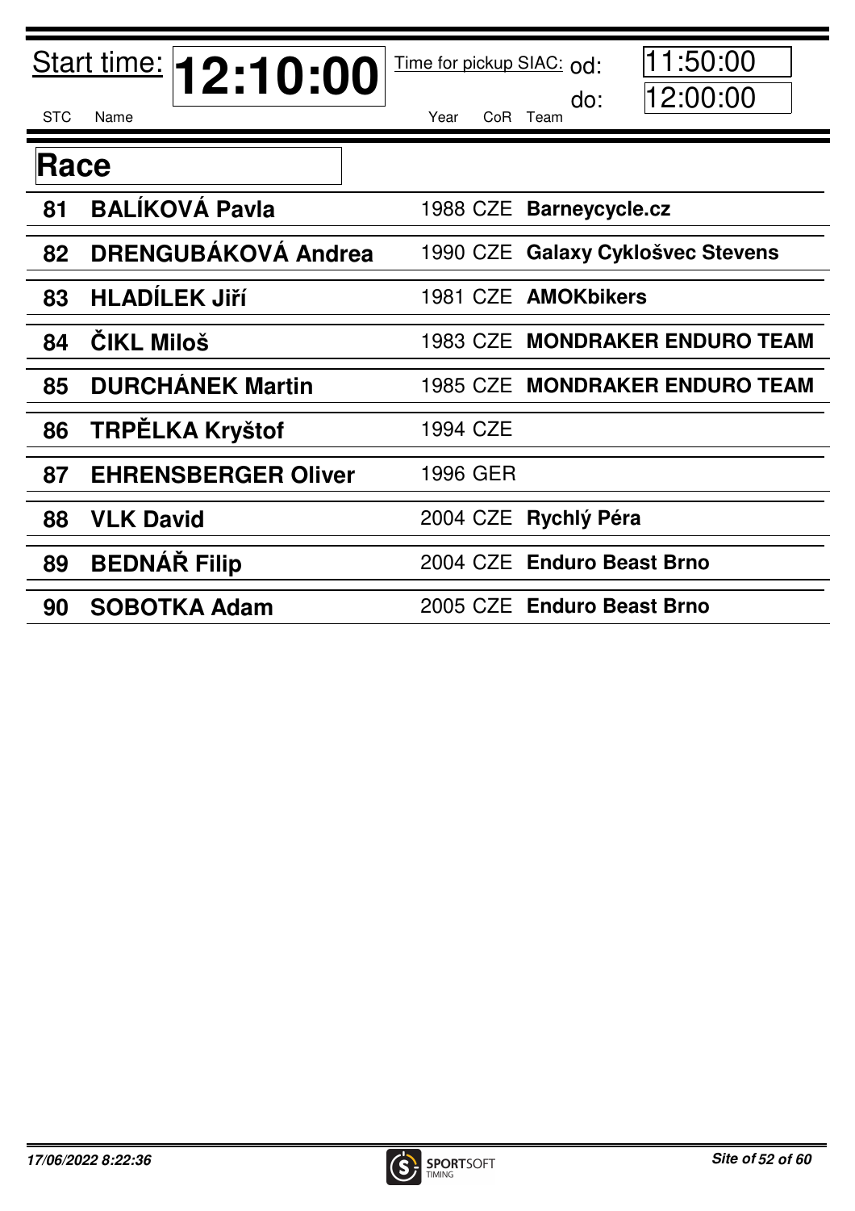Start time: **12:10:00**

Time for pickup SIAC: od: 11:50:00 do: 12:00:00

## Race

| STC | Name | Year | CoR | Team |
|---|---|---|---|---|
| 81 | **BALÍKOVÁ Pavla** | 1988 | CZE | **Barneycycle.cz** |
| 82 | **DRENGUBÁKOVÁ Andrea** | 1990 | CZE | **Galaxy Cyklošvec Stevens** |
| 83 | **HLADÍLEK Jiří** | 1981 | CZE | **AMOKbikers** |
| 84 | **ČIKL Miloš** | 1983 | CZE | **MONDRAKER ENDURO TEAM** |
| 85 | **DURCHÁNEK Martin** | 1985 | CZE | **MONDRAKER ENDURO TEAM** |
| 86 | **TRPĚLKA Kryštof** | 1994 | CZE | |
| 87 | **EHRENSBERGER Oliver** | 1996 | GER | |
| 88 | **VLK David** | 2004 | CZE | **Rychlý Péra** |
| 89 | **BEDNÁŘ Filip** | 2004 | CZE | **Enduro Beast Brno** |
| 90 | **SOBOTKA Adam** | 2005 | CZE | **Enduro Beast Brno** |

*17/06/2022 8:22:36*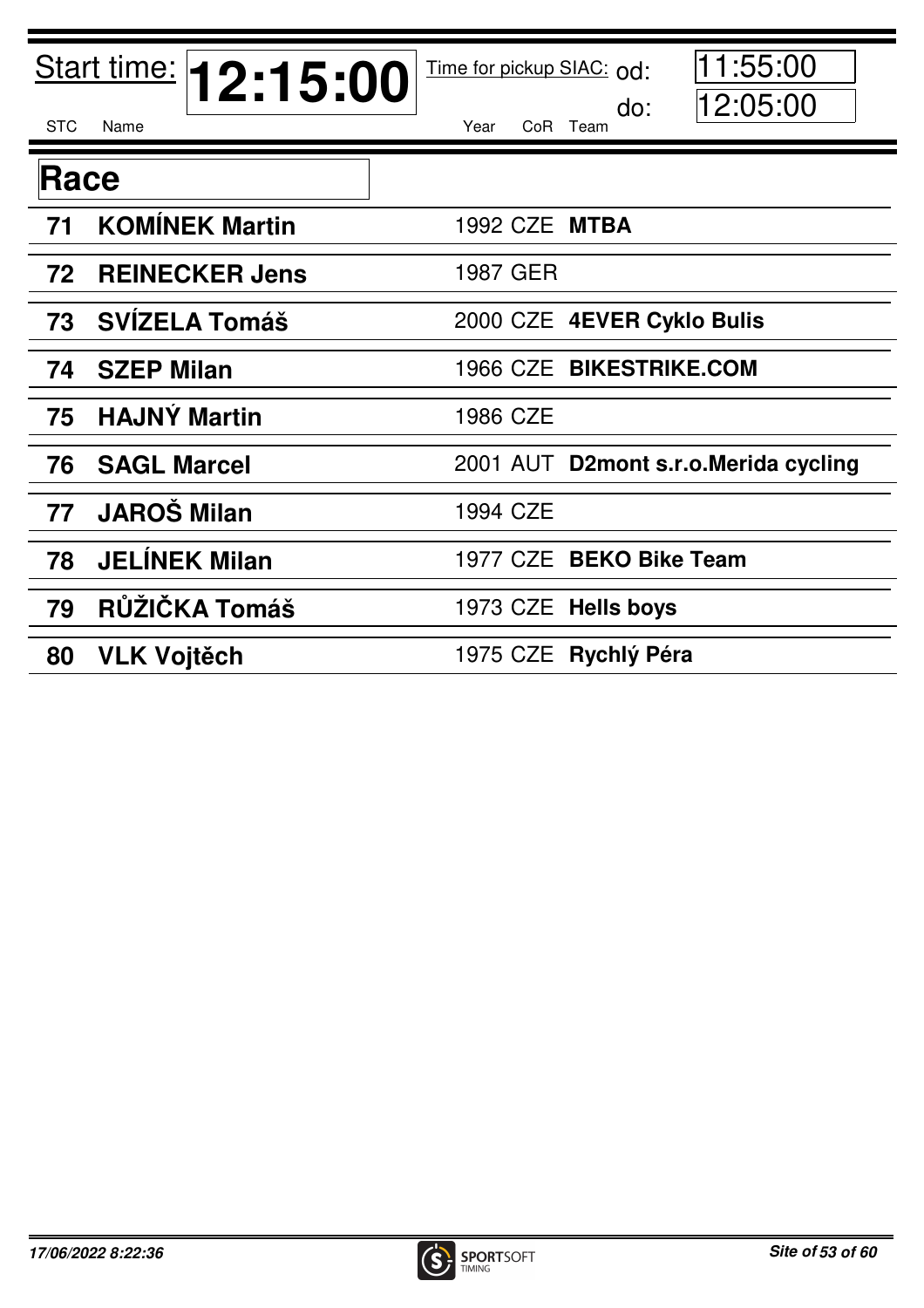Start time: **12:15:00**

Time for pickup SIAC: od: 11:55:00 do: 12:05:00

## Race

| STC | Name | Year | CoR | Team |
|---|---|---|---|---|
| 71 | **KOMÍNEK Martin** | 1992 | CZE | **MTBA** |
| 72 | **REINECKER Jens** | 1987 | GER | |
| 73 | **SVÍZELA Tomáš** | 2000 | CZE | **4EVER Cyklo Bulis** |
| 74 | **SZEP Milan** | 1966 | CZE | **BIKESTRIKE.COM** |
| 75 | **HAJNÝ Martin** | 1986 | CZE | |
| 76 | **SAGL Marcel** | 2001 | AUT | **D2mont s.r.o.Merida cycling** |
| 77 | **JAROŠ Milan** | 1994 | CZE | |
| 78 | **JELÍNEK Milan** | 1977 | CZE | **BEKO Bike Team** |
| 79 | **RŮŽIČKA Tomáš** | 1973 | CZE | **Hells boys** |
| 80 | **VLK Vojtěch** | 1975 | CZE | **Rychlý Péra** |

*17/06/2022 8:22:36*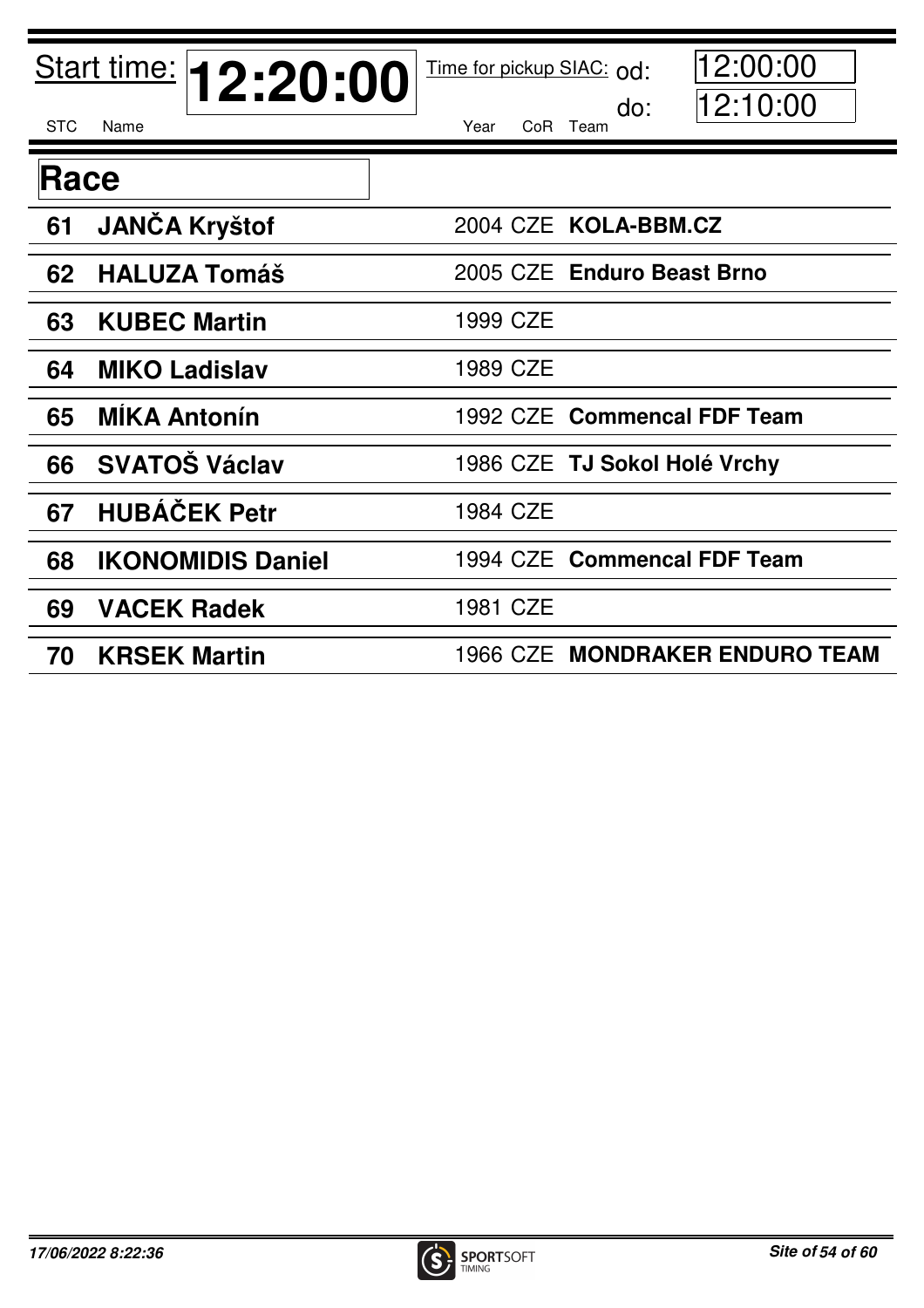Start time: **12:20:00**

Time for pickup SIAC: od: 12:00:00 do: 12:10:00

## Race

| STC | Name | Year | CoR | Team |
|---|---|---|---|---|
| **61** | **JANČA Kryštof** | 2004 | CZE | **KOLA-BBM.CZ** |
| **62** | **HALUZA Tomáš** | 2005 | CZE | **Enduro Beast Brno** |
| **63** | **KUBEC Martin** | 1999 | CZE | |
| **64** | **MIKO Ladislav** | 1989 | CZE | |
| **65** | **MÍKA Antonín** | 1992 | CZE | **Commencal FDF Team** |
| **66** | **SVATOŠ Václav** | 1986 | CZE | **TJ Sokol Holé Vrchy** |
| **67** | **HUBÁČEK Petr** | 1984 | CZE | |
| **68** | **IKONOMIDIS Daniel** | 1994 | CZE | **Commencal FDF Team** |
| **69** | **VACEK Radek** | 1981 | CZE | |
| **70** | **KRSEK Martin** | 1966 | CZE | **MONDRAKER ENDURO TEAM** |

*17/06/2022 8:22:36*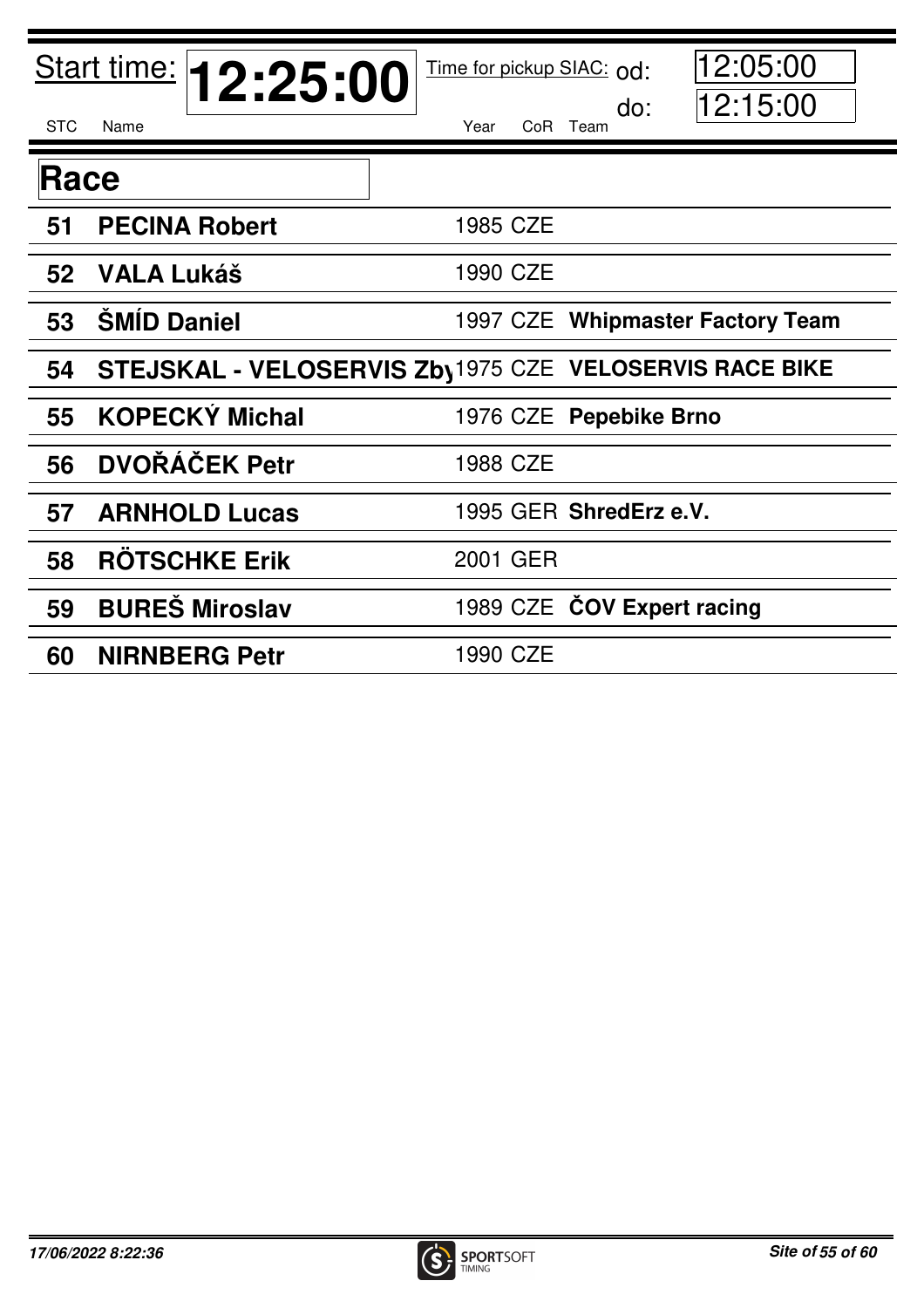Start time: **12:25:00** Time for pickup SIAC: od: 12:05:00 do: 12:15:00

## Race

| STC | Name | Year | CoR | Team |
|---|---|---|---|---|
| 51 | **PECINA Robert** | 1985 | CZE | |
| 52 | **VALA Lukáš** | 1990 | CZE | |
| 53 | **ŠMÍD Daniel** | 1997 | CZE | **Whipmaster Factory Team** |
| 54 | **STEJSKAL - VELOSERVIS Zby** | 1975 | CZE | **VELOSERVIS RACE BIKE** |
| 55 | **KOPECKÝ Michal** | 1976 | CZE | **Pepebike Brno** |
| 56 | **DVOŘÁČEK Petr** | 1988 | CZE | |
| 57 | **ARNHOLD Lucas** | 1995 | GER | **ShredErz e.V.** |
| 58 | **RÖTSCHKE Erik** | 2001 | GER | |
| 59 | **BUREŠ Miroslav** | 1989 | CZE | **ČOV Expert racing** |
| 60 | **NIRNBERG Petr** | 1990 | CZE | |

*17/06/2022 8:22:36*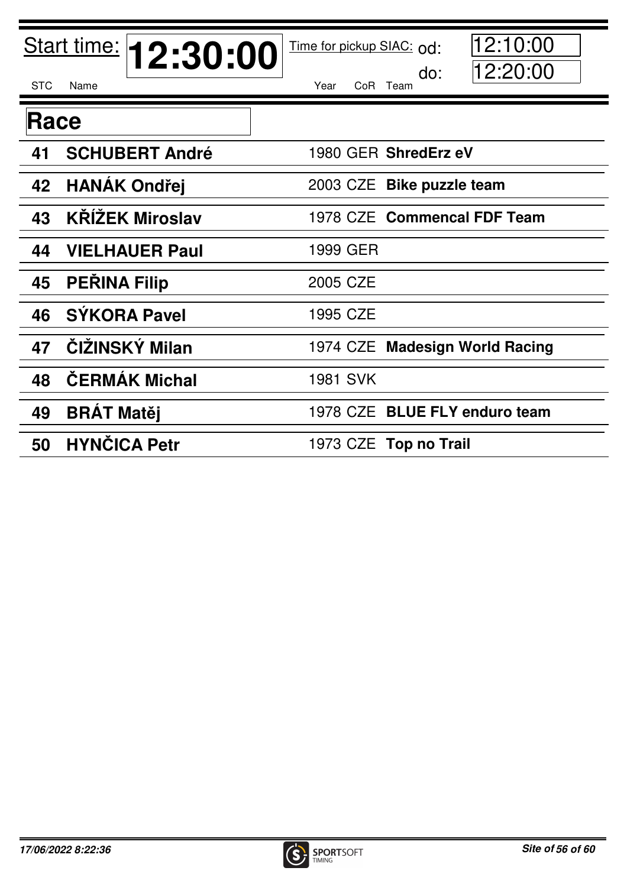Start time: **12:30:00** Time for pickup SIAC: od: 12:10:00 do: 12:20:00

## Race

| STC | Name | Year | CoR | Team |
|---|---|---|---|---|
| 41 | **SCHUBERT André** | 1980 | GER | **ShredErz eV** |
| 42 | **HANÁK Ondřej** | 2003 | CZE | **Bike puzzle team** |
| 43 | **KŘÍŽEK Miroslav** | 1978 | CZE | **Commencal FDF Team** |
| 44 | **VIELHAUER Paul** | 1999 | GER | |
| 45 | **PEŘINA Filip** | 2005 | CZE | |
| 46 | **SÝKORA Pavel** | 1995 | CZE | |
| 47 | **ČIŽINSKÝ Milan** | 1974 | CZE | **Madesign World Racing** |
| 48 | **ČERMÁK Michal** | 1981 | SVK | |
| 49 | **BRÁT Matěj** | 1978 | CZE | **BLUE FLY enduro team** |
| 50 | **HYNČICA Petr** | 1973 | CZE | **Top no Trail** |

*17/06/2022 8:22:36*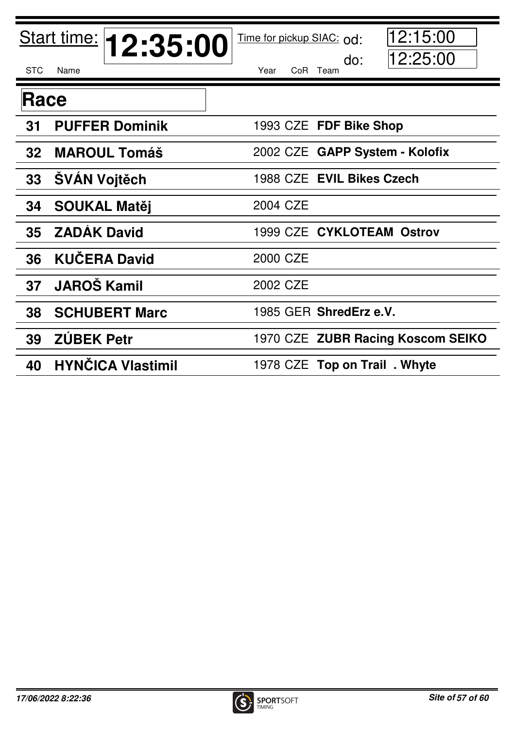Start time: **12:35:00** Time for pickup SIAC: od: 12:15:00 do: 12:25:00

## Race

| STC | Name | Year | CoR | Team |
|---|---|---|---|---|
| 31 | **PUFFER Dominik** | 1993 | CZE | **FDF Bike Shop** |
| 32 | **MAROUL Tomáš** | 2002 | CZE | **GAPP System - Kolofix** |
| 33 | **ŠVÁN Vojtěch** | 1988 | CZE | **EVIL Bikes Czech** |
| 34 | **SOUKAL Matěj** | 2004 | CZE | |
| 35 | **ZADÁK David** | 1999 | CZE | **CYKLOTEAM Ostrov** |
| 36 | **KUČERA David** | 2000 | CZE | |
| 37 | **JAROŠ Kamil** | 2002 | CZE | |
| 38 | **SCHUBERT Marc** | 1985 | GER | **ShredErz e.V.** |
| 39 | **ZÚBEK Petr** | 1970 | CZE | **ZUBR Racing Koscom SEIKO** |
| 40 | **HYNČICA Vlastimil** | 1978 | CZE | **Top on Trail . Whyte** |

*17/06/2022 8:22:36*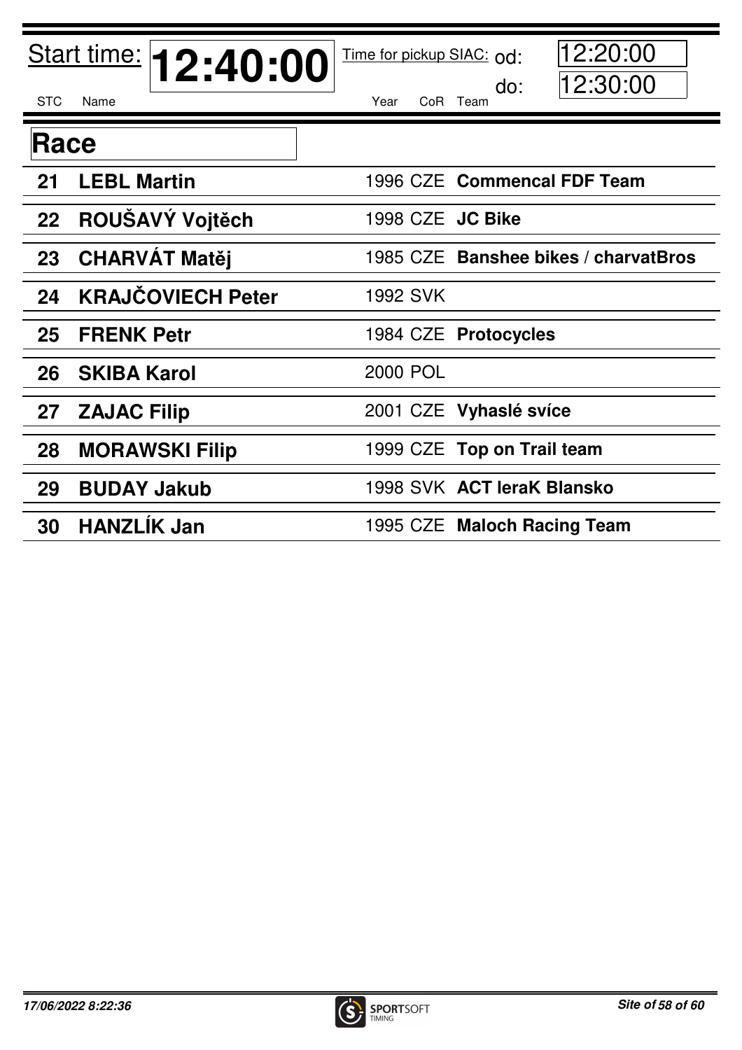Start time: **12:40:00** Time for pickup SIAC: od: 12:20:00 do: 12:30:00

## Race

| STC | Name | Year | CoR | Team |
|---|---|---|---|---|
| 21 | **LEBL Martin** | 1996 | CZE | **Commencal FDF Team** |
| 22 | **ROUŠAVÝ Vojtěch** | 1998 | CZE | **JC Bike** |
| 23 | **CHARVÁT Matěj** | 1985 | CZE | **Banshee bikes / charvatBros** |
| 24 | **KRAJČOVIECH Peter** | 1992 | SVK | |
| 25 | **FRENK Petr** | 1984 | CZE | **Protocycles** |
| 26 | **SKIBA Karol** | 2000 | POL | |
| 27 | **ZAJAC Filip** | 2001 | CZE | **Vyhaslé svíce** |
| 28 | **MORAWSKI Filip** | 1999 | CZE | **Top on Trail team** |
| 29 | **BUDAY Jakub** | 1998 | SVK | **ACT leraK Blansko** |
| 30 | **HANZLÍK Jan** | 1995 | CZE | **Maloch Racing Team** |

*17/06/2022 8:22:36*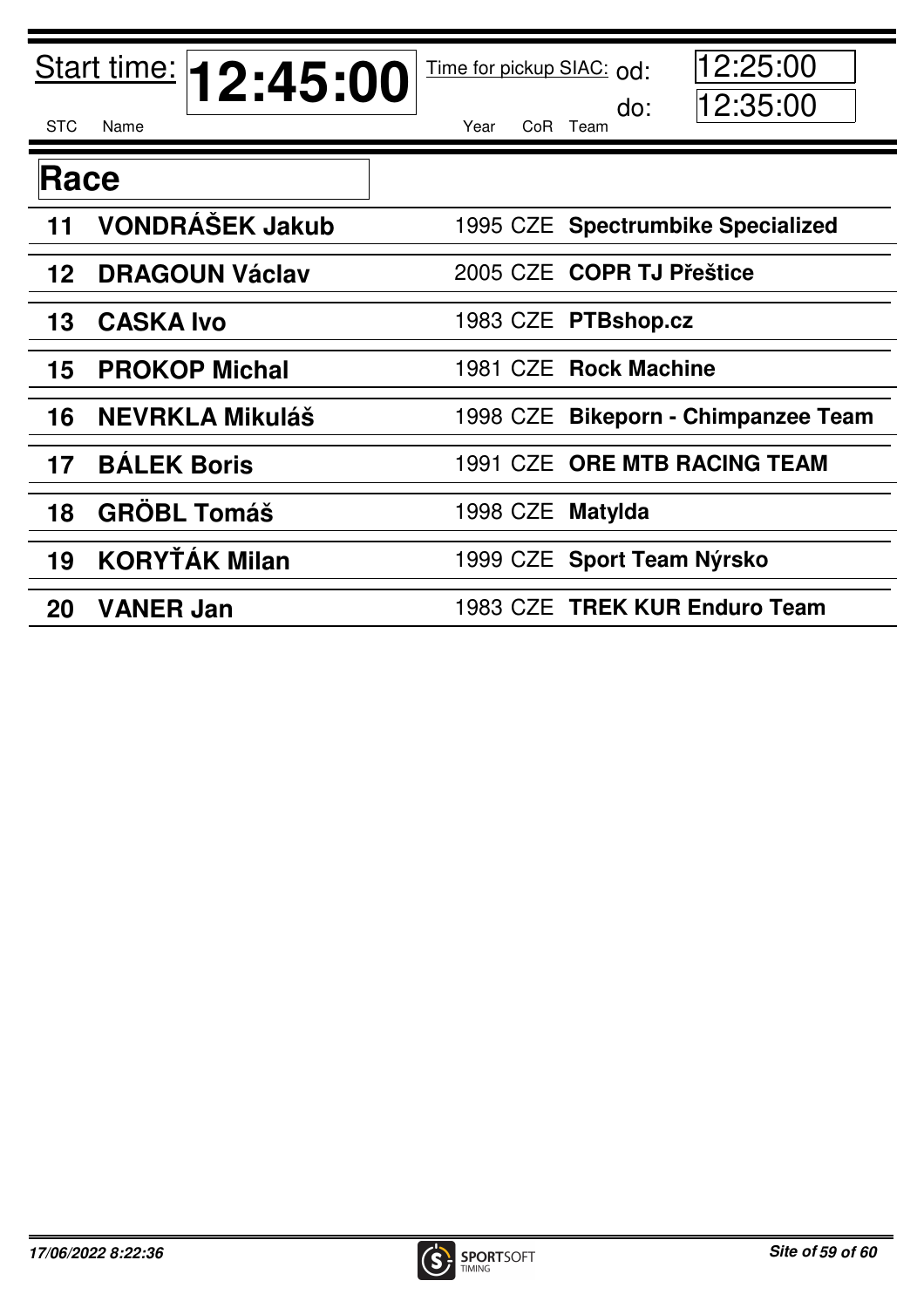Start time: **12:45:00** Time for pickup SIAC: od: 12:25:00 do: 12:35:00

## Race

| STC | Name | Year | CoR | Team |
|---|---|---|---|---|
| 11 | **VONDRÁŠEK Jakub** | 1995 | CZE | **Spectrumbike Specialized** |
| 12 | **DRAGOUN Václav** | 2005 | CZE | **COPR TJ Přeštice** |
| 13 | **CASKA Ivo** | 1983 | CZE | **PTBshop.cz** |
| 15 | **PROKOP Michal** | 1981 | CZE | **Rock Machine** |
| 16 | **NEVRKLA Mikuláš** | 1998 | CZE | **Bikeporn - Chimpanzee Team** |
| 17 | **BÁLEK Boris** | 1991 | CZE | **ORE MTB RACING TEAM** |
| 18 | **GRÖBL Tomáš** | 1998 | CZE | **Matylda** |
| 19 | **KORYŤÁK Milan** | 1999 | CZE | **Sport Team Nýrsko** |
| 20 | **VANER Jan** | 1983 | CZE | **TREK KUR Enduro Team** |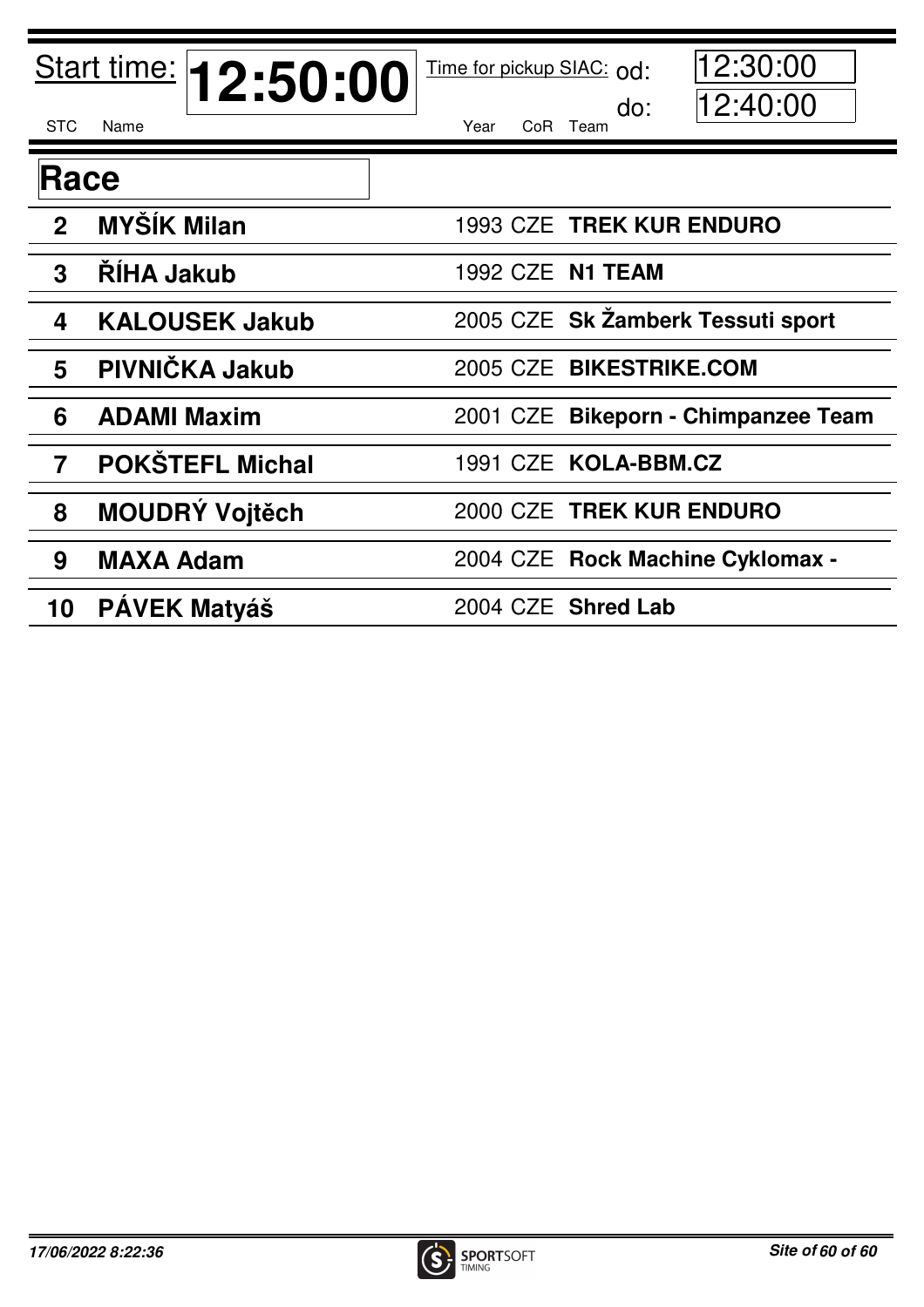Start time: **12:50:00** Time for pickup SIAC: od: 12:30:00 do: 12:40:00

## Race

| STC | Name | Year | CoR | Team |
|---|---|---|---|---|
| **2** | **MYŠÍK Milan** | 1993 | CZE | **TREK KUR ENDURO** |
| **3** | **ŘÍHA Jakub** | 1992 | CZE | **N1 TEAM** |
| **4** | **KALOUSEK Jakub** | 2005 | CZE | **Sk Žamberk Tessuti sport** |
| **5** | **PIVNIČKA Jakub** | 2005 | CZE | **BIKESTRIKE.COM** |
| **6** | **ADAMI Maxim** | 2001 | CZE | **Bikeporn - Chimpanzee Team** |
| **7** | **POKŠTEFL Michal** | 1991 | CZE | **KOLA-BBM.CZ** |
| **8** | **MOUDRÝ Vojtěch** | 2000 | CZE | **TREK KUR ENDURO** |
| **9** | **MAXA Adam** | 2004 | CZE | **Rock Machine Cyklomax -** |
| **10** | **PÁVEK Matyáš** | 2004 | CZE | **Shred Lab** |

*17/06/2022 8:22:36*